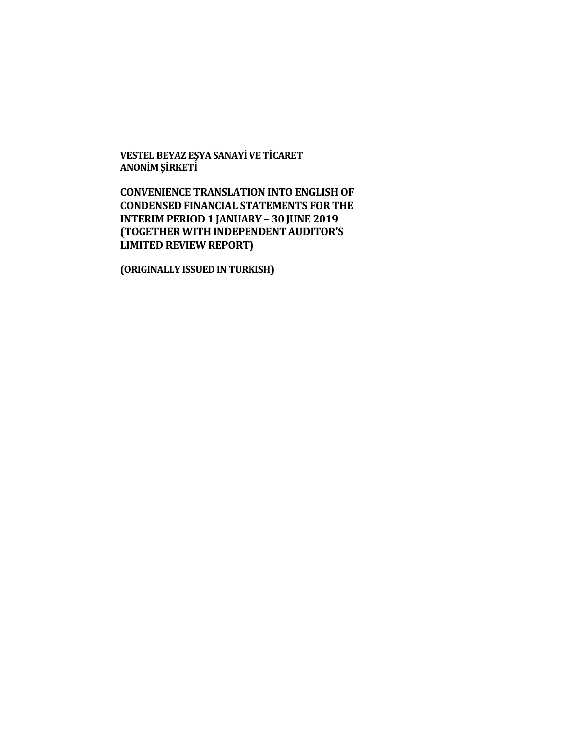**VESTEL BEYAZ EŞYA SANAYİ VE TİCARET ANONİM ŞİRKETİ**

**CONVENIENCE TRANSLATION INTO ENGLISH OF CONDENSED FINANCIAL STATEMENTS FOR THE INTERIM PERIOD 1 JANUARY – 30 JUNE 2019 (TOGETHER WITH INDEPENDENT AUDITOR'S LIMITED REVIEW REPORT)**

**(ORIGINALLY ISSUED IN TURKISH)**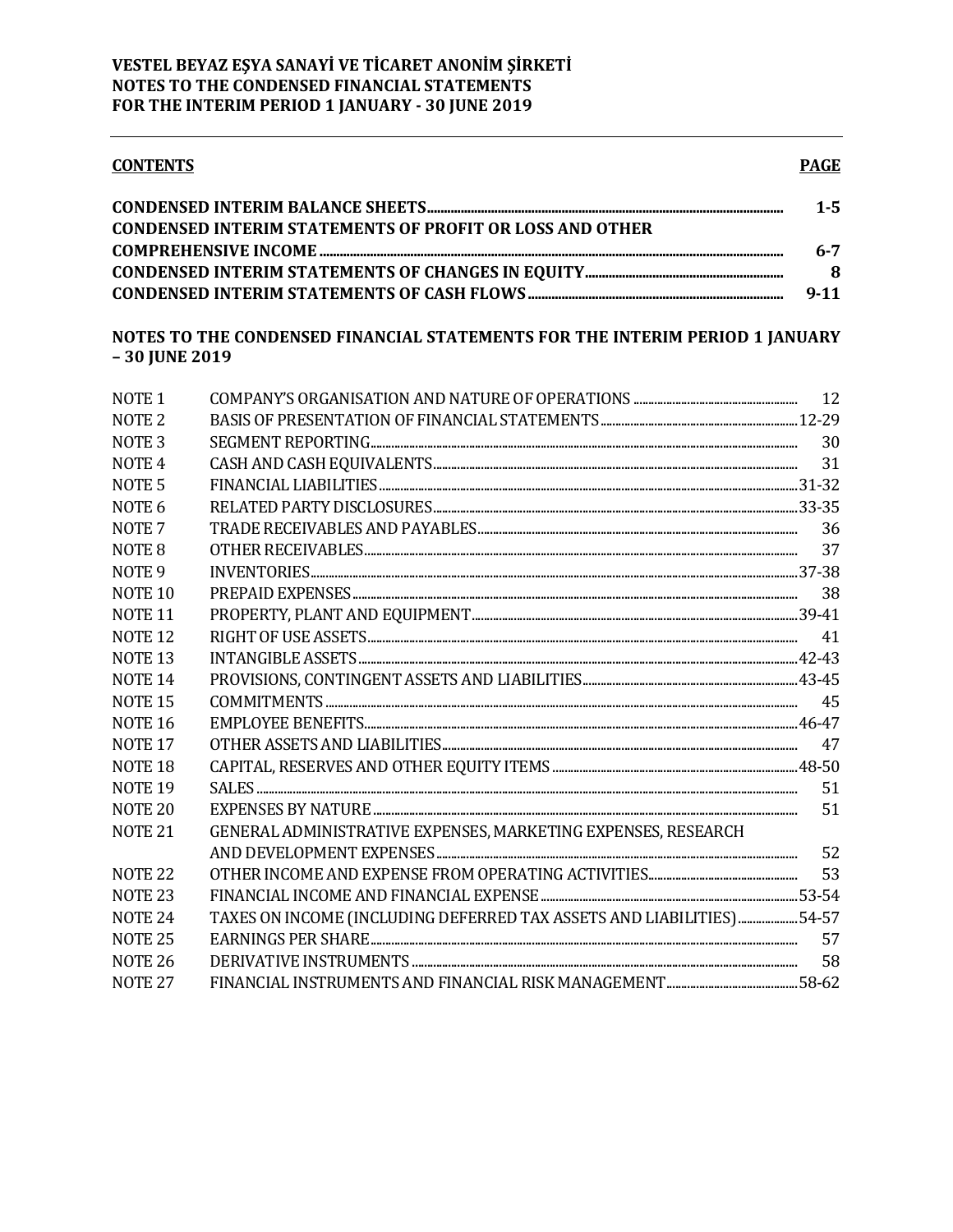**VESTEL BEYAZ EŞYA SANAYİ VE TİCARET ANONİM ŞİRKETİ**
**NOTES TO THE CONDENSED FINANCIAL STATEMENTS**
**FOR THE INTERIM PERIOD 1 JANUARY - 30 JUNE 2019**

| **CONTENTS** | **PAGE** |
|---|---|
| **CONDENSED INTERIM BALANCE SHEETS** | **1-5** |
| **CONDENSED INTERIM STATEMENTS OF PROFIT OR LOSS AND OTHER COMPREHENSIVE INCOME** | **6-7** |
| **CONDENSED INTERIM STATEMENTS OF CHANGES IN EQUITY** | **8** |
| **CONDENSED INTERIM STATEMENTS OF CASH FLOWS** | **9-11** |

**NOTES TO THE CONDENSED FINANCIAL STATEMENTS FOR THE INTERIM PERIOD 1 JANUARY – 30 JUNE 2019**

| | | |
|---|---|---|
| NOTE 1 | COMPANY'S ORGANISATION AND NATURE OF OPERATIONS | 12 |
| NOTE 2 | BASIS OF PRESENTATION OF FINANCIAL STATEMENTS | 12-29 |
| NOTE 3 | SEGMENT REPORTING | 30 |
| NOTE 4 | CASH AND CASH EQUIVALENTS | 31 |
| NOTE 5 | FINANCIAL LIABILITIES | 31-32 |
| NOTE 6 | RELATED PARTY DISCLOSURES | 33-35 |
| NOTE 7 | TRADE RECEIVABLES AND PAYABLES | 36 |
| NOTE 8 | OTHER RECEIVABLES | 37 |
| NOTE 9 | INVENTORIES | 37-38 |
| NOTE 10 | PREPAID EXPENSES | 38 |
| NOTE 11 | PROPERTY, PLANT AND EQUIPMENT | 39-41 |
| NOTE 12 | RIGHT OF USE ASSETS | 41 |
| NOTE 13 | INTANGIBLE ASSETS | 42-43 |
| NOTE 14 | PROVISIONS, CONTINGENT ASSETS AND LIABILITIES | 43-45 |
| NOTE 15 | COMMITMENTS | 45 |
| NOTE 16 | EMPLOYEE BENEFITS | 46-47 |
| NOTE 17 | OTHER ASSETS AND LIABILITIES | 47 |
| NOTE 18 | CAPITAL, RESERVES AND OTHER EQUITY ITEMS | 48-50 |
| NOTE 19 | SALES | 51 |
| NOTE 20 | EXPENSES BY NATURE | 51 |
| NOTE 21 | GENERAL ADMINISTRATIVE EXPENSES, MARKETING EXPENSES, RESEARCH AND DEVELOPMENT EXPENSES | 52 |
| NOTE 22 | OTHER INCOME AND EXPENSE FROM OPERATING ACTIVITIES | 53 |
| NOTE 23 | FINANCIAL INCOME AND FINANCIAL EXPENSE | 53-54 |
| NOTE 24 | TAXES ON INCOME (INCLUDING DEFERRED TAX ASSETS AND LIABILITIES) | 54-57 |
| NOTE 25 | EARNINGS PER SHARE | 57 |
| NOTE 26 | DERIVATIVE INSTRUMENTS | 58 |
| NOTE 27 | FINANCIAL INSTRUMENTS AND FINANCIAL RISK MANAGEMENT | 58-62 |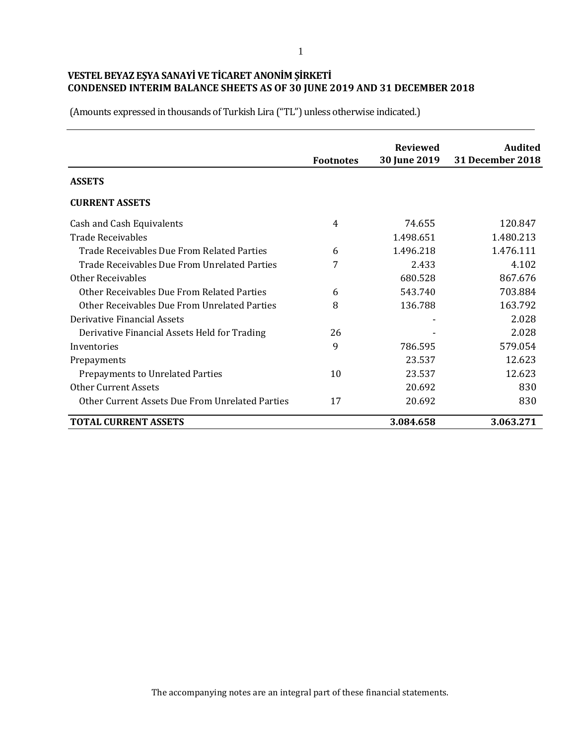**VESTEL BEYAZ EŞYA SANAYİ VE TİCARET ANONİM ŞİRKETİ**
**CONDENSED INTERIM BALANCE SHEETS AS OF 30 JUNE 2019 AND 31 DECEMBER 2018**

(Amounts expressed in thousands of Turkish Lira ("TL") unless otherwise indicated.)

| | Footnotes | Reviewed 30 June 2019 | Audited 31 December 2018 |
|---|---|---|---|
| **ASSETS** | | | |
| **CURRENT ASSETS** | | | |
| Cash and Cash Equivalents | 4 | 74.655 | 120.847 |
| Trade Receivables | | 1.498.651 | 1.480.213 |
| Trade Receivables Due From Related Parties | 6 | 1.496.218 | 1.476.111 |
| Trade Receivables Due From Unrelated Parties | 7 | 2.433 | 4.102 |
| Other Receivables | | 680.528 | 867.676 |
| Other Receivables Due From Related Parties | 6 | 543.740 | 703.884 |
| Other Receivables Due From Unrelated Parties | 8 | 136.788 | 163.792 |
| Derivative Financial Assets | | - | 2.028 |
| Derivative Financial Assets Held for Trading | 26 | - | 2.028 |
| Inventories | 9 | 786.595 | 579.054 |
| Prepayments | | 23.537 | 12.623 |
| Prepayments to Unrelated Parties | 10 | 23.537 | 12.623 |
| Other Current Assets | | 20.692 | 830 |
| Other Current Assets Due From Unrelated Parties | 17 | 20.692 | 830 |
| **TOTAL CURRENT ASSETS** | | **3.084.658** | **3.063.271** |

The accompanying notes are an integral part of these financial statements.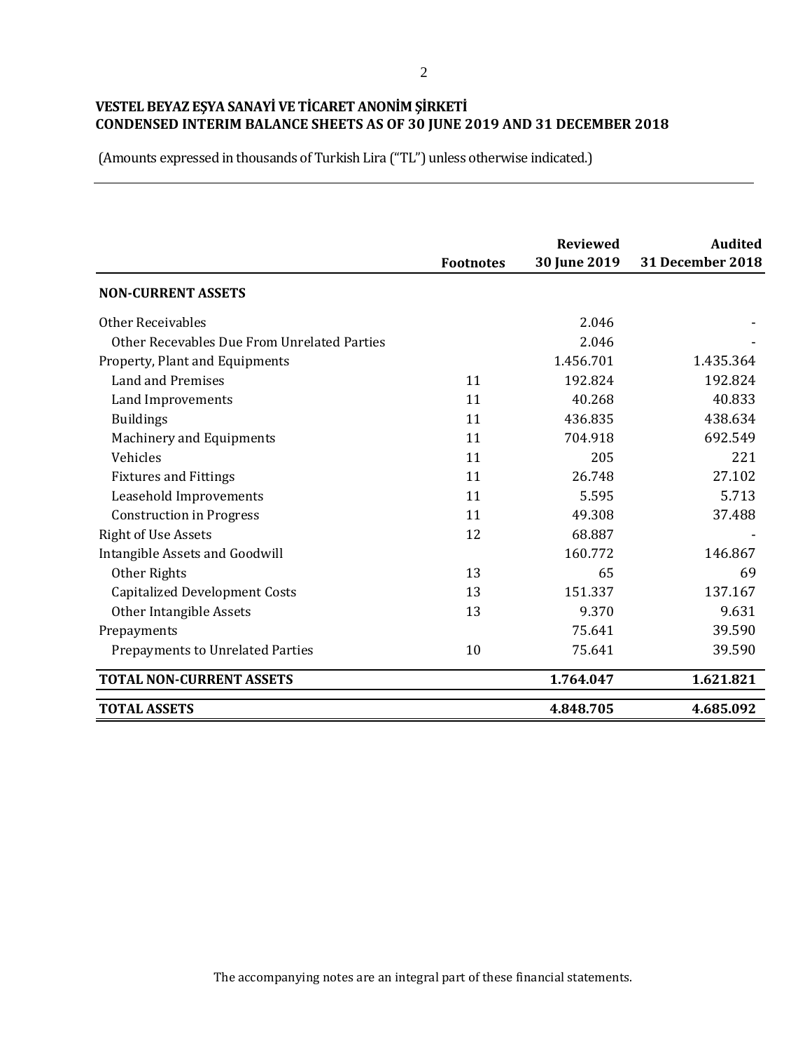**VESTEL BEYAZ EŞYA SANAYİ VE TİCARET ANONİM ŞİRKETİ**
**CONDENSED INTERIM BALANCE SHEETS AS OF 30 JUNE 2019 AND 31 DECEMBER 2018**

(Amounts expressed in thousands of Turkish Lira ("TL") unless otherwise indicated.)

| | Footnotes | Reviewed 30 June 2019 | Audited 31 December 2018 |
|---|---|---|---|
| **NON-CURRENT ASSETS** | | | |
| Other Receivables | | 2.046 | - |
| Other Recevables Due From Unrelated Parties | | 2.046 | - |
| Property, Plant and Equipments | | 1.456.701 | 1.435.364 |
| Land and Premises | 11 | 192.824 | 192.824 |
| Land Improvements | 11 | 40.268 | 40.833 |
| Buildings | 11 | 436.835 | 438.634 |
| Machinery and Equipments | 11 | 704.918 | 692.549 |
| Vehicles | 11 | 205 | 221 |
| Fixtures and Fittings | 11 | 26.748 | 27.102 |
| Leasehold Improvements | 11 | 5.595 | 5.713 |
| Construction in Progress | 11 | 49.308 | 37.488 |
| Right of Use Assets | 12 | 68.887 | - |
| Intangible Assets and Goodwill | | 160.772 | 146.867 |
| Other Rights | 13 | 65 | 69 |
| Capitalized Development Costs | 13 | 151.337 | 137.167 |
| Other Intangible Assets | 13 | 9.370 | 9.631 |
| Prepayments | | 75.641 | 39.590 |
| Prepayments to Unrelated Parties | 10 | 75.641 | 39.590 |
| **TOTAL NON-CURRENT ASSETS** | | **1.764.047** | **1.621.821** |
| **TOTAL ASSETS** | | **4.848.705** | **4.685.092** |

The accompanying notes are an integral part of these financial statements.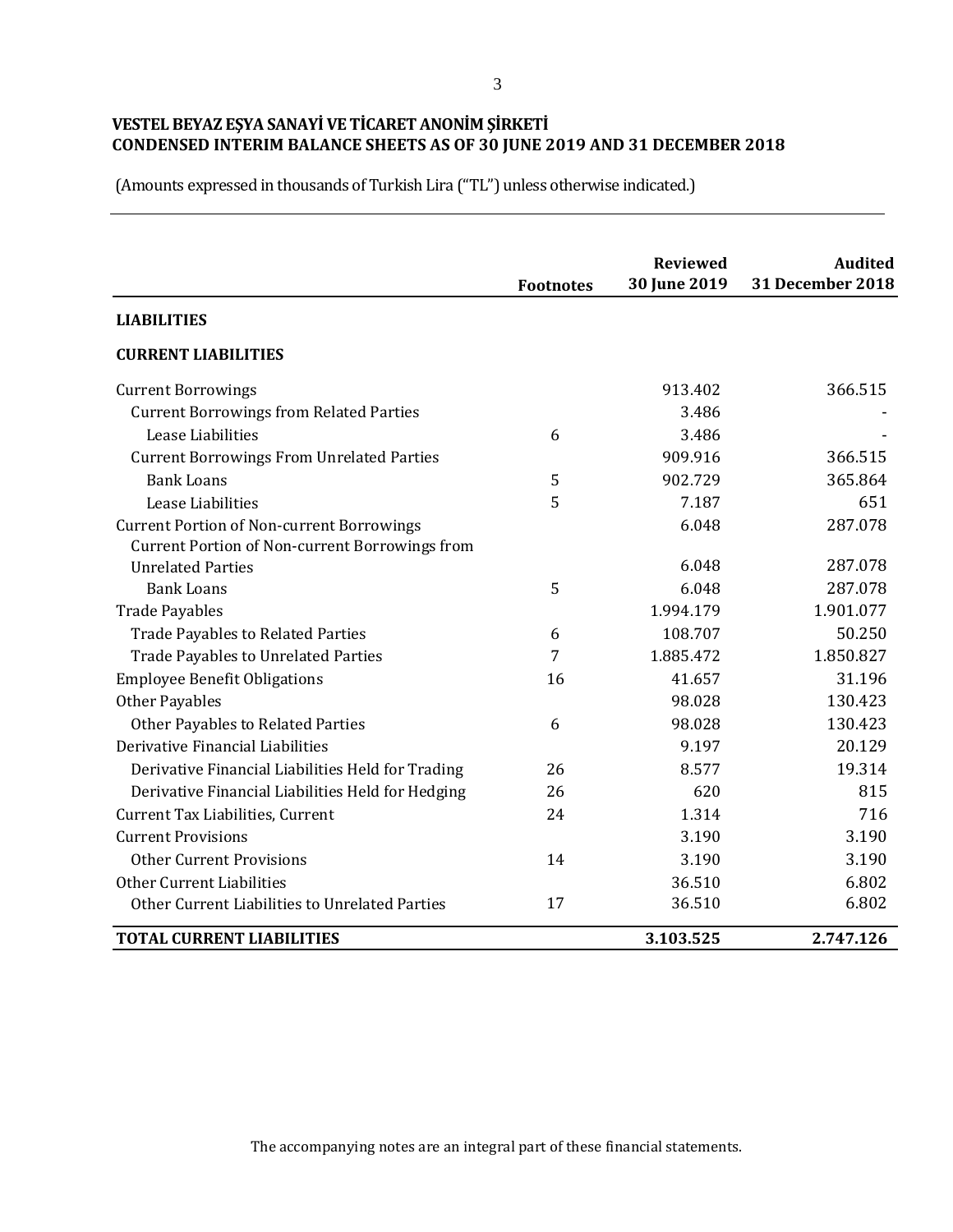**VESTEL BEYAZ EŞYA SANAYİ VE TİCARET ANONİM ŞİRKETİ**
**CONDENSED INTERIM BALANCE SHEETS AS OF 30 JUNE 2019 AND 31 DECEMBER 2018**

(Amounts expressed in thousands of Turkish Lira ("TL") unless otherwise indicated.)

| | Footnotes | Reviewed 30 June 2019 | Audited 31 December 2018 |
|---|---|---|---|
| **LIABILITIES** | | | |
| **CURRENT LIABILITIES** | | | |
| Current Borrowings | | 913.402 | 366.515 |
| Current Borrowings from Related Parties | | 3.486 | - |
| Lease Liabilities | 6 | 3.486 | - |
| Current Borrowings From Unrelated Parties | | 909.916 | 366.515 |
| Bank Loans | 5 | 902.729 | 365.864 |
| Lease Liabilities | 5 | 7.187 | 651 |
| Current Portion of Non-current Borrowings | | 6.048 | 287.078 |
| Current Portion of Non-current Borrowings from Unrelated Parties | | 6.048 | 287.078 |
| Bank Loans | 5 | 6.048 | 287.078 |
| Trade Payables | | 1.994.179 | 1.901.077 |
| Trade Payables to Related Parties | 6 | 108.707 | 50.250 |
| Trade Payables to Unrelated Parties | 7 | 1.885.472 | 1.850.827 |
| Employee Benefit Obligations | 16 | 41.657 | 31.196 |
| Other Payables | | 98.028 | 130.423 |
| Other Payables to Related Parties | 6 | 98.028 | 130.423 |
| Derivative Financial Liabilities | | 9.197 | 20.129 |
| Derivative Financial Liabilities Held for Trading | 26 | 8.577 | 19.314 |
| Derivative Financial Liabilities Held for Hedging | 26 | 620 | 815 |
| Current Tax Liabilities, Current | 24 | 1.314 | 716 |
| Current Provisions | | 3.190 | 3.190 |
| Other Current Provisions | 14 | 3.190 | 3.190 |
| Other Current Liabilities | | 36.510 | 6.802 |
| Other Current Liabilities to Unrelated Parties | 17 | 36.510 | 6.802 |
| **TOTAL CURRENT LIABILITIES** | | **3.103.525** | **2.747.126** |

The accompanying notes are an integral part of these financial statements.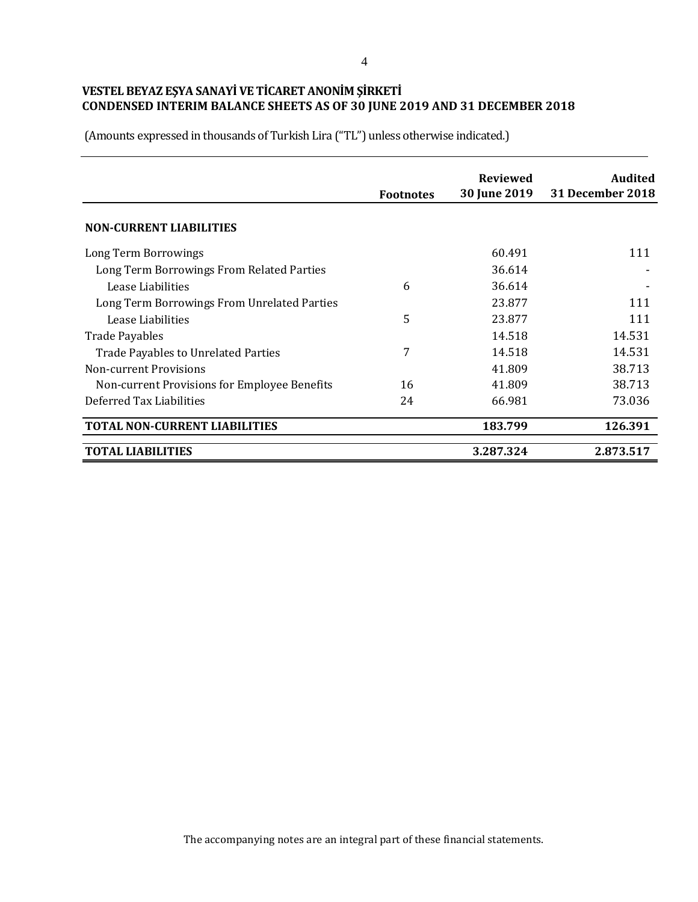**VESTEL BEYAZ EŞYA SANAYİ VE TİCARET ANONİM ŞİRKETİ**
**CONDENSED INTERIM BALANCE SHEETS AS OF 30 JUNE 2019 AND 31 DECEMBER 2018**

(Amounts expressed in thousands of Turkish Lira ("TL") unless otherwise indicated.)

| | Footnotes | Reviewed 30 June 2019 | Audited 31 December 2018 |
|---|---|---|---|
| **NON-CURRENT LIABILITIES** | | | |
| Long Term Borrowings | | 60.491 | 111 |
| Long Term Borrowings From Related Parties | | 36.614 | - |
| Lease Liabilities | 6 | 36.614 | - |
| Long Term Borrowings From Unrelated Parties | | 23.877 | 111 |
| Lease Liabilities | 5 | 23.877 | 111 |
| Trade Payables | | 14.518 | 14.531 |
| Trade Payables to Unrelated Parties | 7 | 14.518 | 14.531 |
| Non-current Provisions | | 41.809 | 38.713 |
| Non-current Provisions for Employee Benefits | 16 | 41.809 | 38.713 |
| Deferred Tax Liabilities | 24 | 66.981 | 73.036 |
| **TOTAL NON-CURRENT LIABILITIES** | | **183.799** | **126.391** |
| **TOTAL LIABILITIES** | | **3.287.324** | **2.873.517** |

The accompanying notes are an integral part of these financial statements.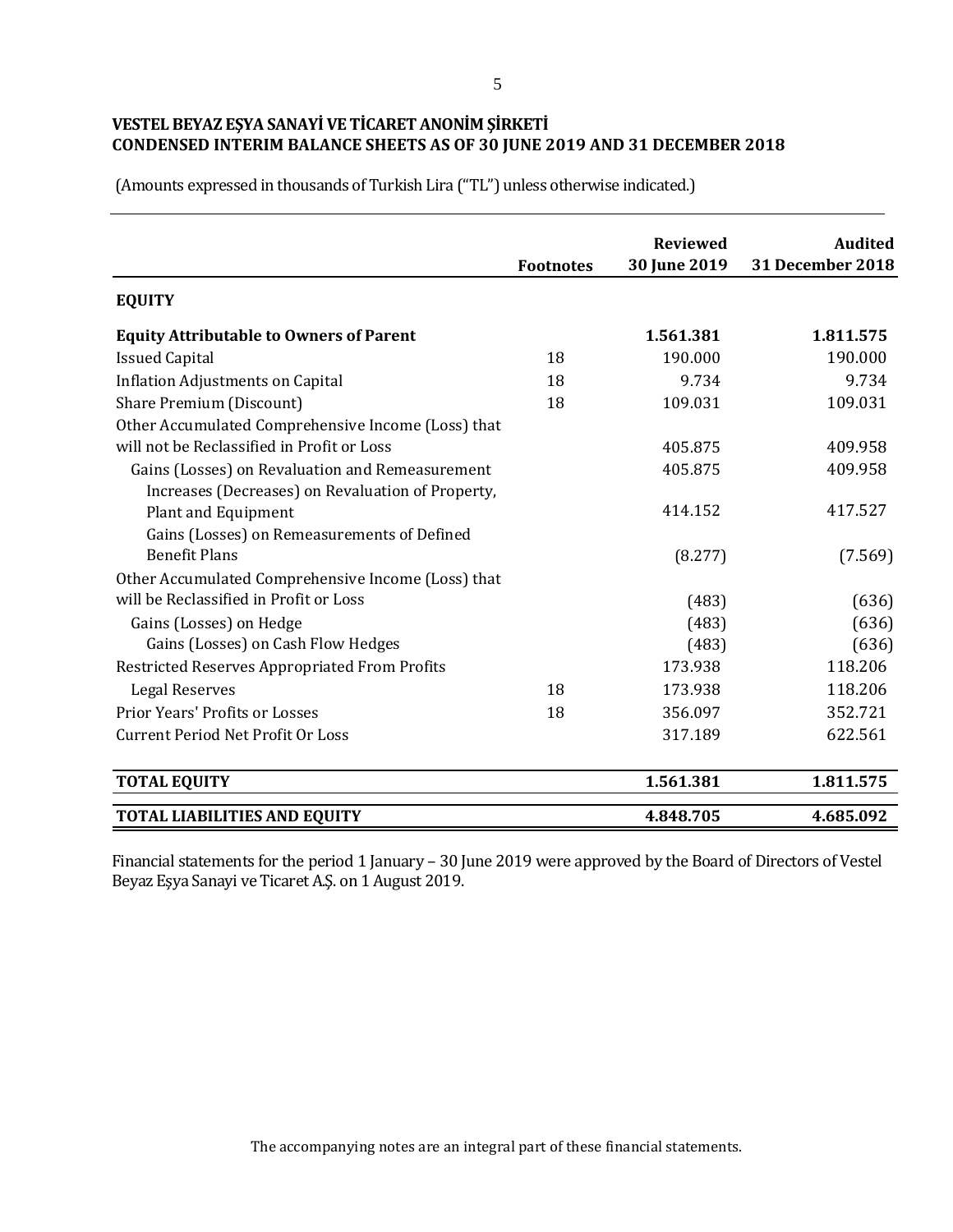**VESTEL BEYAZ EŞYA SANAYİ VE TİCARET ANONİM ŞİRKETİ**
**CONDENSED INTERIM BALANCE SHEETS AS OF 30 JUNE 2019 AND 31 DECEMBER 2018**

(Amounts expressed in thousands of Turkish Lira ("TL") unless otherwise indicated.)

| | Footnotes | Reviewed 30 June 2019 | Audited 31 December 2018 |
|---|---|---|---|
| **EQUITY** | | | |
| **Equity Attributable to Owners of Parent** | | **1.561.381** | **1.811.575** |
| Issued Capital | 18 | 190.000 | 190.000 |
| Inflation Adjustments on Capital | 18 | 9.734 | 9.734 |
| Share Premium (Discount) | 18 | 109.031 | 109.031 |
| Other Accumulated Comprehensive Income (Loss) that will not be Reclassified in Profit or Loss | | 405.875 | 409.958 |
| Gains (Losses) on Revaluation and Remeasurement | | 405.875 | 409.958 |
| Increases (Decreases) on Revaluation of Property, Plant and Equipment | | 414.152 | 417.527 |
| Gains (Losses) on Remeasurements of Defined Benefit Plans | | (8.277) | (7.569) |
| Other Accumulated Comprehensive Income (Loss) that will be Reclassified in Profit or Loss | | (483) | (636) |
| Gains (Losses) on Hedge | | (483) | (636) |
| Gains (Losses) on Cash Flow Hedges | | (483) | (636) |
| Restricted Reserves Appropriated From Profits | | 173.938 | 118.206 |
| Legal Reserves | 18 | 173.938 | 118.206 |
| Prior Years' Profits or Losses | 18 | 356.097 | 352.721 |
| Current Period Net Profit Or Loss | | 317.189 | 622.561 |
| **TOTAL EQUITY** | | **1.561.381** | **1.811.575** |
| **TOTAL LIABILITIES AND EQUITY** | | **4.848.705** | **4.685.092** |

Financial statements for the period 1 January – 30 June 2019 were approved by the Board of Directors of Vestel Beyaz Eşya Sanayi ve Ticaret A.Ş. on 1 August 2019.

The accompanying notes are an integral part of these financial statements.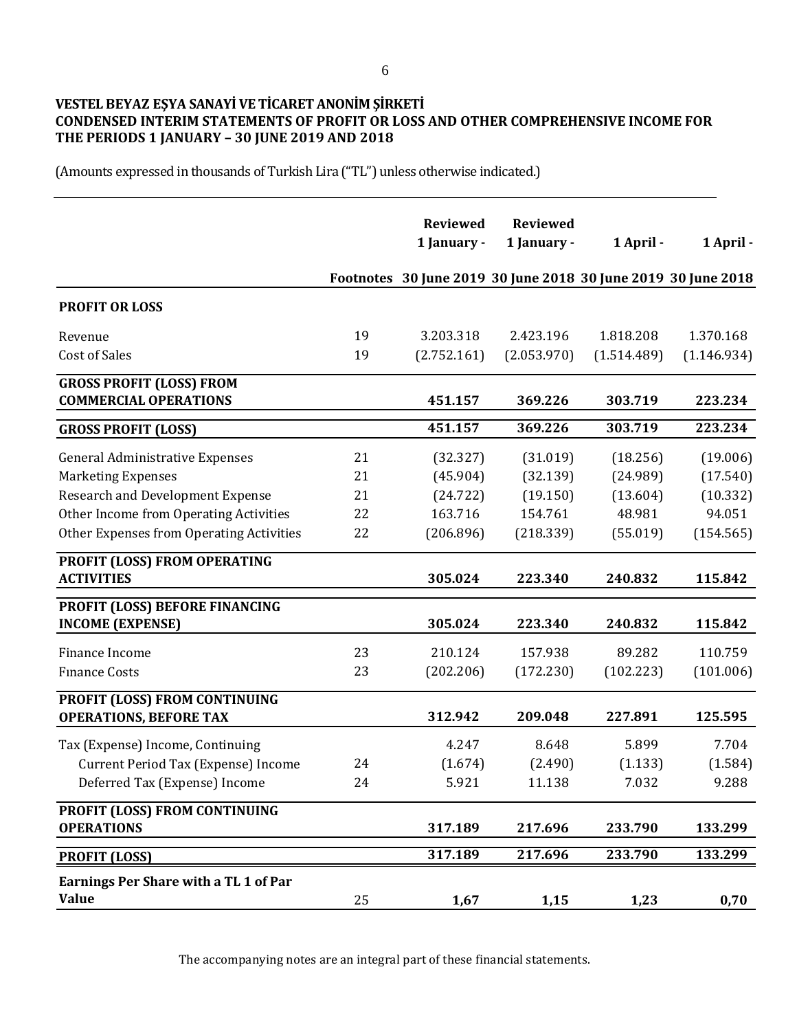**VESTEL BEYAZ EŞYA SANAYİ VE TİCARET ANONİM ŞİRKETİ**
**CONDENSED INTERIM STATEMENTS OF PROFIT OR LOSS AND OTHER COMPREHENSIVE INCOME FOR THE PERIODS 1 JANUARY – 30 JUNE 2019 AND 2018**

(Amounts expressed in thousands of Turkish Lira ("TL") unless otherwise indicated.)

| | Footnotes | Reviewed 1 January - 30 June 2019 | Reviewed 1 January - 30 June 2018 | 1 April - 30 June 2019 | 1 April - 30 June 2018 |
|---|---|---|---|---|---|
| **PROFIT OR LOSS** | | | | | |
| Revenue | 19 | 3.203.318 | 2.423.196 | 1.818.208 | 1.370.168 |
| Cost of Sales | 19 | (2.752.161) | (2.053.970) | (1.514.489) | (1.146.934) |
| **GROSS PROFIT (LOSS) FROM COMMERCIAL OPERATIONS** | | **451.157** | **369.226** | **303.719** | **223.234** |
| **GROSS PROFIT (LOSS)** | | **451.157** | **369.226** | **303.719** | **223.234** |
| General Administrative Expenses | 21 | (32.327) | (31.019) | (18.256) | (19.006) |
| Marketing Expenses | 21 | (45.904) | (32.139) | (24.989) | (17.540) |
| Research and Development Expense | 21 | (24.722) | (19.150) | (13.604) | (10.332) |
| Other Income from Operating Activities | 22 | 163.716 | 154.761 | 48.981 | 94.051 |
| Other Expenses from Operating Activities | 22 | (206.896) | (218.339) | (55.019) | (154.565) |
| **PROFIT (LOSS) FROM OPERATING ACTIVITIES** | | **305.024** | **223.340** | **240.832** | **115.842** |
| **PROFIT (LOSS) BEFORE FINANCING INCOME (EXPENSE)** | | **305.024** | **223.340** | **240.832** | **115.842** |
| Finance Income | 23 | 210.124 | 157.938 | 89.282 | 110.759 |
| Fınance Costs | 23 | (202.206) | (172.230) | (102.223) | (101.006) |
| **PROFIT (LOSS) FROM CONTINUING OPERATIONS, BEFORE TAX** | | **312.942** | **209.048** | **227.891** | **125.595** |
| Tax (Expense) Income, Continuing | | 4.247 | 8.648 | 5.899 | 7.704 |
| Current Period Tax (Expense) Income | 24 | (1.674) | (2.490) | (1.133) | (1.584) |
| Deferred Tax (Expense) Income | 24 | 5.921 | 11.138 | 7.032 | 9.288 |
| **PROFIT (LOSS) FROM CONTINUING OPERATIONS** | | **317.189** | **217.696** | **233.790** | **133.299** |
| **PROFIT (LOSS)** | | **317.189** | **217.696** | **233.790** | **133.299** |
| **Earnings Per Share with a TL 1 of Par Value** | 25 | **1,67** | **1,15** | **1,23** | **0,70** |

The accompanying notes are an integral part of these financial statements.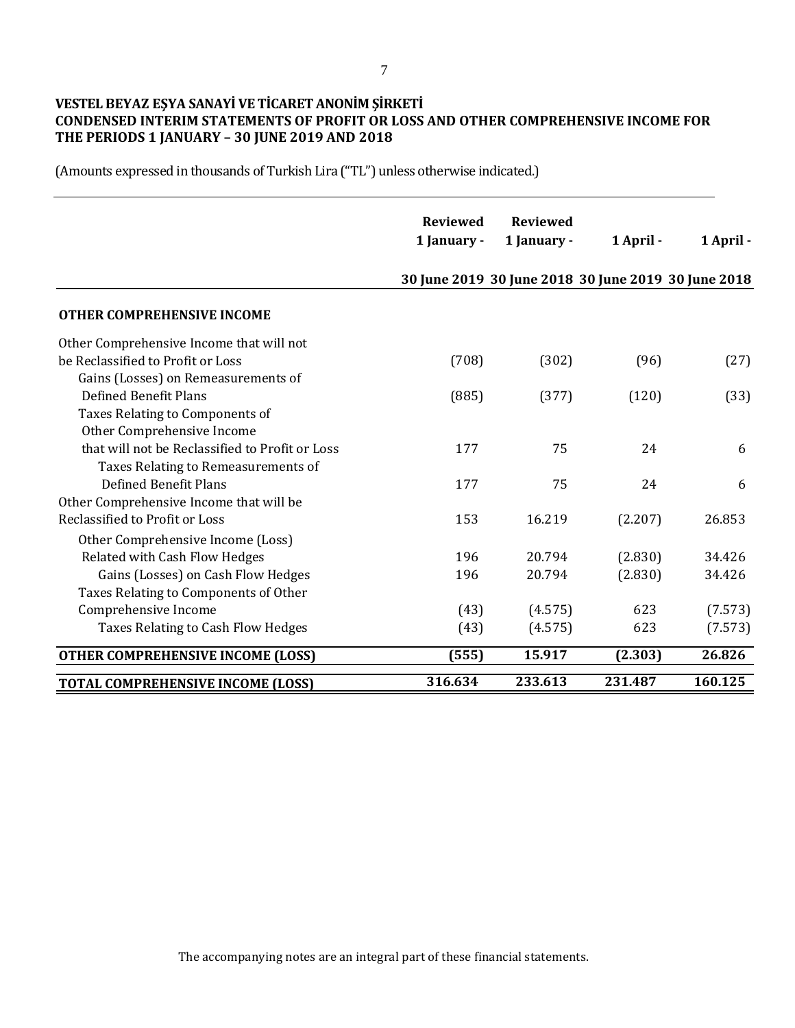**VESTEL BEYAZ EŞYA SANAYİ VE TİCARET ANONİM ŞİRKETİ**
**CONDENSED INTERIM STATEMENTS OF PROFIT OR LOSS AND OTHER COMPREHENSIVE INCOME FOR THE PERIODS 1 JANUARY – 30 JUNE 2019 AND 2018**

(Amounts expressed in thousands of Turkish Lira ("TL") unless otherwise indicated.)

| | Reviewed 1 January - 30 June 2019 | Reviewed 1 January - 30 June 2018 | 1 April - 30 June 2019 | 1 April - 30 June 2018 |
|---|---|---|---|---|
| **OTHER COMPREHENSIVE INCOME** | | | | |
| Other Comprehensive Income that will not be Reclassified to Profit or Loss | (708) | (302) | (96) | (27) |
| Gains (Losses) on Remeasurements of Defined Benefit Plans | (885) | (377) | (120) | (33) |
| Taxes Relating to Components of Other Comprehensive Income that will not be Reclassified to Profit or Loss | 177 | 75 | 24 | 6 |
| Taxes Relating to Remeasurements of Defined Benefit Plans | 177 | 75 | 24 | 6 |
| Other Comprehensive Income that will be Reclassified to Profit or Loss | 153 | 16.219 | (2.207) | 26.853 |
| Other Comprehensive Income (Loss) Related with Cash Flow Hedges | 196 | 20.794 | (2.830) | 34.426 |
| Gains (Losses) on Cash Flow Hedges | 196 | 20.794 | (2.830) | 34.426 |
| Taxes Relating to Components of Other Comprehensive Income | (43) | (4.575) | 623 | (7.573) |
| Taxes Relating to Cash Flow Hedges | (43) | (4.575) | 623 | (7.573) |
| **OTHER COMPREHENSIVE INCOME (LOSS)** | **(555)** | **15.917** | **(2.303)** | **26.826** |
| **TOTAL COMPREHENSIVE INCOME (LOSS)** | **316.634** | **233.613** | **231.487** | **160.125** |

The accompanying notes are an integral part of these financial statements.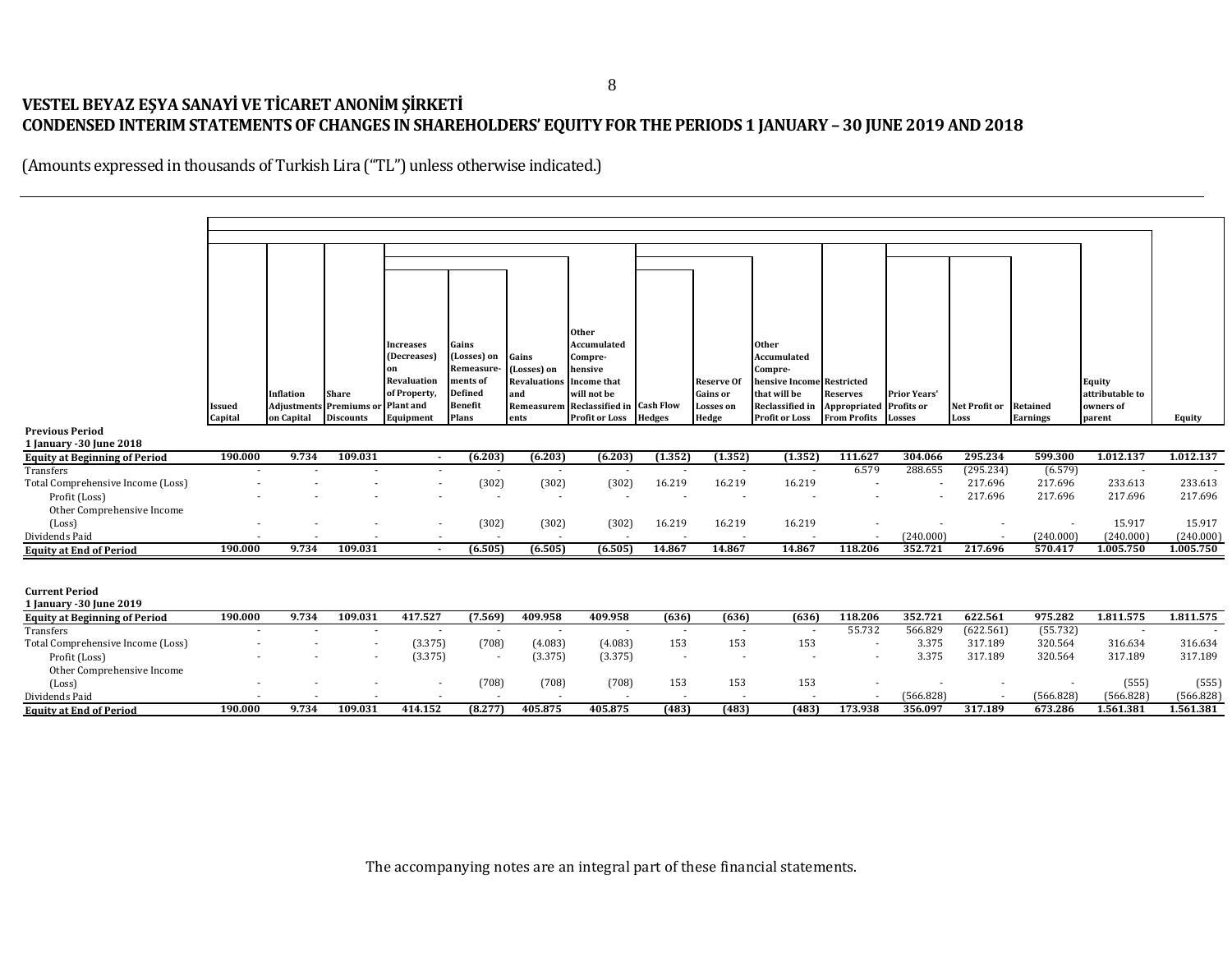# VESTEL BEYAZ EŞYA SANAYİ VE TİCARET ANONİM ŞİRKETİ
## CONDENSED INTERIM STATEMENTS OF CHANGES IN SHAREHOLDERS' EQUITY FOR THE PERIODS 1 JANUARY – 30 JUNE 2019 AND 2018

(Amounts expressed in thousands of Turkish Lira ("TL") unless otherwise indicated.)

| | Issued Capital | Inflation Adjustments on Capital | Share Premiums or Discounts | Increases (Decreases) on Revaluation of Property, Plant and Equipment | Gains (Losses) on Remeasure-ments of Defined Benefit Plans | Gains (Losses) on Revaluations and Remeasurements | Other Accumulated Compre-hensive Income that will not be Reclassified in Profit or Loss | Cash Flow Hedges | Reserve Of Gains or Losses on Hedge | Other Accumulated Compre-hensive Income that will be Reclassified in Profit or Loss | Restricted Reserves Appropriated From Profits | Prior Years' Profits or Losses | Net Profit or Loss | Retained Earnings | Equity attributable to owners of parent | Equity |
|---|---|---|---|---|---|---|---|---|---|---|---|---|---|---|---|---|
| **Previous Period** | | | | | | | | | | | | | | | | |
| **1 January -30 June 2018** | | | | | | | | | | | | | | | | |
| **Equity at Beginning of Period** | **190.000** | **9.734** | **109.031** | **-** | **(6.203)** | **(6.203)** | **(6.203)** | **(1.352)** | **(1.352)** | **(1.352)** | **111.627** | **304.066** | **295.234** | **599.300** | **1.012.137** | **1.012.137** |
| Transfers | - | - | - | - | - | - | - | - | - | - | 6.579 | 288.655 | (295.234) | (6.579) | - | - |
| Total Comprehensive Income (Loss) | - | - | - | - | (302) | (302) | (302) | 16.219 | 16.219 | 16.219 | - | - | 217.696 | 217.696 | 233.613 | 233.613 |
| Profit (Loss) | - | - | - | - | - | - | - | - | - | - | - | - | 217.696 | 217.696 | 217.696 | 217.696 |
| Other Comprehensive Income (Loss) | - | - | - | - | (302) | (302) | (302) | 16.219 | 16.219 | 16.219 | - | - | - | - | 15.917 | 15.917 |
| Dividends Paid | - | - | - | - | - | - | - | - | - | - | - | (240.000) | - | (240.000) | (240.000) | (240.000) |
| **Equity at End of Period** | **190.000** | **9.734** | **109.031** | **-** | **(6.505)** | **(6.505)** | **(6.505)** | **14.867** | **14.867** | **14.867** | **118.206** | **352.721** | **217.696** | **570.417** | **1.005.750** | **1.005.750** |
| **Current Period** | | | | | | | | | | | | | | | | |
| **1 January -30 June 2019** | | | | | | | | | | | | | | | | |
| **Equity at Beginning of Period** | **190.000** | **9.734** | **109.031** | **417.527** | **(7.569)** | **409.958** | **409.958** | **(636)** | **(636)** | **(636)** | **118.206** | **352.721** | **622.561** | **975.282** | **1.811.575** | **1.811.575** |
| Transfers | - | - | - | - | - | - | - | - | - | - | 55.732 | 566.829 | (622.561) | (55.732) | - | - |
| Total Comprehensive Income (Loss) | - | - | - | (3.375) | (708) | (4.083) | (4.083) | 153 | 153 | 153 | - | 3.375 | 317.189 | 320.564 | 316.634 | 316.634 |
| Profit (Loss) | - | - | - | (3.375) | - | (3.375) | (3.375) | - | - | - | - | 3.375 | 317.189 | 320.564 | 317.189 | 317.189 |
| Other Comprehensive Income (Loss) | - | - | - | - | (708) | (708) | (708) | 153 | 153 | 153 | - | - | - | - | (555) | (555) |
| Dividends Paid | - | - | - | - | - | - | - | - | - | - | - | (566.828) | - | (566.828) | (566.828) | (566.828) |
| **Equity at End of Period** | **190.000** | **9.734** | **109.031** | **414.152** | **(8.277)** | **405.875** | **405.875** | **(483)** | **(483)** | **(483)** | **173.938** | **356.097** | **317.189** | **673.286** | **1.561.381** | **1.561.381** |

The accompanying notes are an integral part of these financial statements.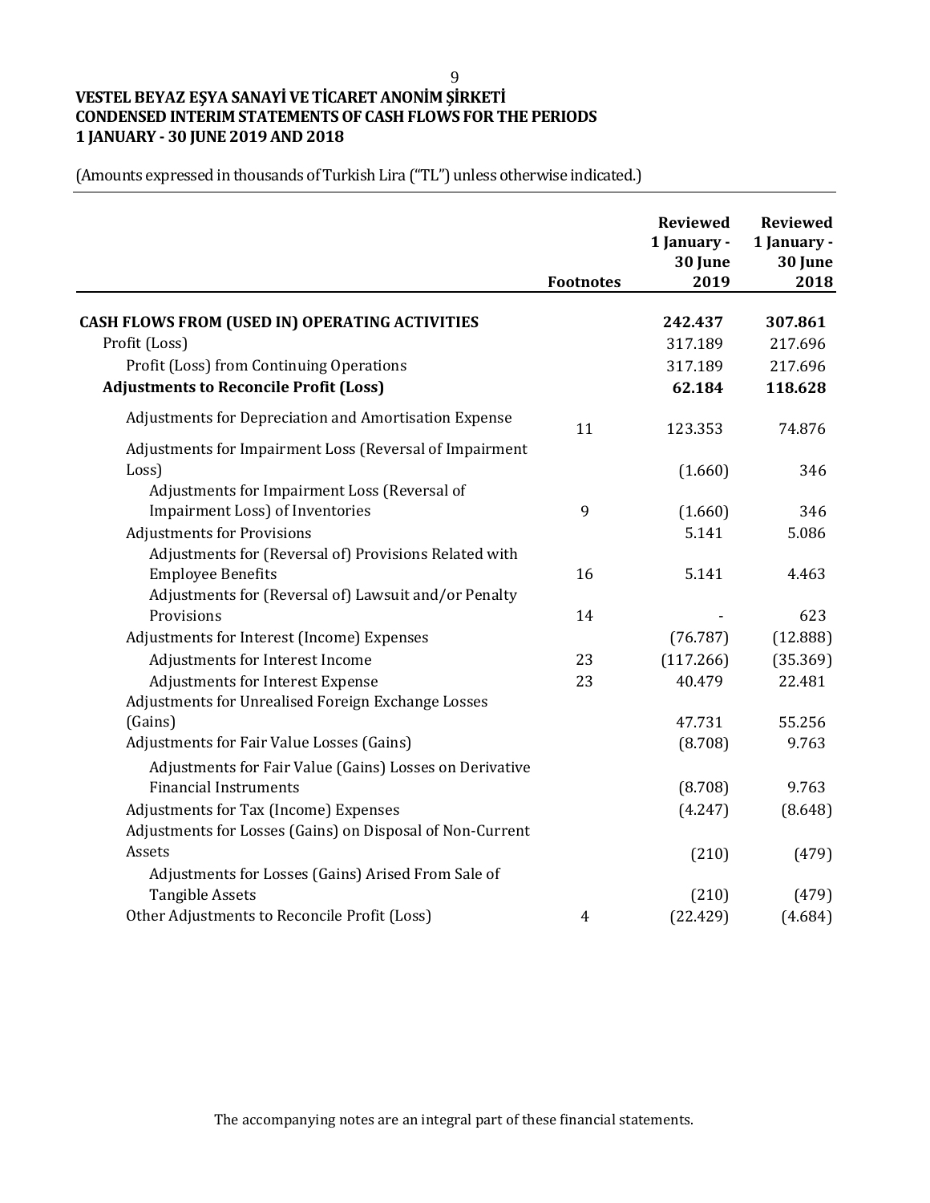**VESTEL BEYAZ EŞYA SANAYİ VE TİCARET ANONİM ŞİRKETİ**
**CONDENSED INTERIM STATEMENTS OF CASH FLOWS FOR THE PERIODS**
**1 JANUARY - 30 JUNE 2019 AND 2018**

(Amounts expressed in thousands of Turkish Lira ("TL") unless otherwise indicated.)

| | Footnotes | Reviewed 1 January - 30 June 2019 | Reviewed 1 January - 30 June 2018 |
|---|---|---|---|
| **CASH FLOWS FROM (USED IN) OPERATING ACTIVITIES** | | **242.437** | **307.861** |
| Profit (Loss) | | 317.189 | 217.696 |
| Profit (Loss) from Continuing Operations | | 317.189 | 217.696 |
| **Adjustments to Reconcile Profit (Loss)** | | **62.184** | **118.628** |
| Adjustments for Depreciation and Amortisation Expense | 11 | 123.353 | 74.876 |
| Adjustments for Impairment Loss (Reversal of Impairment Loss) | | (1.660) | 346 |
| Adjustments for Impairment Loss (Reversal of Impairment Loss) of Inventories | 9 | (1.660) | 346 |
| Adjustments for Provisions | | 5.141 | 5.086 |
| Adjustments for (Reversal of) Provisions Related with Employee Benefits | 16 | 5.141 | 4.463 |
| Adjustments for (Reversal of) Lawsuit and/or Penalty Provisions | 14 | - | 623 |
| Adjustments for Interest (Income) Expenses | | (76.787) | (12.888) |
| Adjustments for Interest Income | 23 | (117.266) | (35.369) |
| Adjustments for Interest Expense | 23 | 40.479 | 22.481 |
| Adjustments for Unrealised Foreign Exchange Losses (Gains) | | 47.731 | 55.256 |
| Adjustments for Fair Value Losses (Gains) | | (8.708) | 9.763 |
| Adjustments for Fair Value (Gains) Losses on Derivative Financial Instruments | | (8.708) | 9.763 |
| Adjustments for Tax (Income) Expenses | | (4.247) | (8.648) |
| Adjustments for Losses (Gains) on Disposal of Non-Current Assets | | (210) | (479) |
| Adjustments for Losses (Gains) Arised From Sale of Tangible Assets | | (210) | (479) |
| Other Adjustments to Reconcile Profit (Loss) | 4 | (22.429) | (4.684) |

The accompanying notes are an integral part of these financial statements.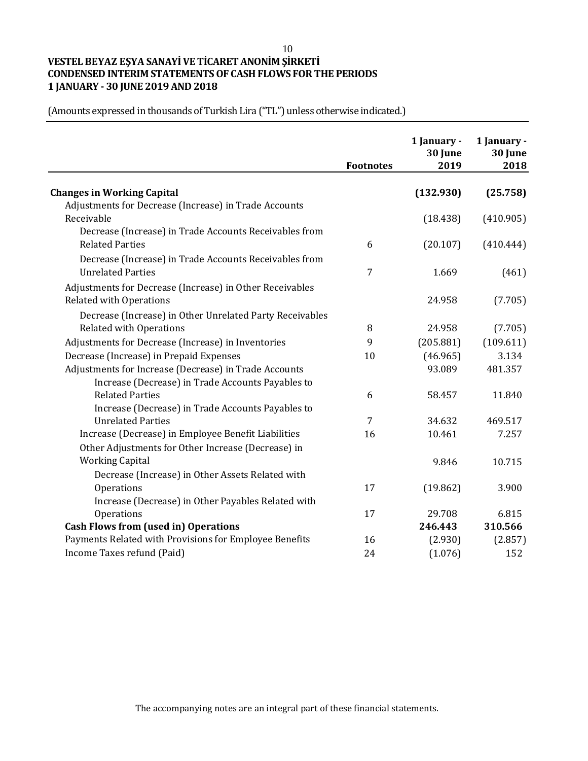**VESTEL BEYAZ EŞYA SANAYİ VE TİCARET ANONİM ŞİRKETİ**
**CONDENSED INTERIM STATEMENTS OF CASH FLOWS FOR THE PERIODS**
**1 JANUARY - 30 JUNE 2019 AND 2018**

(Amounts expressed in thousands of Turkish Lira ("TL") unless otherwise indicated.)

| | Footnotes | 1 January - 30 June 2019 | 1 January - 30 June 2018 |
|---|---|---|---|
| **Changes in Working Capital** | | **(132.930)** | **(25.758)** |
| Adjustments for Decrease (Increase) in Trade Accounts Receivable | | (18.438) | (410.905) |
| Decrease (Increase) in Trade Accounts Receivables from Related Parties | 6 | (20.107) | (410.444) |
| Decrease (Increase) in Trade Accounts Receivables from Unrelated Parties | 7 | 1.669 | (461) |
| Adjustments for Decrease (Increase) in Other Receivables Related with Operations | | 24.958 | (7.705) |
| Decrease (Increase) in Other Unrelated Party Receivables Related with Operations | 8 | 24.958 | (7.705) |
| Adjustments for Decrease (Increase) in Inventories | 9 | (205.881) | (109.611) |
| Decrease (Increase) in Prepaid Expenses | 10 | (46.965) | 3.134 |
| Adjustments for Increase (Decrease) in Trade Accounts | | 93.089 | 481.357 |
| Increase (Decrease) in Trade Accounts Payables to Related Parties | 6 | 58.457 | 11.840 |
| Increase (Decrease) in Trade Accounts Payables to Unrelated Parties | 7 | 34.632 | 469.517 |
| Increase (Decrease) in Employee Benefit Liabilities | 16 | 10.461 | 7.257 |
| Other Adjustments for Other Increase (Decrease) in Working Capital | | 9.846 | 10.715 |
| Decrease (Increase) in Other Assets Related with Operations | 17 | (19.862) | 3.900 |
| Increase (Decrease) in Other Payables Related with Operations | 17 | 29.708 | 6.815 |
| **Cash Flows from (used in) Operations** | | **246.443** | **310.566** |
| Payments Related with Provisions for Employee Benefits | 16 | (2.930) | (2.857) |
| Income Taxes refund (Paid) | 24 | (1.076) | 152 |

The accompanying notes are an integral part of these financial statements.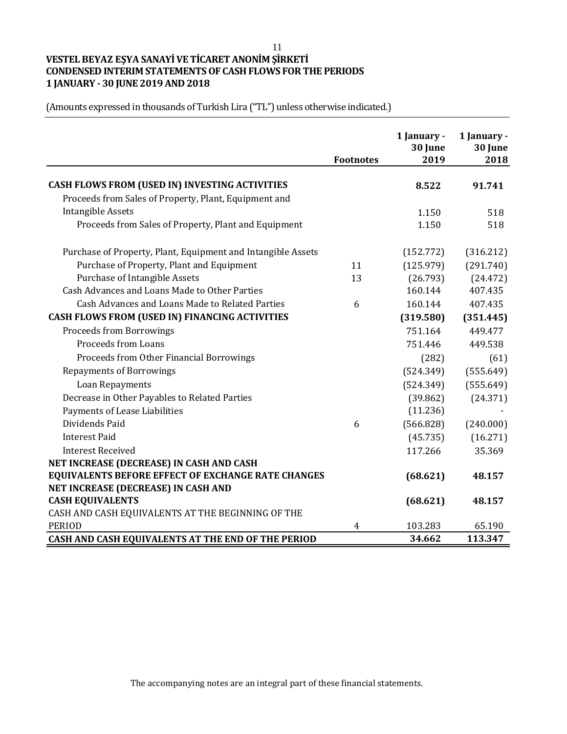**VESTEL BEYAZ EŞYA SANAYİ VE TİCARET ANONİM ŞİRKETİ**
**CONDENSED INTERIM STATEMENTS OF CASH FLOWS FOR THE PERIODS**
**1 JANUARY - 30 JUNE 2019 AND 2018**

(Amounts expressed in thousands of Turkish Lira ("TL") unless otherwise indicated.)

| | Footnotes | 1 January - 30 June 2019 | 1 January - 30 June 2018 |
|---|---|---|---|
| **CASH FLOWS FROM (USED IN) INVESTING ACTIVITIES** | | **8.522** | **91.741** |
| Proceeds from Sales of Property, Plant, Equipment and Intangible Assets | | 1.150 | 518 |
| Proceeds from Sales of Property, Plant and Equipment | | 1.150 | 518 |
| Purchase of Property, Plant, Equipment and Intangible Assets | | (152.772) | (316.212) |
| Purchase of Property, Plant and Equipment | 11 | (125.979) | (291.740) |
| Purchase of Intangible Assets | 13 | (26.793) | (24.472) |
| Cash Advances and Loans Made to Other Parties | | 160.144 | 407.435 |
| Cash Advances and Loans Made to Related Parties | 6 | 160.144 | 407.435 |
| **CASH FLOWS FROM (USED IN) FINANCING ACTIVITIES** | | **(319.580)** | **(351.445)** |
| Proceeds from Borrowings | | 751.164 | 449.477 |
| Proceeds from Loans | | 751.446 | 449.538 |
| Proceeds from Other Financial Borrowings | | (282) | (61) |
| Repayments of Borrowings | | (524.349) | (555.649) |
| Loan Repayments | | (524.349) | (555.649) |
| Decrease in Other Payables to Related Parties | | (39.862) | (24.371) |
| Payments of Lease Liabilities | | (11.236) | - |
| Dividends Paid | 6 | (566.828) | (240.000) |
| Interest Paid | | (45.735) | (16.271) |
| Interest Received | | 117.266 | 35.369 |
| **NET INCREASE (DECREASE) IN CASH AND CASH EQUIVALENTS BEFORE EFFECT OF EXCHANGE RATE CHANGES** | | **(68.621)** | **48.157** |
| **NET INCREASE (DECREASE) IN CASH AND CASH EQUIVALENTS** | | **(68.621)** | **48.157** |
| CASH AND CASH EQUIVALENTS AT THE BEGINNING OF THE PERIOD | 4 | 103.283 | 65.190 |
| **CASH AND CASH EQUIVALENTS AT THE END OF THE PERIOD** | | **34.662** | **113.347** |

The accompanying notes are an integral part of these financial statements.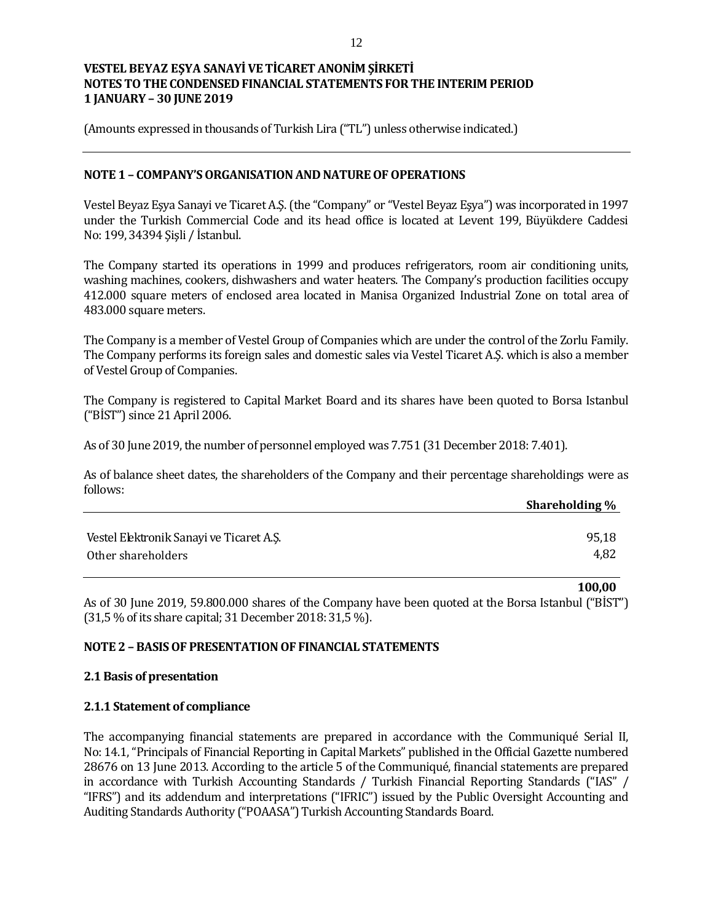(Amounts expressed in thousands of Turkish Lira ("TL") unless otherwise indicated.)

## NOTE 1 – COMPANY'S ORGANISATION AND NATURE OF OPERATIONS

Vestel Beyaz Eşya Sanayi ve Ticaret A.Ş. (the "Company" or "Vestel Beyaz Eşya") was incorporated in 1997 under the Turkish Commercial Code and its head office is located at Levent 199, Büyükdere Caddesi No: 199, 34394 Şişli / İstanbul.

The Company started its operations in 1999 and produces refrigerators, room air conditioning units, washing machines, cookers, dishwashers and water heaters. The Company's production facilities occupy 412.000 square meters of enclosed area located in Manisa Organized Industrial Zone on total area of 483.000 square meters.

The Company is a member of Vestel Group of Companies which are under the control of the Zorlu Family. The Company performs its foreign sales and domestic sales via Vestel Ticaret A.Ş. which is also a member of Vestel Group of Companies.

The Company is registered to Capital Market Board and its shares have been quoted to Borsa Istanbul ("BİST") since 21 April 2006.

As of 30 June 2019, the number of personnel employed was 7.751 (31 December 2018: 7.401).

As of balance sheet dates, the shareholders of the Company and their percentage shareholdings were as follows:

| | Shareholding % |
|---|---|
| Vestel Elektronik Sanayi ve Ticaret A.Ş. | 95,18 |
| Other shareholders | 4,82 |
| | **100,00** |

As of 30 June 2019, 59.800.000 shares of the Company have been quoted at the Borsa Istanbul ("BİST") (31,5 % of its share capital; 31 December 2018: 31,5 %).

## NOTE 2 – BASIS OF PRESENTATION OF FINANCIAL STATEMENTS

### 2.1 Basis of presentation

#### 2.1.1 Statement of compliance

The accompanying financial statements are prepared in accordance with the Communiqué Serial II, No: 14.1, "Principals of Financial Reporting in Capital Markets" published in the Official Gazette numbered 28676 on 13 June 2013. According to the article 5 of the Communiqué, financial statements are prepared in accordance with Turkish Accounting Standards / Turkish Financial Reporting Standards ("IAS" / "IFRS") and its addendum and interpretations ("IFRIC") issued by the Public Oversight Accounting and Auditing Standards Authority ("POAASA") Turkish Accounting Standards Board.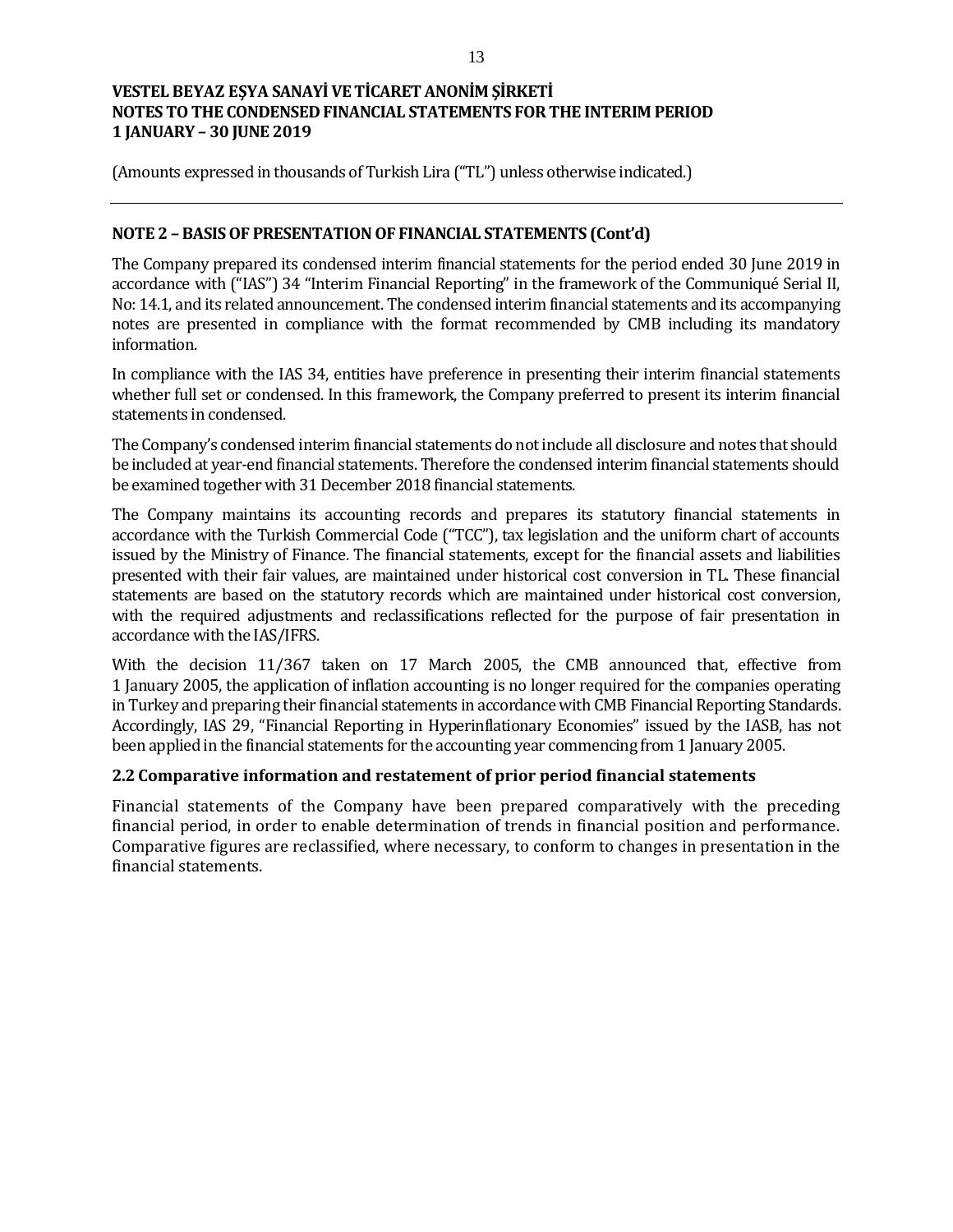(Amounts expressed in thousands of Turkish Lira ("TL") unless otherwise indicated.)

## NOTE 2 – BASIS OF PRESENTATION OF FINANCIAL STATEMENTS (Cont'd)

The Company prepared its condensed interim financial statements for the period ended 30 June 2019 in accordance with ("IAS") 34 "Interim Financial Reporting" in the framework of the Communiqué Serial II, No: 14.1, and its related announcement. The condensed interim financial statements and its accompanying notes are presented in compliance with the format recommended by CMB including its mandatory information.

In compliance with the IAS 34, entities have preference in presenting their interim financial statements whether full set or condensed. In this framework, the Company preferred to present its interim financial statements in condensed.

The Company's condensed interim financial statements do not include all disclosure and notes that should be included at year-end financial statements. Therefore the condensed interim financial statements should be examined together with 31 December 2018 financial statements.

The Company maintains its accounting records and prepares its statutory financial statements in accordance with the Turkish Commercial Code ("TCC"), tax legislation and the uniform chart of accounts issued by the Ministry of Finance. The financial statements, except for the financial assets and liabilities presented with their fair values, are maintained under historical cost conversion in TL. These financial statements are based on the statutory records which are maintained under historical cost conversion, with the required adjustments and reclassifications reflected for the purpose of fair presentation in accordance with the IAS/IFRS.

With the decision 11/367 taken on 17 March 2005, the CMB announced that, effective from 1 January 2005, the application of inflation accounting is no longer required for the companies operating in Turkey and preparing their financial statements in accordance with CMB Financial Reporting Standards. Accordingly, IAS 29, "Financial Reporting in Hyperinflationary Economies" issued by the IASB, has not been applied in the financial statements for the accounting year commencing from 1 January 2005.

### 2.2 Comparative information and restatement of prior period financial statements

Financial statements of the Company have been prepared comparatively with the preceding financial period, in order to enable determination of trends in financial position and performance. Comparative figures are reclassified, where necessary, to conform to changes in presentation in the financial statements.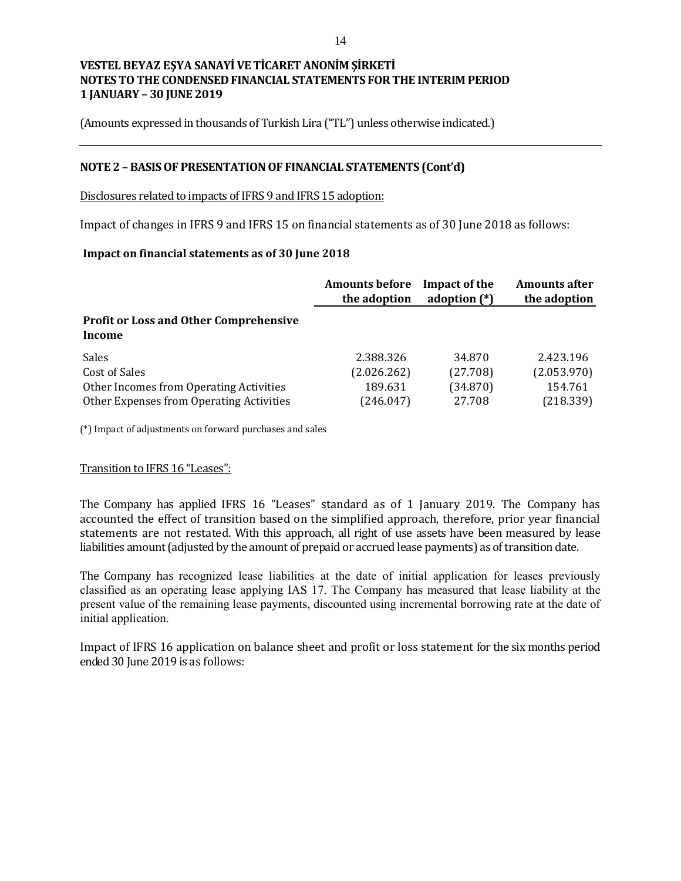**VESTEL BEYAZ EŞYA SANAYİ VE TİCARET ANONİM ŞİRKETİ**
**NOTES TO THE CONDENSED FINANCIAL STATEMENTS FOR THE INTERIM PERIOD**
**1 JANUARY – 30 JUNE 2019**

(Amounts expressed in thousands of Turkish Lira ("TL") unless otherwise indicated.)

## NOTE 2 – BASIS OF PRESENTATION OF FINANCIAL STATEMENTS (Cont'd)

Disclosures related to impacts of IFRS 9 and IFRS 15 adoption:

Impact of changes in IFRS 9 and IFRS 15 on financial statements as of 30 June 2018 as follows:

**Impact on financial statements as of 30 June 2018**

| | Amounts before the adoption | Impact of the adoption (*) | Amounts after the adoption |
|---|---|---|---|
| **Profit or Loss and Other Comprehensive Income** | | | |
| Sales | 2.388.326 | 34.870 | 2.423.196 |
| Cost of Sales | (2.026.262) | (27.708) | (2.053.970) |
| Other Incomes from Operating Activities | 189.631 | (34.870) | 154.761 |
| Other Expenses from Operating Activities | (246.047) | 27.708 | (218.339) |

(*) Impact of adjustments on forward purchases and sales

Transition to IFRS 16 "Leases":

The Company has applied IFRS 16 "Leases" standard as of 1 January 2019. The Company has accounted the effect of transition based on the simplified approach, therefore, prior year financial statements are not restated. With this approach, all right of use assets have been measured by lease liabilities amount (adjusted by the amount of prepaid or accrued lease payments) as of transition date.

The Company has recognized lease liabilities at the date of initial application for leases previously classified as an operating lease applying IAS 17. The Company has measured that lease liability at the present value of the remaining lease payments, discounted using incremental borrowing rate at the date of initial application.

Impact of IFRS 16 application on balance sheet and profit or loss statement for the six months period ended 30 June 2019 is as follows: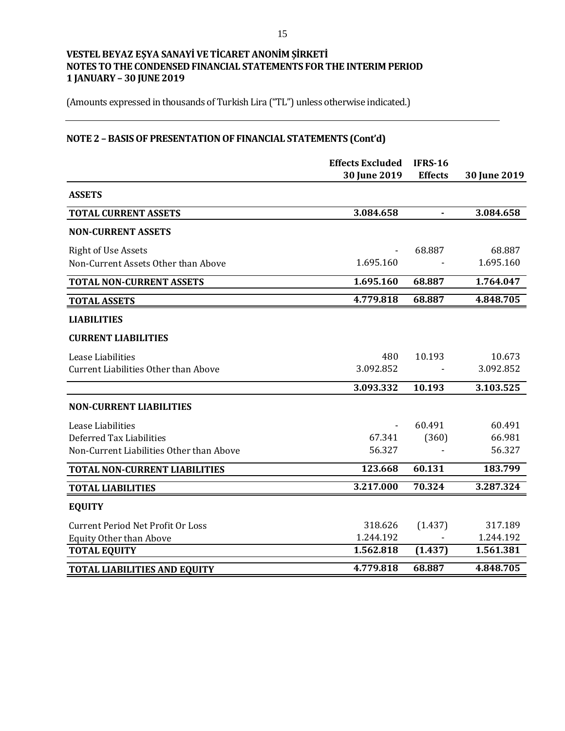# VESTEL BEYAZ EŞYA SANAYİ VE TİCARET ANONİM ŞİRKETİ
# NOTES TO THE CONDENSED FINANCIAL STATEMENTS FOR THE INTERIM PERIOD
# 1 JANUARY – 30 JUNE 2019

(Amounts expressed in thousands of Turkish Lira ("TL") unless otherwise indicated.)

## NOTE 2 – BASIS OF PRESENTATION OF FINANCIAL STATEMENTS (Cont'd)

| | Effects Excluded 30 June 2019 | IFRS-16 Effects | 30 June 2019 |
|---|---|---|---|
| **ASSETS** | | | |
| **TOTAL CURRENT ASSETS** | **3.084.658** | **-** | **3.084.658** |
| **NON-CURRENT ASSETS** | | | |
| Right of Use Assets | - | 68.887 | 68.887 |
| Non-Current Assets Other than Above | 1.695.160 | - | 1.695.160 |
| **TOTAL NON-CURRENT ASSETS** | **1.695.160** | **68.887** | **1.764.047** |
| **TOTAL ASSETS** | **4.779.818** | **68.887** | **4.848.705** |
| **LIABILITIES** | | | |
| **CURRENT LIABILITIES** | | | |
| Lease Liabilities | 480 | 10.193 | 10.673 |
| Current Liabilities Other than Above | 3.092.852 | - | 3.092.852 |
| | **3.093.332** | **10.193** | **3.103.525** |
| **NON-CURRENT LIABILITIES** | | | |
| Lease Liabilities | - | 60.491 | 60.491 |
| Deferred Tax Liabilities | 67.341 | (360) | 66.981 |
| Non-Current Liabilities Other than Above | 56.327 | - | 56.327 |
| **TOTAL NON-CURRENT LIABILITIES** | **123.668** | **60.131** | **183.799** |
| **TOTAL LIABILITIES** | **3.217.000** | **70.324** | **3.287.324** |
| **EQUITY** | | | |
| Current Period Net Profit Or Loss | 318.626 | (1.437) | 317.189 |
| Equity Other than Above | 1.244.192 | - | 1.244.192 |
| **TOTAL EQUITY** | **1.562.818** | **(1.437)** | **1.561.381** |
| **TOTAL LIABILITIES AND EQUITY** | **4.779.818** | **68.887** | **4.848.705** |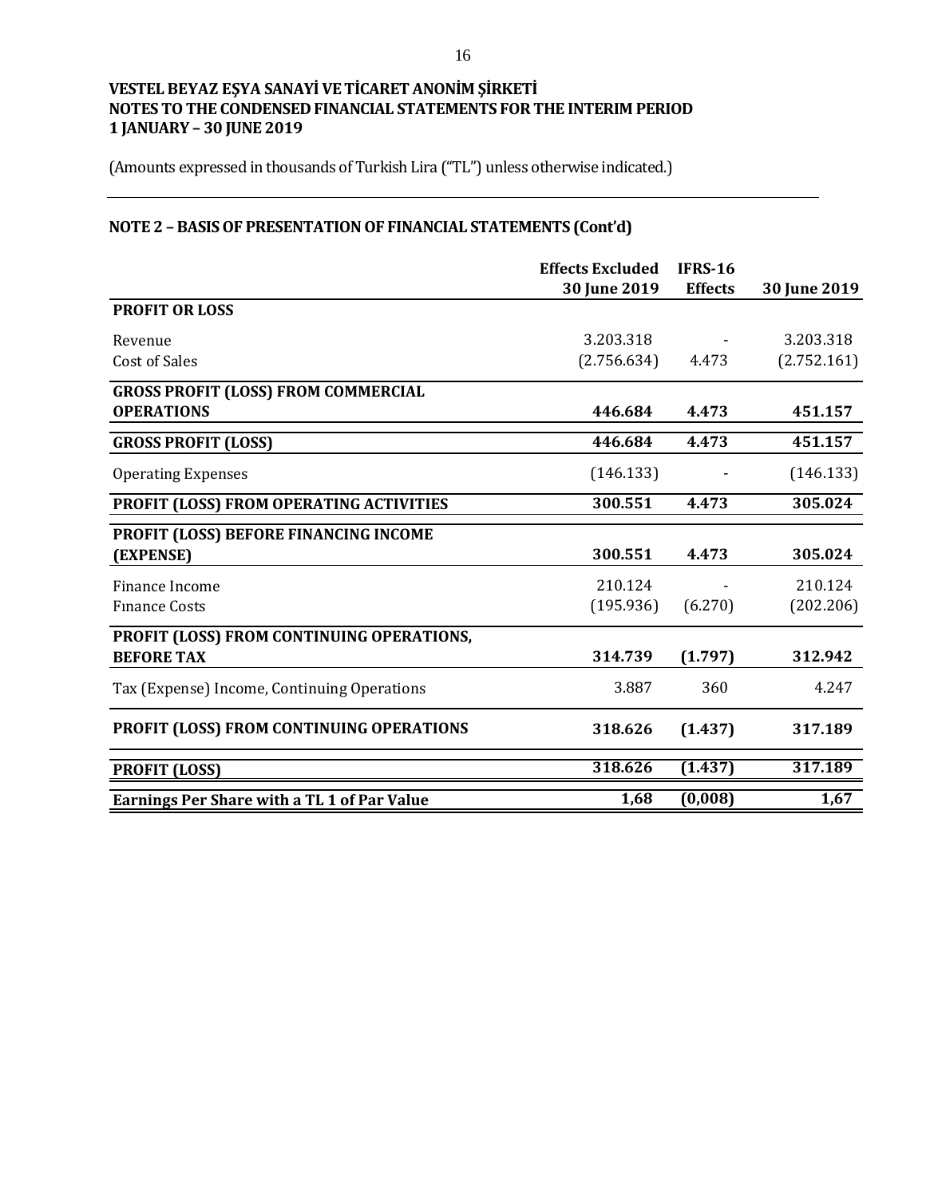**VESTEL BEYAZ EŞYA SANAYİ VE TİCARET ANONİM ŞİRKETİ**
**NOTES TO THE CONDENSED FINANCIAL STATEMENTS FOR THE INTERIM PERIOD**
**1 JANUARY – 30 JUNE 2019**

(Amounts expressed in thousands of Turkish Lira ("TL") unless otherwise indicated.)

## NOTE 2 – BASIS OF PRESENTATION OF FINANCIAL STATEMENTS (Cont'd)

| | Effects Excluded 30 June 2019 | IFRS-16 Effects | 30 June 2019 |
|---|---|---|---|
| **PROFIT OR LOSS** | | | |
| Revenue | 3.203.318 | - | 3.203.318 |
| Cost of Sales | (2.756.634) | 4.473 | (2.752.161) |
| **GROSS PROFIT (LOSS) FROM COMMERCIAL OPERATIONS** | **446.684** | **4.473** | **451.157** |
| **GROSS PROFIT (LOSS)** | **446.684** | **4.473** | **451.157** |
| Operating Expenses | (146.133) | - | (146.133) |
| **PROFIT (LOSS) FROM OPERATING ACTIVITIES** | **300.551** | **4.473** | **305.024** |
| **PROFIT (LOSS) BEFORE FINANCING INCOME (EXPENSE)** | **300.551** | **4.473** | **305.024** |
| Finance Income | 210.124 | - | 210.124 |
| Finance Costs | (195.936) | (6.270) | (202.206) |
| **PROFIT (LOSS) FROM CONTINUING OPERATIONS, BEFORE TAX** | **314.739** | **(1.797)** | **312.942** |
| Tax (Expense) Income, Continuing Operations | 3.887 | 360 | 4.247 |
| **PROFIT (LOSS) FROM CONTINUING OPERATIONS** | **318.626** | **(1.437)** | **317.189** |
| **PROFIT (LOSS)** | **318.626** | **(1.437)** | **317.189** |
| **Earnings Per Share with a TL 1 of Par Value** | **1,68** | **(0,008)** | **1,67** |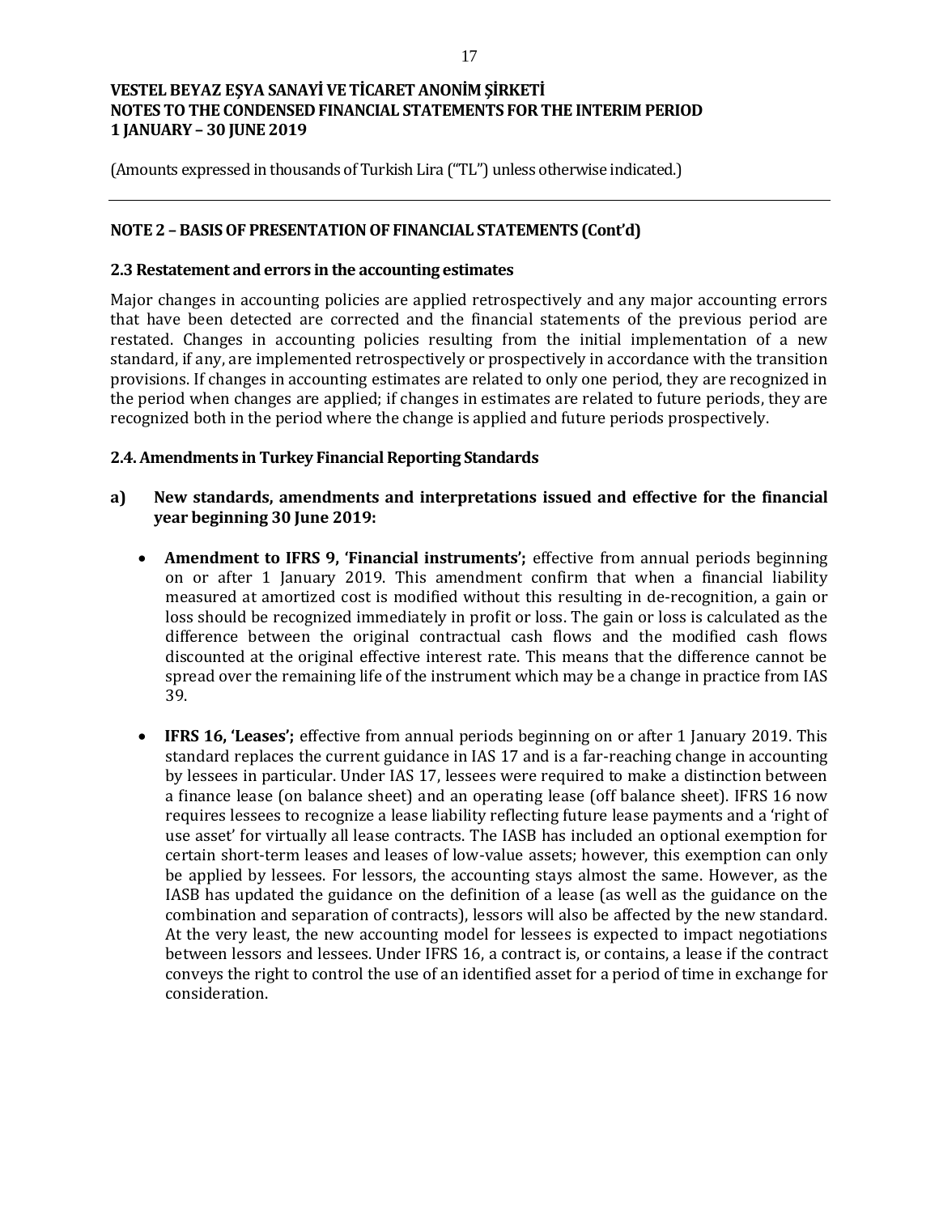**VESTEL BEYAZ EŞYA SANAYİ VE TİCARET ANONİM ŞİRKETİ**
**NOTES TO THE CONDENSED FINANCIAL STATEMENTS FOR THE INTERIM PERIOD**
**1 JANUARY – 30 JUNE 2019**

(Amounts expressed in thousands of Turkish Lira ("TL") unless otherwise indicated.)

## NOTE 2 – BASIS OF PRESENTATION OF FINANCIAL STATEMENTS (Cont'd)

### 2.3 Restatement and errors in the accounting estimates

Major changes in accounting policies are applied retrospectively and any major accounting errors that have been detected are corrected and the financial statements of the previous period are restated. Changes in accounting policies resulting from the initial implementation of a new standard, if any, are implemented retrospectively or prospectively in accordance with the transition provisions. If changes in accounting estimates are related to only one period, they are recognized in the period when changes are applied; if changes in estimates are related to future periods, they are recognized both in the period where the change is applied and future periods prospectively.

### 2.4. Amendments in Turkey Financial Reporting Standards

**a) New standards, amendments and interpretations issued and effective for the financial year beginning 30 June 2019:**

- **Amendment to IFRS 9, 'Financial instruments';** effective from annual periods beginning on or after 1 January 2019. This amendment confirm that when a financial liability measured at amortized cost is modified without this resulting in de-recognition, a gain or loss should be recognized immediately in profit or loss. The gain or loss is calculated as the difference between the original contractual cash flows and the modified cash flows discounted at the original effective interest rate. This means that the difference cannot be spread over the remaining life of the instrument which may be a change in practice from IAS 39.

- **IFRS 16, 'Leases';** effective from annual periods beginning on or after 1 January 2019. This standard replaces the current guidance in IAS 17 and is a far-reaching change in accounting by lessees in particular. Under IAS 17, lessees were required to make a distinction between a finance lease (on balance sheet) and an operating lease (off balance sheet). IFRS 16 now requires lessees to recognize a lease liability reflecting future lease payments and a 'right of use asset' for virtually all lease contracts. The IASB has included an optional exemption for certain short-term leases and leases of low-value assets; however, this exemption can only be applied by lessees. For lessors, the accounting stays almost the same. However, as the IASB has updated the guidance on the definition of a lease (as well as the guidance on the combination and separation of contracts), lessors will also be affected by the new standard. At the very least, the new accounting model for lessees is expected to impact negotiations between lessors and lessees. Under IFRS 16, a contract is, or contains, a lease if the contract conveys the right to control the use of an identified asset for a period of time in exchange for consideration.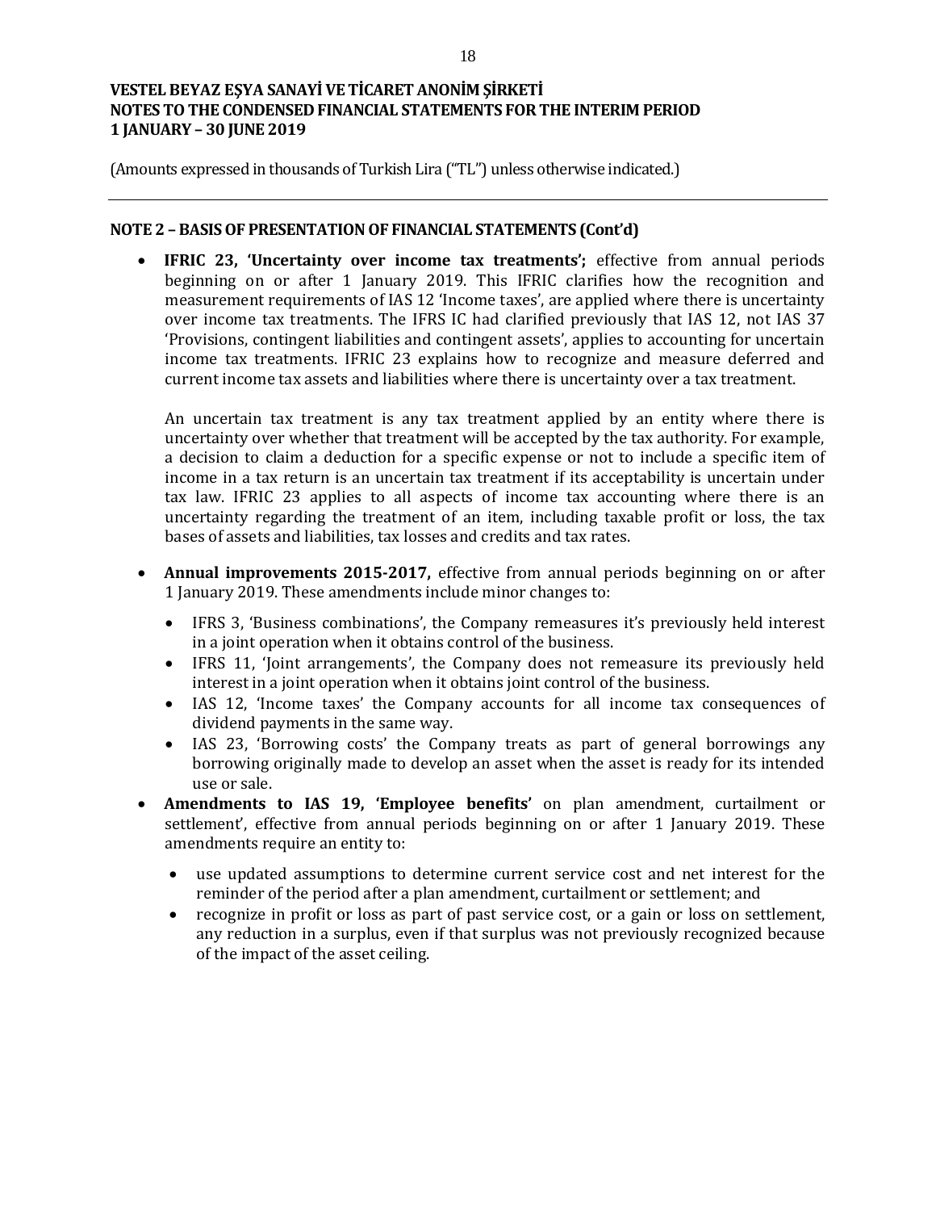## NOTE 2 – BASIS OF PRESENTATION OF FINANCIAL STATEMENTS (Cont'd)

- **IFRIC 23, 'Uncertainty over income tax treatments';** effective from annual periods beginning on or after 1 January 2019. This IFRIC clarifies how the recognition and measurement requirements of IAS 12 'Income taxes', are applied where there is uncertainty over income tax treatments. The IFRS IC had clarified previously that IAS 12, not IAS 37 'Provisions, contingent liabilities and contingent assets', applies to accounting for uncertain income tax treatments. IFRIC 23 explains how to recognize and measure deferred and current income tax assets and liabilities where there is uncertainty over a tax treatment.

  An uncertain tax treatment is any tax treatment applied by an entity where there is uncertainty over whether that treatment will be accepted by the tax authority. For example, a decision to claim a deduction for a specific expense or not to include a specific item of income in a tax return is an uncertain tax treatment if its acceptability is uncertain under tax law. IFRIC 23 applies to all aspects of income tax accounting where there is an uncertainty regarding the treatment of an item, including taxable profit or loss, the tax bases of assets and liabilities, tax losses and credits and tax rates.

- **Annual improvements 2015-2017,** effective from annual periods beginning on or after 1 January 2019. These amendments include minor changes to:

  - IFRS 3, 'Business combinations', the Company remeasures it's previously held interest in a joint operation when it obtains control of the business.
  - IFRS 11, 'Joint arrangements', the Company does not remeasure its previously held interest in a joint operation when it obtains joint control of the business.
  - IAS 12, 'Income taxes' the Company accounts for all income tax consequences of dividend payments in the same way.
  - IAS 23, 'Borrowing costs' the Company treats as part of general borrowings any borrowing originally made to develop an asset when the asset is ready for its intended use or sale.

- **Amendments to IAS 19, 'Employee benefits'** on plan amendment, curtailment or settlement', effective from annual periods beginning on or after 1 January 2019. These amendments require an entity to:

  - use updated assumptions to determine current service cost and net interest for the reminder of the period after a plan amendment, curtailment or settlement; and
  - recognize in profit or loss as part of past service cost, or a gain or loss on settlement, any reduction in a surplus, even if that surplus was not previously recognized because of the impact of the asset ceiling.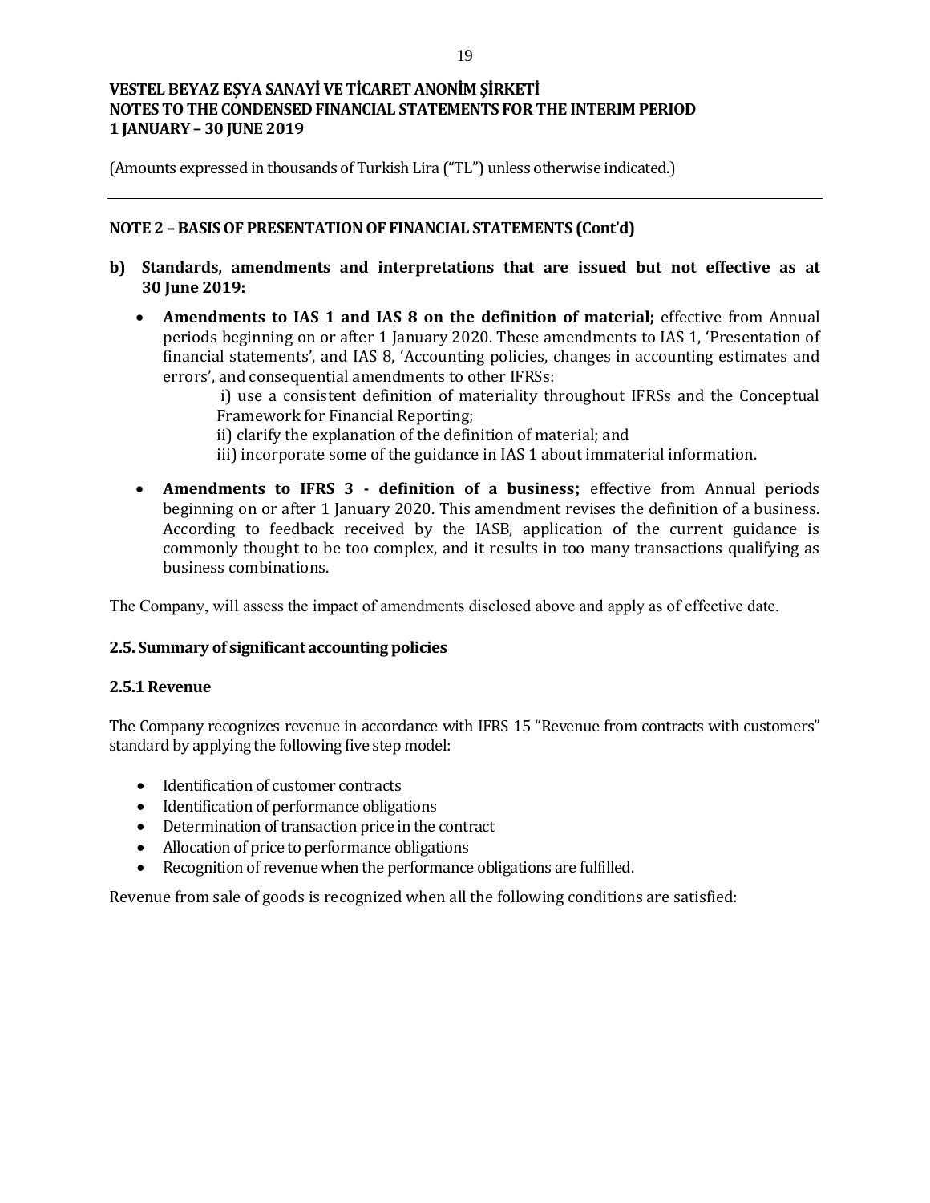**VESTEL BEYAZ EŞYA SANAYİ VE TİCARET ANONİM ŞİRKETİ**
**NOTES TO THE CONDENSED FINANCIAL STATEMENTS FOR THE INTERIM PERIOD**
**1 JANUARY – 30 JUNE 2019**

(Amounts expressed in thousands of Turkish Lira ("TL") unless otherwise indicated.)

---

**NOTE 2 – BASIS OF PRESENTATION OF FINANCIAL STATEMENTS (Cont'd)**

**b) Standards, amendments and interpretations that are issued but not effective as at 30 June 2019:**

- **Amendments to IAS 1 and IAS 8 on the definition of material;** effective from Annual periods beginning on or after 1 January 2020. These amendments to IAS 1, 'Presentation of financial statements', and IAS 8, 'Accounting policies, changes in accounting estimates and errors', and consequential amendments to other IFRSs:

  i) use a consistent definition of materiality throughout IFRSs and the Conceptual Framework for Financial Reporting;
  ii) clarify the explanation of the definition of material; and
  iii) incorporate some of the guidance in IAS 1 about immaterial information.

- **Amendments to IFRS 3 - definition of a business;** effective from Annual periods beginning on or after 1 January 2020. This amendment revises the definition of a business. According to feedback received by the IASB, application of the current guidance is commonly thought to be too complex, and it results in too many transactions qualifying as business combinations.

The Company, will assess the impact of amendments disclosed above and apply as of effective date.

### 2.5. Summary of significant accounting policies

#### 2.5.1 Revenue

The Company recognizes revenue in accordance with IFRS 15 "Revenue from contracts with customers" standard by applying the following five step model:

- Identification of customer contracts
- Identification of performance obligations
- Determination of transaction price in the contract
- Allocation of price to performance obligations
- Recognition of revenue when the performance obligations are fulfilled.

Revenue from sale of goods is recognized when all the following conditions are satisfied: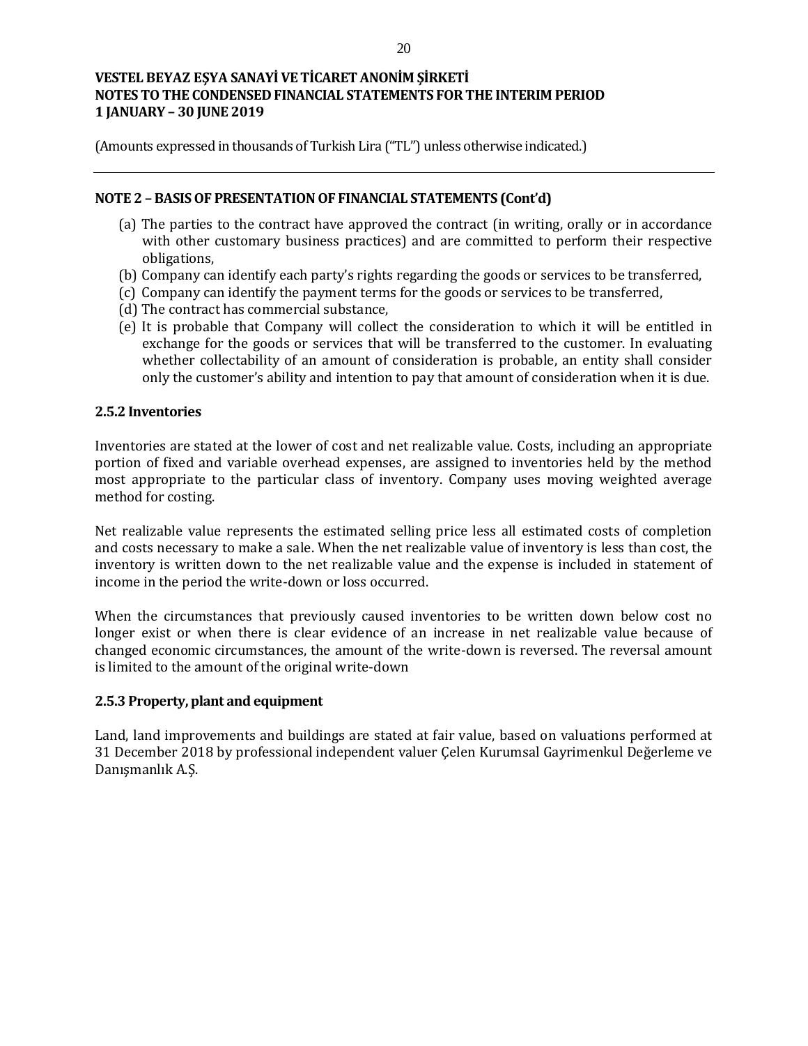## NOTE 2 – BASIS OF PRESENTATION OF FINANCIAL STATEMENTS (Cont'd)

(a) The parties to the contract have approved the contract (in writing, orally or in accordance with other customary business practices) and are committed to perform their respective obligations,
(b) Company can identify each party's rights regarding the goods or services to be transferred,
(c) Company can identify the payment terms for the goods or services to be transferred,
(d) The contract has commercial substance,
(e) It is probable that Company will collect the consideration to which it will be entitled in exchange for the goods or services that will be transferred to the customer. In evaluating whether collectability of an amount of consideration is probable, an entity shall consider only the customer's ability and intention to pay that amount of consideration when it is due.

### 2.5.2 Inventories

Inventories are stated at the lower of cost and net realizable value. Costs, including an appropriate portion of fixed and variable overhead expenses, are assigned to inventories held by the method most appropriate to the particular class of inventory. Company uses moving weighted average method for costing.

Net realizable value represents the estimated selling price less all estimated costs of completion and costs necessary to make a sale. When the net realizable value of inventory is less than cost, the inventory is written down to the net realizable value and the expense is included in statement of income in the period the write-down or loss occurred.

When the circumstances that previously caused inventories to be written down below cost no longer exist or when there is clear evidence of an increase in net realizable value because of changed economic circumstances, the amount of the write-down is reversed. The reversal amount is limited to the amount of the original write-down

### 2.5.3 Property, plant and equipment

Land, land improvements and buildings are stated at fair value, based on valuations performed at 31 December 2018 by professional independent valuer Çelen Kurumsal Gayrimenkul Değerleme ve Danışmanlık A.Ş.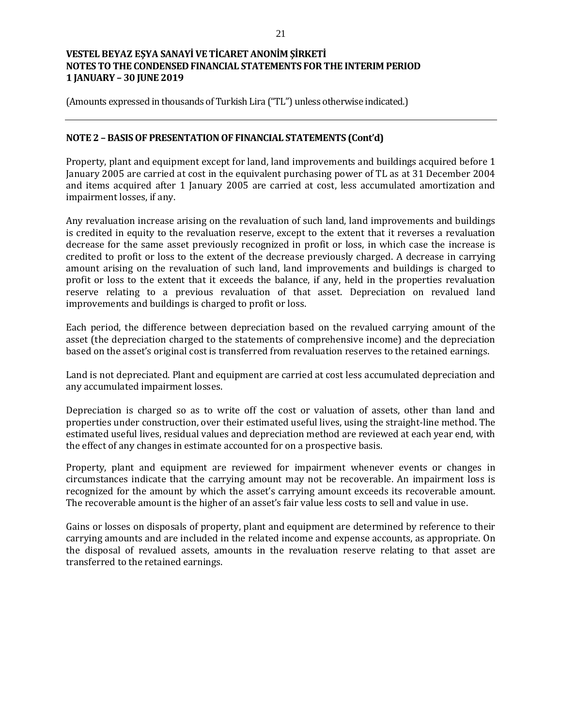**VESTEL BEYAZ EŞYA SANAYİ VE TİCARET ANONİM ŞİRKETİ**
**NOTES TO THE CONDENSED FINANCIAL STATEMENTS FOR THE INTERIM PERIOD**
**1 JANUARY – 30 JUNE 2019**

(Amounts expressed in thousands of Turkish Lira ("TL") unless otherwise indicated.)

## NOTE 2 – BASIS OF PRESENTATION OF FINANCIAL STATEMENTS (Cont'd)

Property, plant and equipment except for land, land improvements and buildings acquired before 1 January 2005 are carried at cost in the equivalent purchasing power of TL as at 31 December 2004 and items acquired after 1 January 2005 are carried at cost, less accumulated amortization and impairment losses, if any.

Any revaluation increase arising on the revaluation of such land, land improvements and buildings is credited in equity to the revaluation reserve, except to the extent that it reverses a revaluation decrease for the same asset previously recognized in profit or loss, in which case the increase is credited to profit or loss to the extent of the decrease previously charged. A decrease in carrying amount arising on the revaluation of such land, land improvements and buildings is charged to profit or loss to the extent that it exceeds the balance, if any, held in the properties revaluation reserve relating to a previous revaluation of that asset. Depreciation on revalued land improvements and buildings is charged to profit or loss.

Each period, the difference between depreciation based on the revalued carrying amount of the asset (the depreciation charged to the statements of comprehensive income) and the depreciation based on the asset's original cost is transferred from revaluation reserves to the retained earnings.

Land is not depreciated. Plant and equipment are carried at cost less accumulated depreciation and any accumulated impairment losses.

Depreciation is charged so as to write off the cost or valuation of assets, other than land and properties under construction, over their estimated useful lives, using the straight-line method. The estimated useful lives, residual values and depreciation method are reviewed at each year end, with the effect of any changes in estimate accounted for on a prospective basis.

Property, plant and equipment are reviewed for impairment whenever events or changes in circumstances indicate that the carrying amount may not be recoverable. An impairment loss is recognized for the amount by which the asset's carrying amount exceeds its recoverable amount. The recoverable amount is the higher of an asset's fair value less costs to sell and value in use.

Gains or losses on disposals of property, plant and equipment are determined by reference to their carrying amounts and are included in the related income and expense accounts, as appropriate. On the disposal of revalued assets, amounts in the revaluation reserve relating to that asset are transferred to the retained earnings.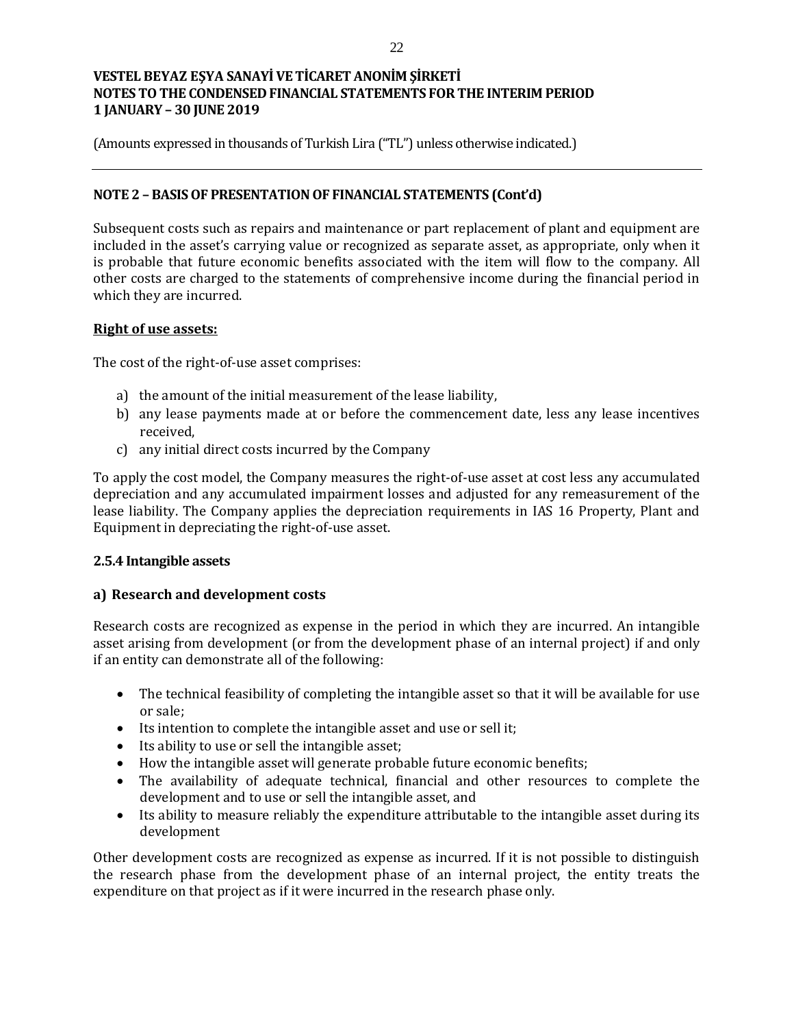## NOTE 2 – BASIS OF PRESENTATION OF FINANCIAL STATEMENTS (Cont'd)

Subsequent costs such as repairs and maintenance or part replacement of plant and equipment are included in the asset's carrying value or recognized as separate asset, as appropriate, only when it is probable that future economic benefits associated with the item will flow to the company. All other costs are charged to the statements of comprehensive income during the financial period in which they are incurred.

**Right of use assets:**

The cost of the right-of-use asset comprises:

a) the amount of the initial measurement of the lease liability,
b) any lease payments made at or before the commencement date, less any lease incentives received,
c) any initial direct costs incurred by the Company

To apply the cost model, the Company measures the right-of-use asset at cost less any accumulated depreciation and any accumulated impairment losses and adjusted for any remeasurement of the lease liability. The Company applies the depreciation requirements in IAS 16 Property, Plant and Equipment in depreciating the right-of-use asset.

### 2.5.4 Intangible assets

#### a) Research and development costs

Research costs are recognized as expense in the period in which they are incurred. An intangible asset arising from development (or from the development phase of an internal project) if and only if an entity can demonstrate all of the following:

- The technical feasibility of completing the intangible asset so that it will be available for use or sale;
- Its intention to complete the intangible asset and use or sell it;
- Its ability to use or sell the intangible asset;
- How the intangible asset will generate probable future economic benefits;
- The availability of adequate technical, financial and other resources to complete the development and to use or sell the intangible asset, and
- Its ability to measure reliably the expenditure attributable to the intangible asset during its development

Other development costs are recognized as expense as incurred. If it is not possible to distinguish the research phase from the development phase of an internal project, the entity treats the expenditure on that project as if it were incurred in the research phase only.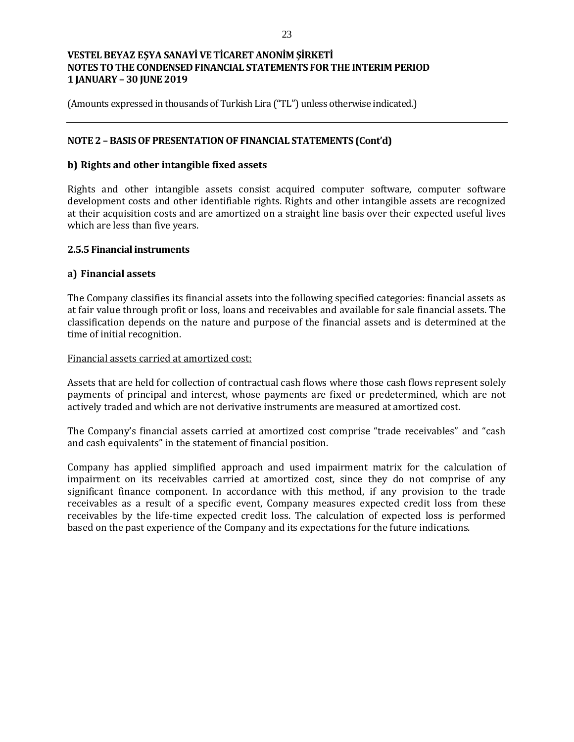## NOTE 2 – BASIS OF PRESENTATION OF FINANCIAL STATEMENTS (Cont'd)

### b) Rights and other intangible fixed assets

Rights and other intangible assets consist acquired computer software, computer software development costs and other identifiable rights. Rights and other intangible assets are recognized at their acquisition costs and are amortized on a straight line basis over their expected useful lives which are less than five years.

### 2.5.5 Financial instruments

### a) Financial assets

The Company classifies its financial assets into the following specified categories: financial assets as at fair value through profit or loss, loans and receivables and available for sale financial assets. The classification depends on the nature and purpose of the financial assets and is determined at the time of initial recognition.

Financial assets carried at amortized cost:

Assets that are held for collection of contractual cash flows where those cash flows represent solely payments of principal and interest, whose payments are fixed or predetermined, which are not actively traded and which are not derivative instruments are measured at amortized cost.

The Company's financial assets carried at amortized cost comprise "trade receivables" and "cash and cash equivalents" in the statement of financial position.

Company has applied simplified approach and used impairment matrix for the calculation of impairment on its receivables carried at amortized cost, since they do not comprise of any significant finance component. In accordance with this method, if any provision to the trade receivables as a result of a specific event, Company measures expected credit loss from these receivables by the life-time expected credit loss. The calculation of expected loss is performed based on the past experience of the Company and its expectations for the future indications.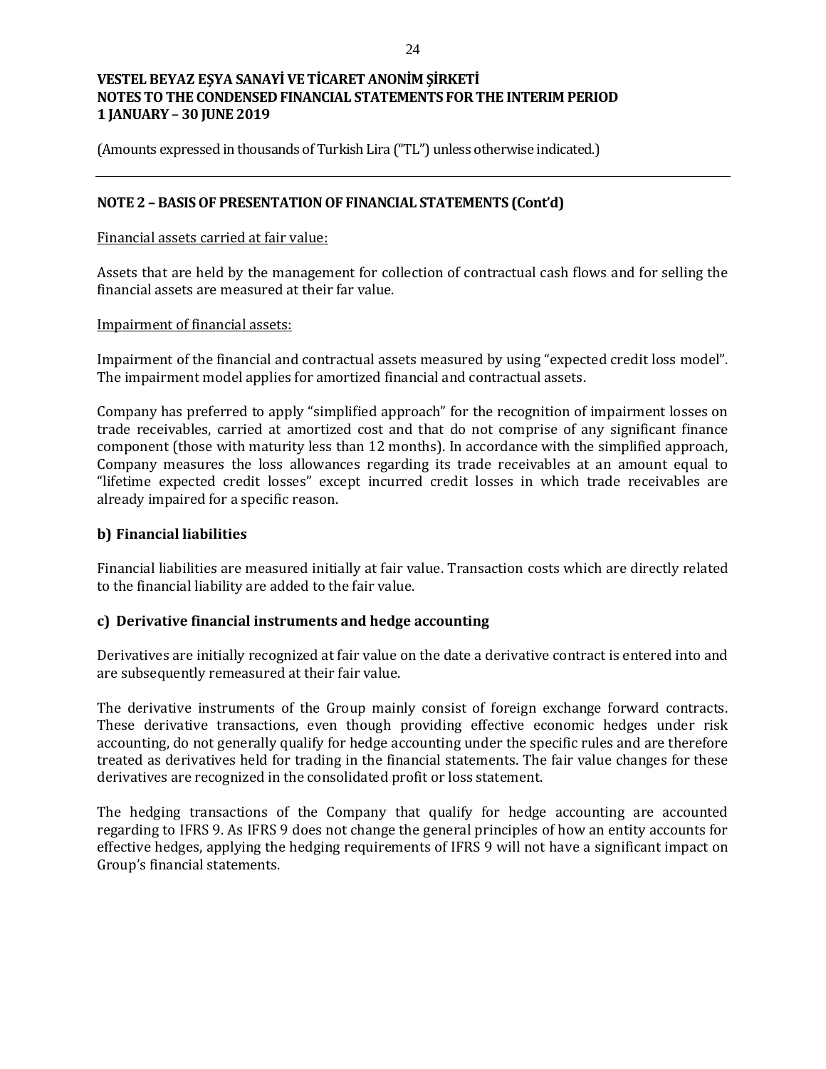## NOTE 2 – BASIS OF PRESENTATION OF FINANCIAL STATEMENTS (Cont'd)

Financial assets carried at fair value:

Assets that are held by the management for collection of contractual cash flows and for selling the financial assets are measured at their far value.

Impairment of financial assets:

Impairment of the financial and contractual assets measured by using "expected credit loss model". The impairment model applies for amortized financial and contractual assets.

Company has preferred to apply "simplified approach" for the recognition of impairment losses on trade receivables, carried at amortized cost and that do not comprise of any significant finance component (those with maturity less than 12 months). In accordance with the simplified approach, Company measures the loss allowances regarding its trade receivables at an amount equal to "lifetime expected credit losses" except incurred credit losses in which trade receivables are already impaired for a specific reason.

### b) Financial liabilities

Financial liabilities are measured initially at fair value. Transaction costs which are directly related to the financial liability are added to the fair value.

### c) Derivative financial instruments and hedge accounting

Derivatives are initially recognized at fair value on the date a derivative contract is entered into and are subsequently remeasured at their fair value.

The derivative instruments of the Group mainly consist of foreign exchange forward contracts. These derivative transactions, even though providing effective economic hedges under risk accounting, do not generally qualify for hedge accounting under the specific rules and are therefore treated as derivatives held for trading in the financial statements. The fair value changes for these derivatives are recognized in the consolidated profit or loss statement.

The hedging transactions of the Company that qualify for hedge accounting are accounted regarding to IFRS 9. As IFRS 9 does not change the general principles of how an entity accounts for effective hedges, applying the hedging requirements of IFRS 9 will not have a significant impact on Group's financial statements.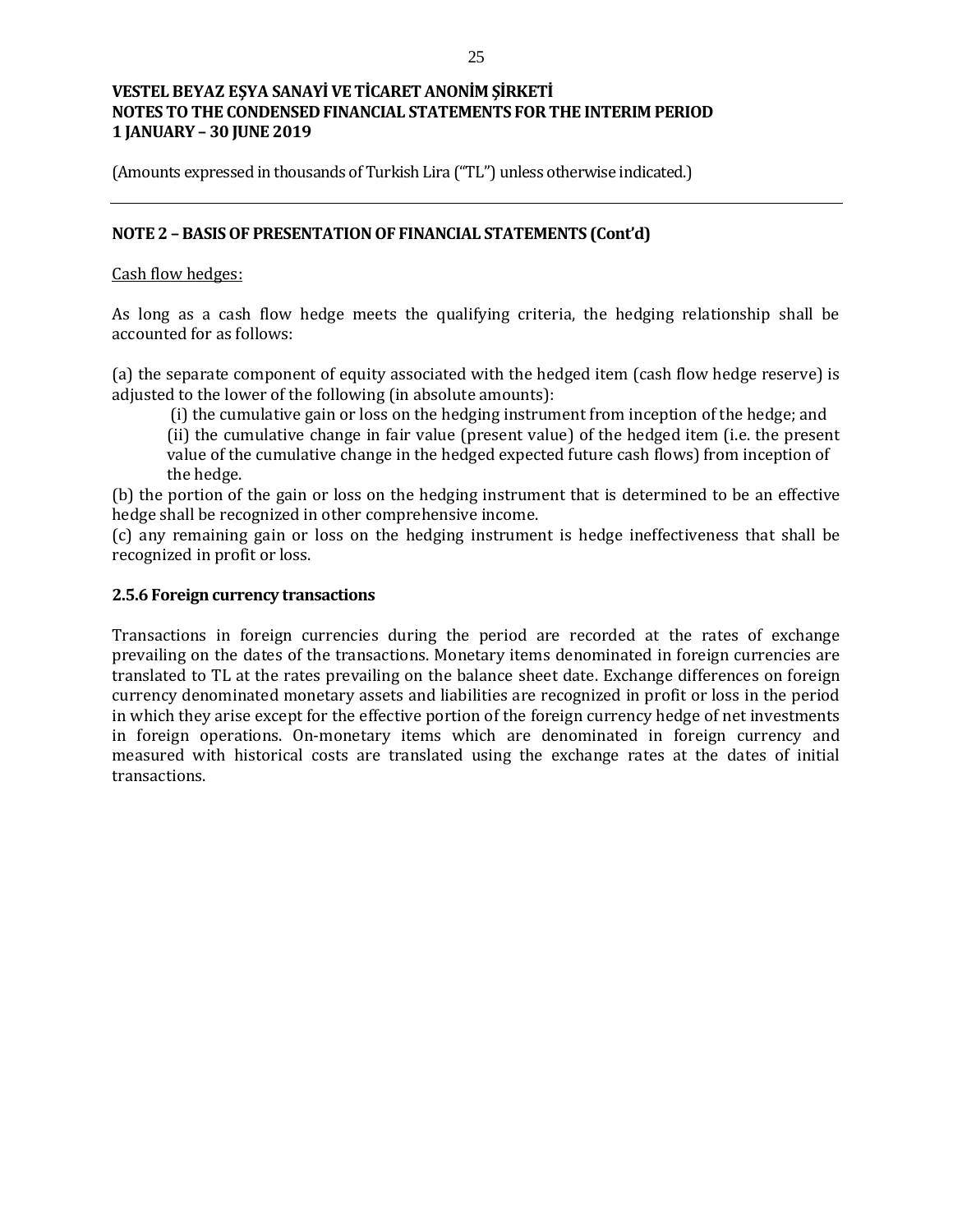## NOTE 2 – BASIS OF PRESENTATION OF FINANCIAL STATEMENTS (Cont'd)

Cash flow hedges:

As long as a cash flow hedge meets the qualifying criteria, the hedging relationship shall be accounted for as follows:

(a) the separate component of equity associated with the hedged item (cash flow hedge reserve) is adjusted to the lower of the following (in absolute amounts):

(i) the cumulative gain or loss on the hedging instrument from inception of the hedge; and

(ii) the cumulative change in fair value (present value) of the hedged item (i.e. the present value of the cumulative change in the hedged expected future cash flows) from inception of the hedge.

(b) the portion of the gain or loss on the hedging instrument that is determined to be an effective hedge shall be recognized in other comprehensive income.

(c) any remaining gain or loss on the hedging instrument is hedge ineffectiveness that shall be recognized in profit or loss.

### 2.5.6 Foreign currency transactions

Transactions in foreign currencies during the period are recorded at the rates of exchange prevailing on the dates of the transactions. Monetary items denominated in foreign currencies are translated to TL at the rates prevailing on the balance sheet date. Exchange differences on foreign currency denominated monetary assets and liabilities are recognized in profit or loss in the period in which they arise except for the effective portion of the foreign currency hedge of net investments in foreign operations. On-monetary items which are denominated in foreign currency and measured with historical costs are translated using the exchange rates at the dates of initial transactions.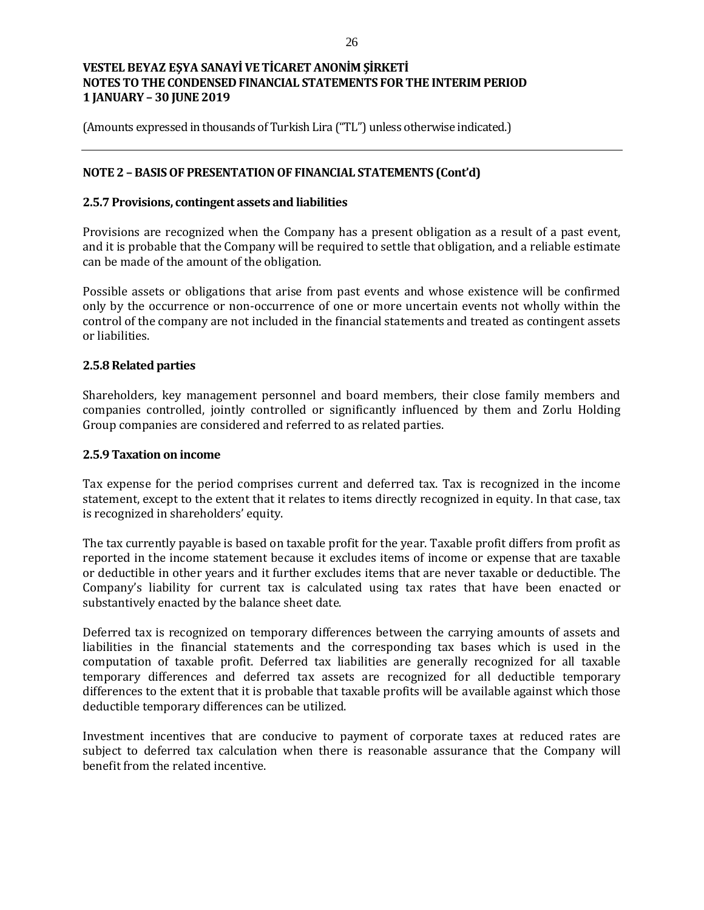(Amounts expressed in thousands of Turkish Lira ("TL") unless otherwise indicated.)

## NOTE 2 – BASIS OF PRESENTATION OF FINANCIAL STATEMENTS (Cont'd)

### 2.5.7 Provisions, contingent assets and liabilities

Provisions are recognized when the Company has a present obligation as a result of a past event, and it is probable that the Company will be required to settle that obligation, and a reliable estimate can be made of the amount of the obligation.

Possible assets or obligations that arise from past events and whose existence will be confirmed only by the occurrence or non-occurrence of one or more uncertain events not wholly within the control of the company are not included in the financial statements and treated as contingent assets or liabilities.

### 2.5.8 Related parties

Shareholders, key management personnel and board members, their close family members and companies controlled, jointly controlled or significantly influenced by them and Zorlu Holding Group companies are considered and referred to as related parties.

### 2.5.9 Taxation on income

Tax expense for the period comprises current and deferred tax. Tax is recognized in the income statement, except to the extent that it relates to items directly recognized in equity. In that case, tax is recognized in shareholders' equity.

The tax currently payable is based on taxable profit for the year. Taxable profit differs from profit as reported in the income statement because it excludes items of income or expense that are taxable or deductible in other years and it further excludes items that are never taxable or deductible. The Company's liability for current tax is calculated using tax rates that have been enacted or substantively enacted by the balance sheet date.

Deferred tax is recognized on temporary differences between the carrying amounts of assets and liabilities in the financial statements and the corresponding tax bases which is used in the computation of taxable profit. Deferred tax liabilities are generally recognized for all taxable temporary differences and deferred tax assets are recognized for all deductible temporary differences to the extent that it is probable that taxable profits will be available against which those deductible temporary differences can be utilized.

Investment incentives that are conducive to payment of corporate taxes at reduced rates are subject to deferred tax calculation when there is reasonable assurance that the Company will benefit from the related incentive.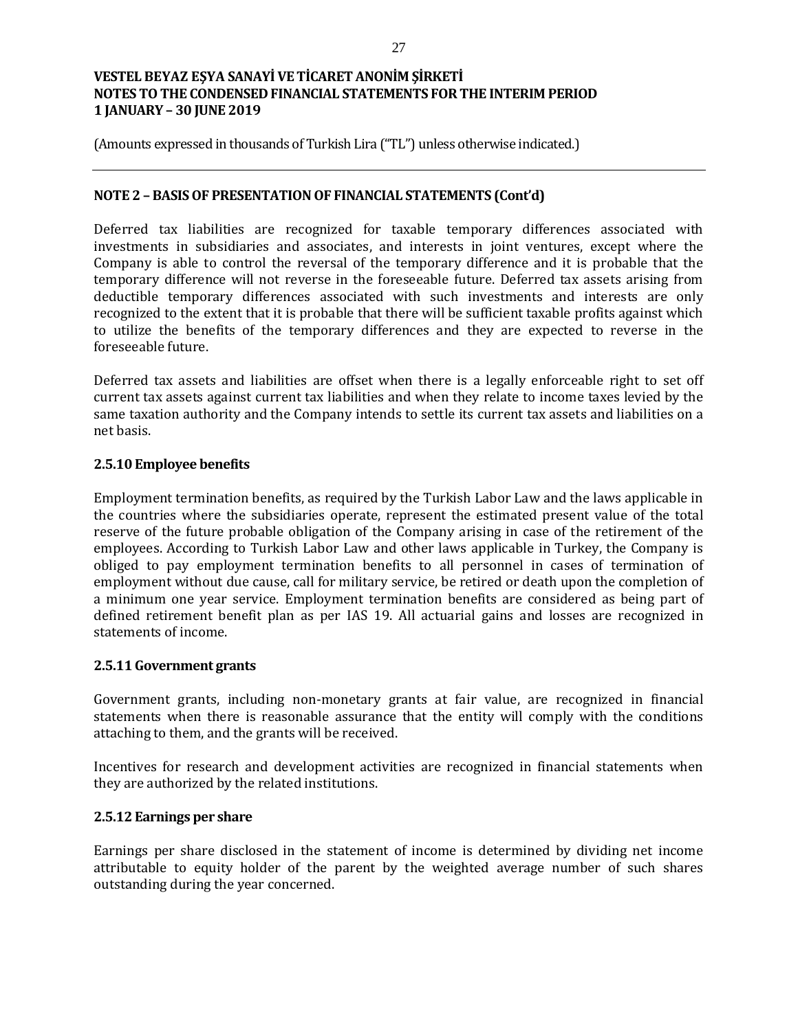## NOTE 2 – BASIS OF PRESENTATION OF FINANCIAL STATEMENTS (Cont'd)

Deferred tax liabilities are recognized for taxable temporary differences associated with investments in subsidiaries and associates, and interests in joint ventures, except where the Company is able to control the reversal of the temporary difference and it is probable that the temporary difference will not reverse in the foreseeable future. Deferred tax assets arising from deductible temporary differences associated with such investments and interests are only recognized to the extent that it is probable that there will be sufficient taxable profits against which to utilize the benefits of the temporary differences and they are expected to reverse in the foreseeable future.

Deferred tax assets and liabilities are offset when there is a legally enforceable right to set off current tax assets against current tax liabilities and when they relate to income taxes levied by the same taxation authority and the Company intends to settle its current tax assets and liabilities on a net basis.

### 2.5.10 Employee benefits

Employment termination benefits, as required by the Turkish Labor Law and the laws applicable in the countries where the subsidiaries operate, represent the estimated present value of the total reserve of the future probable obligation of the Company arising in case of the retirement of the employees. According to Turkish Labor Law and other laws applicable in Turkey, the Company is obliged to pay employment termination benefits to all personnel in cases of termination of employment without due cause, call for military service, be retired or death upon the completion of a minimum one year service. Employment termination benefits are considered as being part of defined retirement benefit plan as per IAS 19. All actuarial gains and losses are recognized in statements of income.

### 2.5.11 Government grants

Government grants, including non-monetary grants at fair value, are recognized in financial statements when there is reasonable assurance that the entity will comply with the conditions attaching to them, and the grants will be received.

Incentives for research and development activities are recognized in financial statements when they are authorized by the related institutions.

### 2.5.12 Earnings per share

Earnings per share disclosed in the statement of income is determined by dividing net income attributable to equity holder of the parent by the weighted average number of such shares outstanding during the year concerned.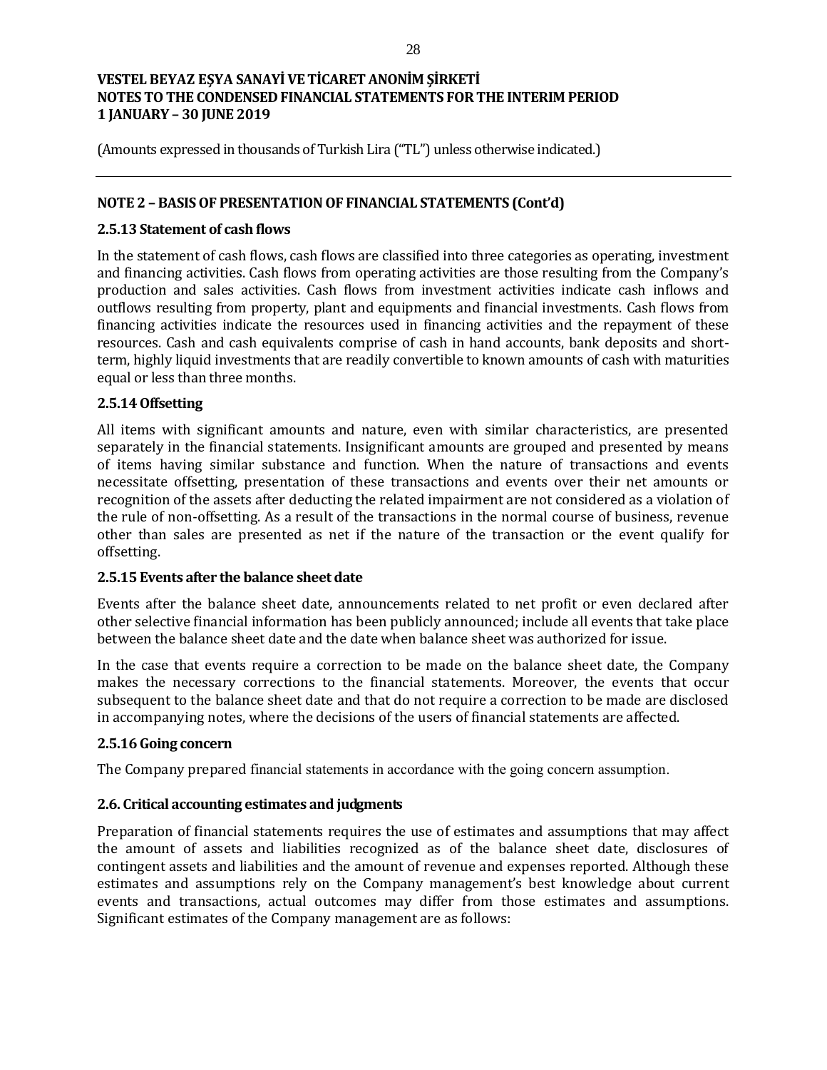(Amounts expressed in thousands of Turkish Lira ("TL") unless otherwise indicated.)

## NOTE 2 – BASIS OF PRESENTATION OF FINANCIAL STATEMENTS (Cont'd)

### 2.5.13 Statement of cash flows

In the statement of cash flows, cash flows are classified into three categories as operating, investment and financing activities. Cash flows from operating activities are those resulting from the Company's production and sales activities. Cash flows from investment activities indicate cash inflows and outflows resulting from property, plant and equipments and financial investments. Cash flows from financing activities indicate the resources used in financing activities and the repayment of these resources. Cash and cash equivalents comprise of cash in hand accounts, bank deposits and short-term, highly liquid investments that are readily convertible to known amounts of cash with maturities equal or less than three months.

### 2.5.14 Offsetting

All items with significant amounts and nature, even with similar characteristics, are presented separately in the financial statements. Insignificant amounts are grouped and presented by means of items having similar substance and function. When the nature of transactions and events necessitate offsetting, presentation of these transactions and events over their net amounts or recognition of the assets after deducting the related impairment are not considered as a violation of the rule of non-offsetting. As a result of the transactions in the normal course of business, revenue other than sales are presented as net if the nature of the transaction or the event qualify for offsetting.

### 2.5.15 Events after the balance sheet date

Events after the balance sheet date, announcements related to net profit or even declared after other selective financial information has been publicly announced; include all events that take place between the balance sheet date and the date when balance sheet was authorized for issue.

In the case that events require a correction to be made on the balance sheet date, the Company makes the necessary corrections to the financial statements. Moreover, the events that occur subsequent to the balance sheet date and that do not require a correction to be made are disclosed in accompanying notes, where the decisions of the users of financial statements are affected.

### 2.5.16 Going concern

The Company prepared financial statements in accordance with the going concern assumption.

### 2.6. Critical accounting estimates and judgments

Preparation of financial statements requires the use of estimates and assumptions that may affect the amount of assets and liabilities recognized as of the balance sheet date, disclosures of contingent assets and liabilities and the amount of revenue and expenses reported. Although these estimates and assumptions rely on the Company management's best knowledge about current events and transactions, actual outcomes may differ from those estimates and assumptions. Significant estimates of the Company management are as follows: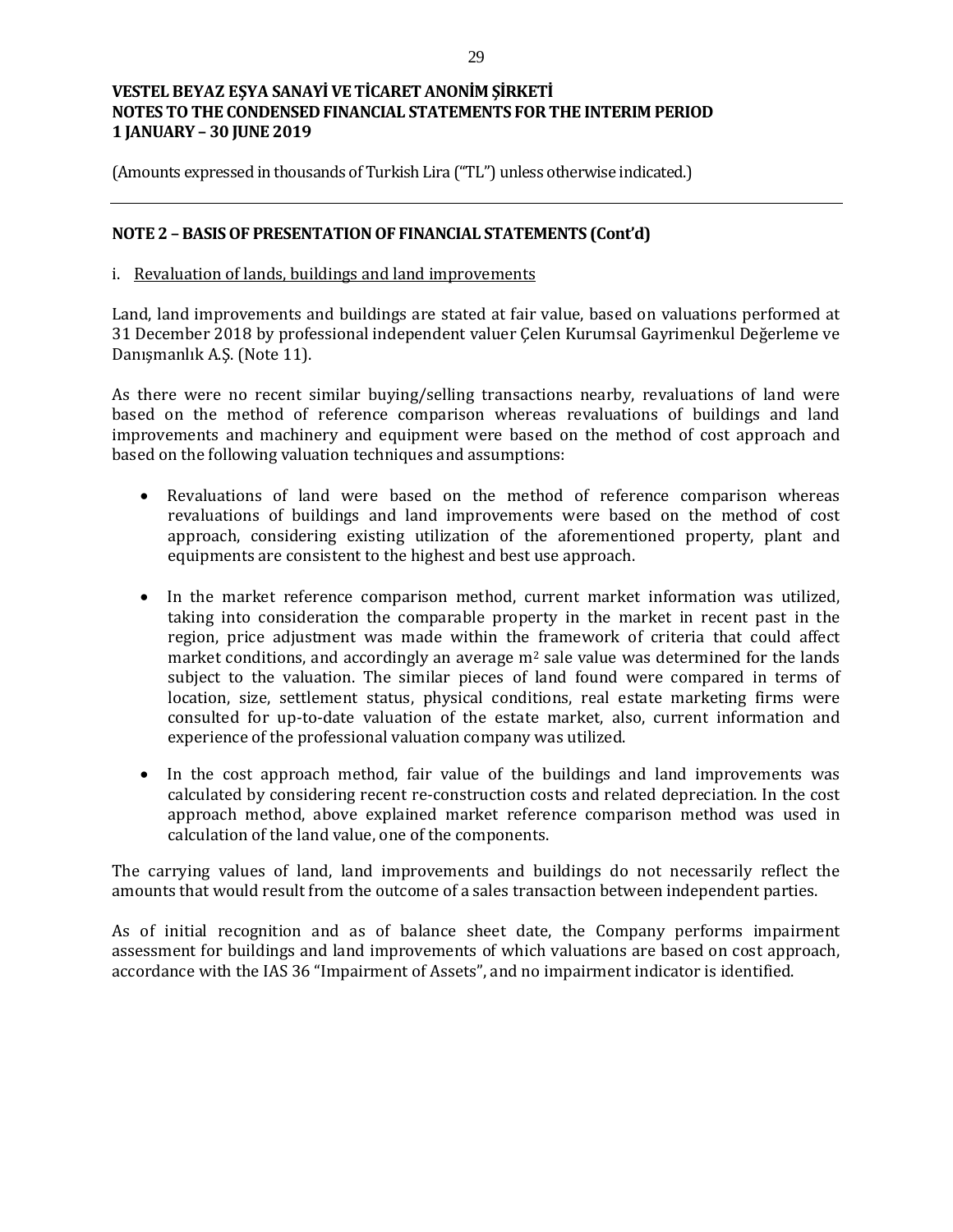(Amounts expressed in thousands of Turkish Lira ("TL") unless otherwise indicated.)

## NOTE 2 – BASIS OF PRESENTATION OF FINANCIAL STATEMENTS (Cont'd)

i. Revaluation of lands, buildings and land improvements

Land, land improvements and buildings are stated at fair value, based on valuations performed at 31 December 2018 by professional independent valuer Çelen Kurumsal Gayrimenkul Değerleme ve Danışmanlık A.Ş. (Note 11).

As there were no recent similar buying/selling transactions nearby, revaluations of land were based on the method of reference comparison whereas revaluations of buildings and land improvements and machinery and equipment were based on the method of cost approach and based on the following valuation techniques and assumptions:

- Revaluations of land were based on the method of reference comparison whereas revaluations of buildings and land improvements were based on the method of cost approach, considering existing utilization of the aforementioned property, plant and equipments are consistent to the highest and best use approach.

- In the market reference comparison method, current market information was utilized, taking into consideration the comparable property in the market in recent past in the region, price adjustment was made within the framework of criteria that could affect market conditions, and accordingly an average $m^2$ sale value was determined for the lands subject to the valuation. The similar pieces of land found were compared in terms of location, size, settlement status, physical conditions, real estate marketing firms were consulted for up-to-date valuation of the estate market, also, current information and experience of the professional valuation company was utilized.

- In the cost approach method, fair value of the buildings and land improvements was calculated by considering recent re-construction costs and related depreciation. In the cost approach method, above explained market reference comparison method was used in calculation of the land value, one of the components.

The carrying values of land, land improvements and buildings do not necessarily reflect the amounts that would result from the outcome of a sales transaction between independent parties.

As of initial recognition and as of balance sheet date, the Company performs impairment assessment for buildings and land improvements of which valuations are based on cost approach, accordance with the IAS 36 "Impairment of Assets", and no impairment indicator is identified.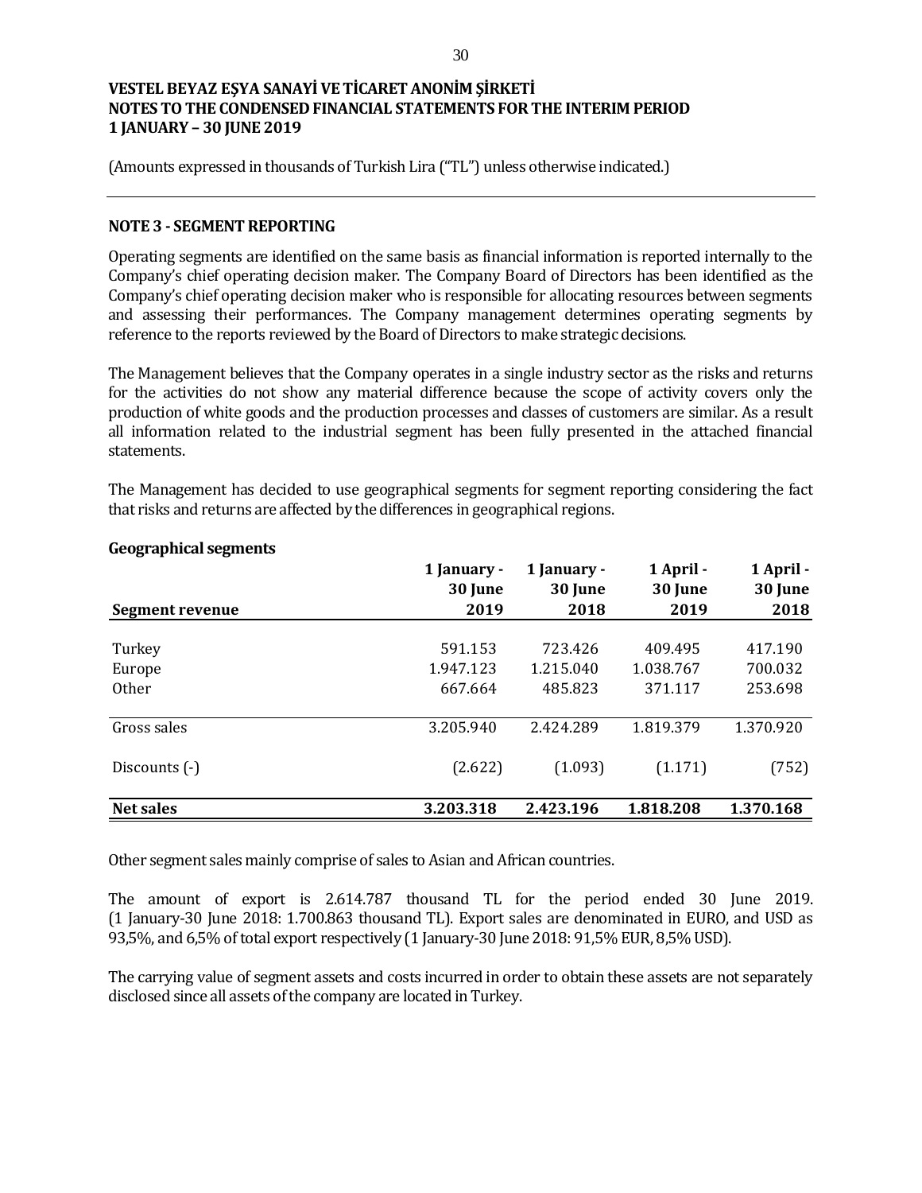**VESTEL BEYAZ EŞYA SANAYİ VE TİCARET ANONİM ŞİRKETİ**
**NOTES TO THE CONDENSED FINANCIAL STATEMENTS FOR THE INTERIM PERIOD**
**1 JANUARY – 30 JUNE 2019**

(Amounts expressed in thousands of Turkish Lira ("TL") unless otherwise indicated.)

## NOTE 3 - SEGMENT REPORTING

Operating segments are identified on the same basis as financial information is reported internally to the Company's chief operating decision maker. The Company Board of Directors has been identified as the Company's chief operating decision maker who is responsible for allocating resources between segments and assessing their performances. The Company management determines operating segments by reference to the reports reviewed by the Board of Directors to make strategic decisions.

The Management believes that the Company operates in a single industry sector as the risks and returns for the activities do not show any material difference because the scope of activity covers only the production of white goods and the production processes and classes of customers are similar. As a result all information related to the industrial segment has been fully presented in the attached financial statements.

The Management has decided to use geographical segments for segment reporting considering the fact that risks and returns are affected by the differences in geographical regions.

**Geographical segments**

| Segment revenue | 1 January - 30 June 2019 | 1 January - 30 June 2018 | 1 April - 30 June 2019 | 1 April - 30 June 2018 |
|---|---|---|---|---|
| Turkey | 591.153 | 723.426 | 409.495 | 417.190 |
| Europe | 1.947.123 | 1.215.040 | 1.038.767 | 700.032 |
| Other | 667.664 | 485.823 | 371.117 | 253.698 |
| Gross sales | 3.205.940 | 2.424.289 | 1.819.379 | 1.370.920 |
| Discounts (-) | (2.622) | (1.093) | (1.171) | (752) |
| **Net sales** | **3.203.318** | **2.423.196** | **1.818.208** | **1.370.168** |

Other segment sales mainly comprise of sales to Asian and African countries.

The amount of export is 2.614.787 thousand TL for the period ended 30 June 2019. (1 January-30 June 2018: 1.700.863 thousand TL). Export sales are denominated in EURO, and USD as 93,5%, and 6,5% of total export respectively (1 January-30 June 2018: 91,5% EUR, 8,5% USD).

The carrying value of segment assets and costs incurred in order to obtain these assets are not separately disclosed since all assets of the company are located in Turkey.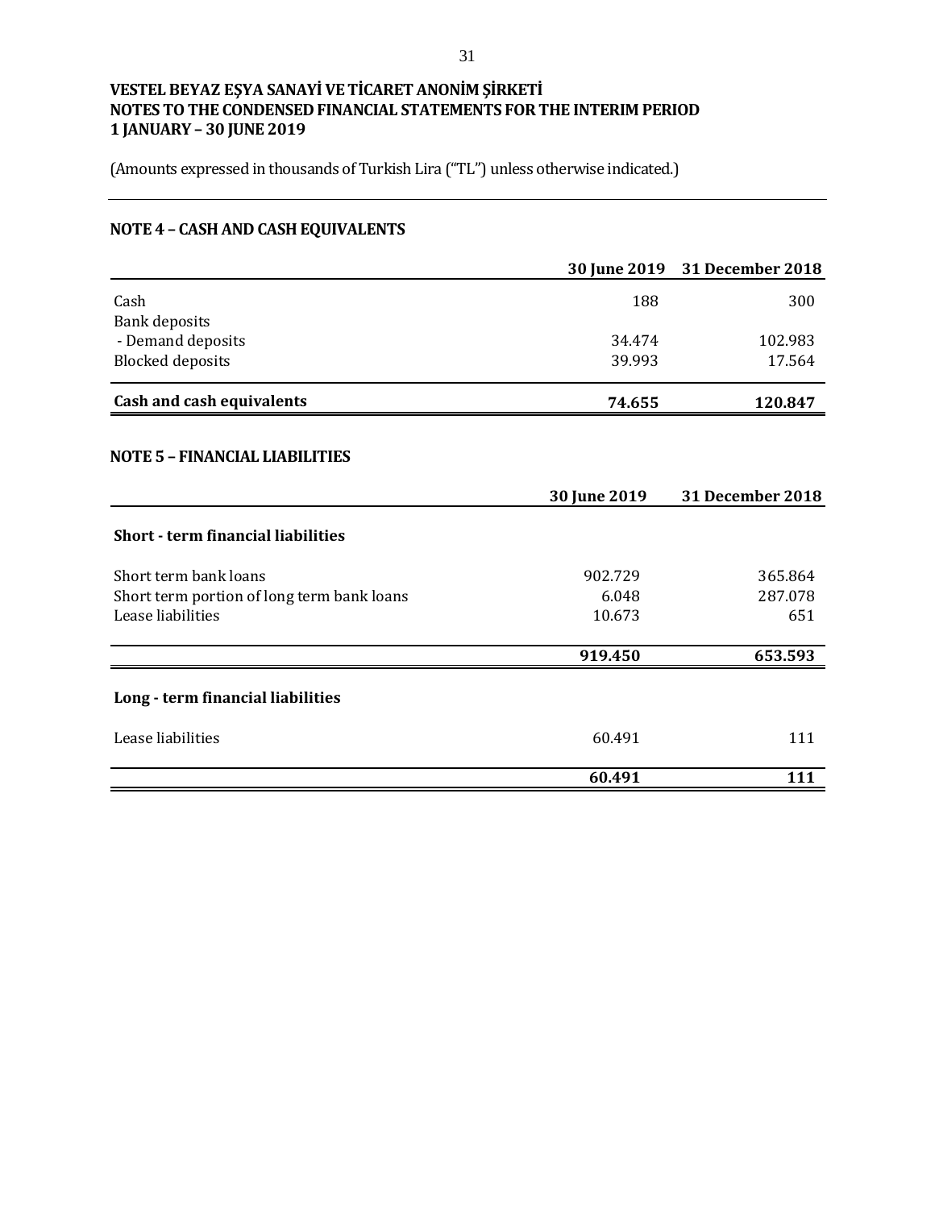**VESTEL BEYAZ EŞYA SANAYİ VE TİCARET ANONİM ŞİRKETİ**
**NOTES TO THE CONDENSED FINANCIAL STATEMENTS FOR THE INTERIM PERIOD**
**1 JANUARY – 30 JUNE 2019**

(Amounts expressed in thousands of Turkish Lira ("TL") unless otherwise indicated.)

## NOTE 4 – CASH AND CASH EQUIVALENTS

| | 30 June 2019 | 31 December 2018 |
|---|---|---|
| Cash | 188 | 300 |
| Bank deposits | | |
| - Demand deposits | 34.474 | 102.983 |
| Blocked deposits | 39.993 | 17.564 |
| **Cash and cash equivalents** | **74.655** | **120.847** |

## NOTE 5 – FINANCIAL LIABILITIES

| | 30 June 2019 | 31 December 2018 |
|---|---|---|
| **Short - term financial liabilities** | | |
| Short term bank loans | 902.729 | 365.864 |
| Short term portion of long term bank loans | 6.048 | 287.078 |
| Lease liabilities | 10.673 | 651 |
| | **919.450** | **653.593** |
| **Long - term financial liabilities** | | |
| Lease liabilities | 60.491 | 111 |
| | **60.491** | **111** |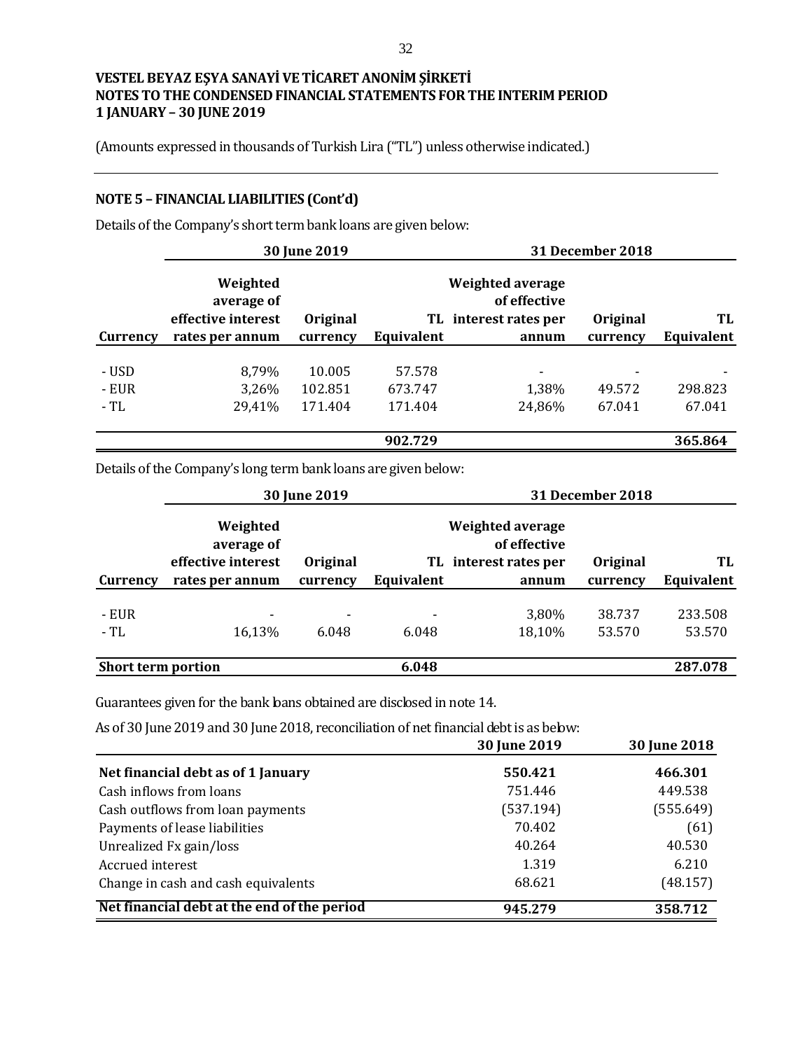**VESTEL BEYAZ EŞYA SANAYİ VE TİCARET ANONİM ŞİRKETİ**
**NOTES TO THE CONDENSED FINANCIAL STATEMENTS FOR THE INTERIM PERIOD**
**1 JANUARY – 30 JUNE 2019**

(Amounts expressed in thousands of Turkish Lira ("TL") unless otherwise indicated.)

## NOTE 5 – FINANCIAL LIABILITIES (Cont'd)

Details of the Company's short term bank loans are given below:

| | 30 June 2019 | | | 31 December 2018 | | |
|---|---|---|---|---|---|---|
| **Currency** | **Weighted average of effective interest rates per annum** | **Original currency** | **TL Equivalent** | **Weighted average of effective interest rates per annum** | **Original currency** | **TL Equivalent** |
| - USD | 8,79% | 10.005 | 57.578 | - | - | - |
| - EUR | 3,26% | 102.851 | 673.747 | 1,38% | 49.572 | 298.823 |
| - TL | 29,41% | 171.404 | 171.404 | 24,86% | 67.041 | 67.041 |
| | | | **902.729** | | | **365.864** |

Details of the Company's long term bank loans are given below:

| | 30 June 2019 | | | 31 December 2018 | | |
|---|---|---|---|---|---|---|
| **Currency** | **Weighted average of effective interest rates per annum** | **Original currency** | **TL Equivalent** | **Weighted average of effective interest rates per annum** | **Original currency** | **TL Equivalent** |
| - EUR | - | - | - | 3,80% | 38.737 | 233.508 |
| - TL | 16,13% | 6.048 | 6.048 | 18,10% | 53.570 | 53.570 |
| **Short term portion** | | | **6.048** | | | **287.078** |

Guarantees given for the bank loans obtained are disclosed in note 14.

As of 30 June 2019 and 30 June 2018, reconciliation of net financial debt is as below:

| | 30 June 2019 | 30 June 2018 |
|---|---|---|
| **Net financial debt as of 1 January** | **550.421** | **466.301** |
| Cash inflows from loans | 751.446 | 449.538 |
| Cash outflows from loan payments | (537.194) | (555.649) |
| Payments of lease liabilities | 70.402 | (61) |
| Unrealized Fx gain/loss | 40.264 | 40.530 |
| Accrued interest | 1.319 | 6.210 |
| Change in cash and cash equivalents | 68.621 | (48.157) |
| **Net financial debt at the end of the period** | **945.279** | **358.712** |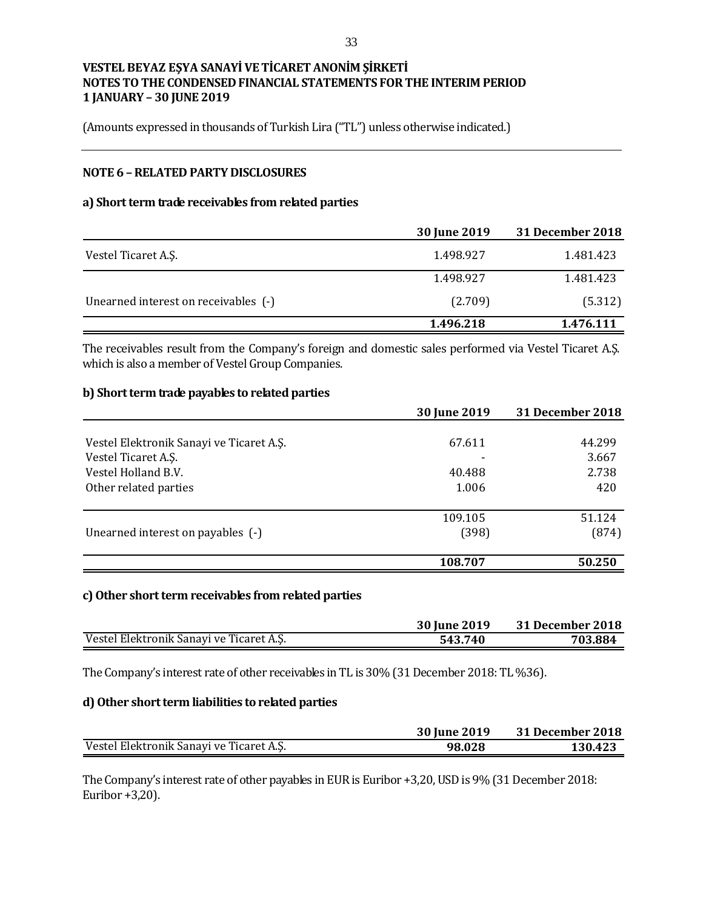**VESTEL BEYAZ EŞYA SANAYİ VE TİCARET ANONİM ŞİRKETİ**
**NOTES TO THE CONDENSED FINANCIAL STATEMENTS FOR THE INTERIM PERIOD**
**1 JANUARY – 30 JUNE 2019**

(Amounts expressed in thousands of Turkish Lira ("TL") unless otherwise indicated.)

## NOTE 6 – RELATED PARTY DISCLOSURES

### a) Short term trade receivables from related parties

| | 30 June 2019 | 31 December 2018 |
|---|---|---|
| Vestel Ticaret A.Ş. | 1.498.927 | 1.481.423 |
| | 1.498.927 | 1.481.423 |
| Unearned interest on receivables (-) | (2.709) | (5.312) |
| | **1.496.218** | **1.476.111** |

The receivables result from the Company's foreign and domestic sales performed via Vestel Ticaret A.Ş. which is also a member of Vestel Group Companies.

### b) Short term trade payables to related parties

| | 30 June 2019 | 31 December 2018 |
|---|---|---|
| Vestel Elektronik Sanayi ve Ticaret A.Ş. | 67.611 | 44.299 |
| Vestel Ticaret A.Ş. | - | 3.667 |
| Vestel Holland B.V. | 40.488 | 2.738 |
| Other related parties | 1.006 | 420 |
| | 109.105 | 51.124 |
| Unearned interest on payables (-) | (398) | (874) |
| | **108.707** | **50.250** |

### c) Other short term receivables from related parties

| | 30 June 2019 | 31 December 2018 |
|---|---|---|
| Vestel Elektronik Sanayi ve Ticaret A.Ş. | **543.740** | **703.884** |

The Company's interest rate of other receivables in TL is 30% (31 December 2018: TL %36).

### d) Other short term liabilities to related parties

| | 30 June 2019 | 31 December 2018 |
|---|---|---|
| Vestel Elektronik Sanayi ve Ticaret A.Ş. | **98.028** | **130.423** |

The Company's interest rate of other payables in EUR is Euribor +3,20, USD is 9% (31 December 2018: Euribor +3,20).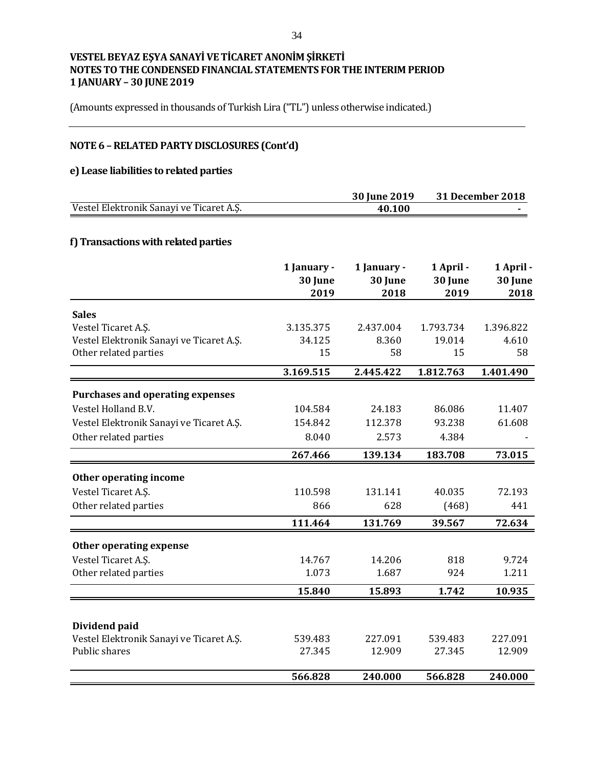**VESTEL BEYAZ EŞYA SANAYİ VE TİCARET ANONİM ŞİRKETİ**
**NOTES TO THE CONDENSED FINANCIAL STATEMENTS FOR THE INTERIM PERIOD**
**1 JANUARY – 30 JUNE 2019**

(Amounts expressed in thousands of Turkish Lira ("TL") unless otherwise indicated.)

## NOTE 6 – RELATED PARTY DISCLOSURES (Cont'd)

### e) Lease liabilities to related parties

| | 30 June 2019 | 31 December 2018 |
|---|---|---|
| Vestel Elektronik Sanayi ve Ticaret A.Ş. | **40.100** | **-** |

### f) Transactions with related parties

| | 1 January - 30 June 2019 | 1 January - 30 June 2018 | 1 April - 30 June 2019 | 1 April - 30 June 2018 |
|---|---|---|---|---|
| **Sales** | | | | |
| Vestel Ticaret A.Ş. | 3.135.375 | 2.437.004 | 1.793.734 | 1.396.822 |
| Vestel Elektronik Sanayi ve Ticaret A.Ş. | 34.125 | 8.360 | 19.014 | 4.610 |
| Other related parties | 15 | 58 | 15 | 58 |
| | **3.169.515** | **2.445.422** | **1.812.763** | **1.401.490** |
| **Purchases and operating expenses** | | | | |
| Vestel Holland B.V. | 104.584 | 24.183 | 86.086 | 11.407 |
| Vestel Elektronik Sanayi ve Ticaret A.Ş. | 154.842 | 112.378 | 93.238 | 61.608 |
| Other related parties | 8.040 | 2.573 | 4.384 | - |
| | **267.466** | **139.134** | **183.708** | **73.015** |
| **Other operating income** | | | | |
| Vestel Ticaret A.Ş. | 110.598 | 131.141 | 40.035 | 72.193 |
| Other related parties | 866 | 628 | (468) | 441 |
| | **111.464** | **131.769** | **39.567** | **72.634** |
| **Other operating expense** | | | | |
| Vestel Ticaret A.Ş. | 14.767 | 14.206 | 818 | 9.724 |
| Other related parties | 1.073 | 1.687 | 924 | 1.211 |
| | **15.840** | **15.893** | **1.742** | **10.935** |
| **Dividend paid** | | | | |
| Vestel Elektronik Sanayi ve Ticaret A.Ş. | 539.483 | 227.091 | 539.483 | 227.091 |
| Public shares | 27.345 | 12.909 | 27.345 | 12.909 |
| | **566.828** | **240.000** | **566.828** | **240.000** |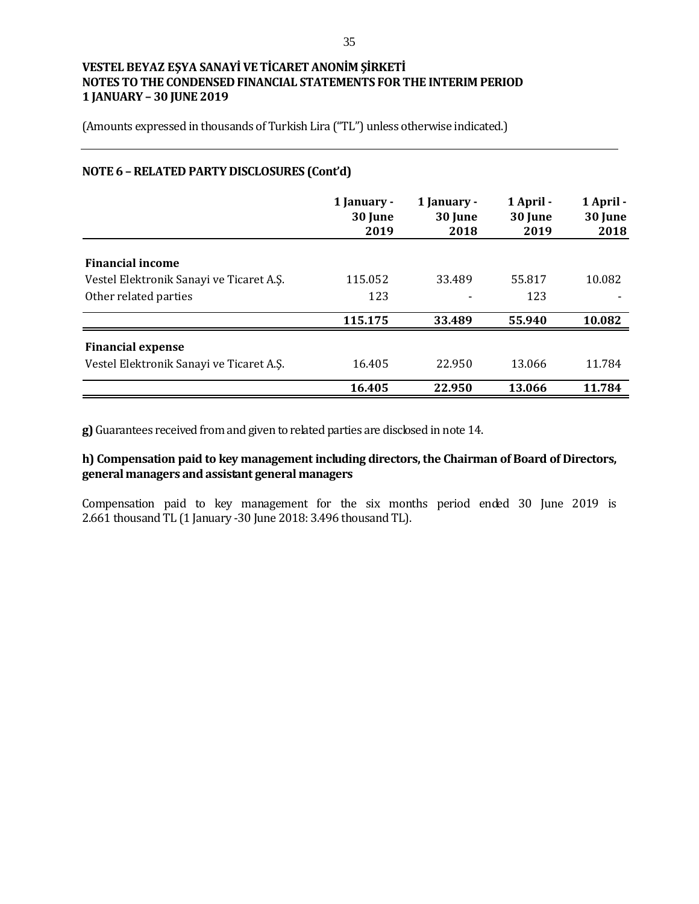VESTEL BEYAZ EŞYA SANAYİ VE TİCARET ANONİM ŞİRKETİ
NOTES TO THE CONDENSED FINANCIAL STATEMENTS FOR THE INTERIM PERIOD
1 JANUARY – 30 JUNE 2019

(Amounts expressed in thousands of Turkish Lira ("TL") unless otherwise indicated.)

## NOTE 6 – RELATED PARTY DISCLOSURES (Cont'd)

| | 1 January - 30 June 2019 | 1 January - 30 June 2018 | 1 April - 30 June 2019 | 1 April - 30 June 2018 |
|---|---|---|---|---|
| **Financial income** | | | | |
| Vestel Elektronik Sanayi ve Ticaret A.Ş. | 115.052 | 33.489 | 55.817 | 10.082 |
| Other related parties | 123 | - | 123 | - |
| | **115.175** | **33.489** | **55.940** | **10.082** |
| **Financial expense** | | | | |
| Vestel Elektronik Sanayi ve Ticaret A.Ş. | 16.405 | 22.950 | 13.066 | 11.784 |
| | **16.405** | **22.950** | **13.066** | **11.784** |

**g)** Guarantees received from and given to related parties are disclosed in note 14.

**h) Compensation paid to key management including directors, the Chairman of Board of Directors, general managers and assistant general managers**

Compensation paid to key management for the six months period ended 30 June 2019 is 2.661 thousand TL (1 January -30 June 2018: 3.496 thousand TL).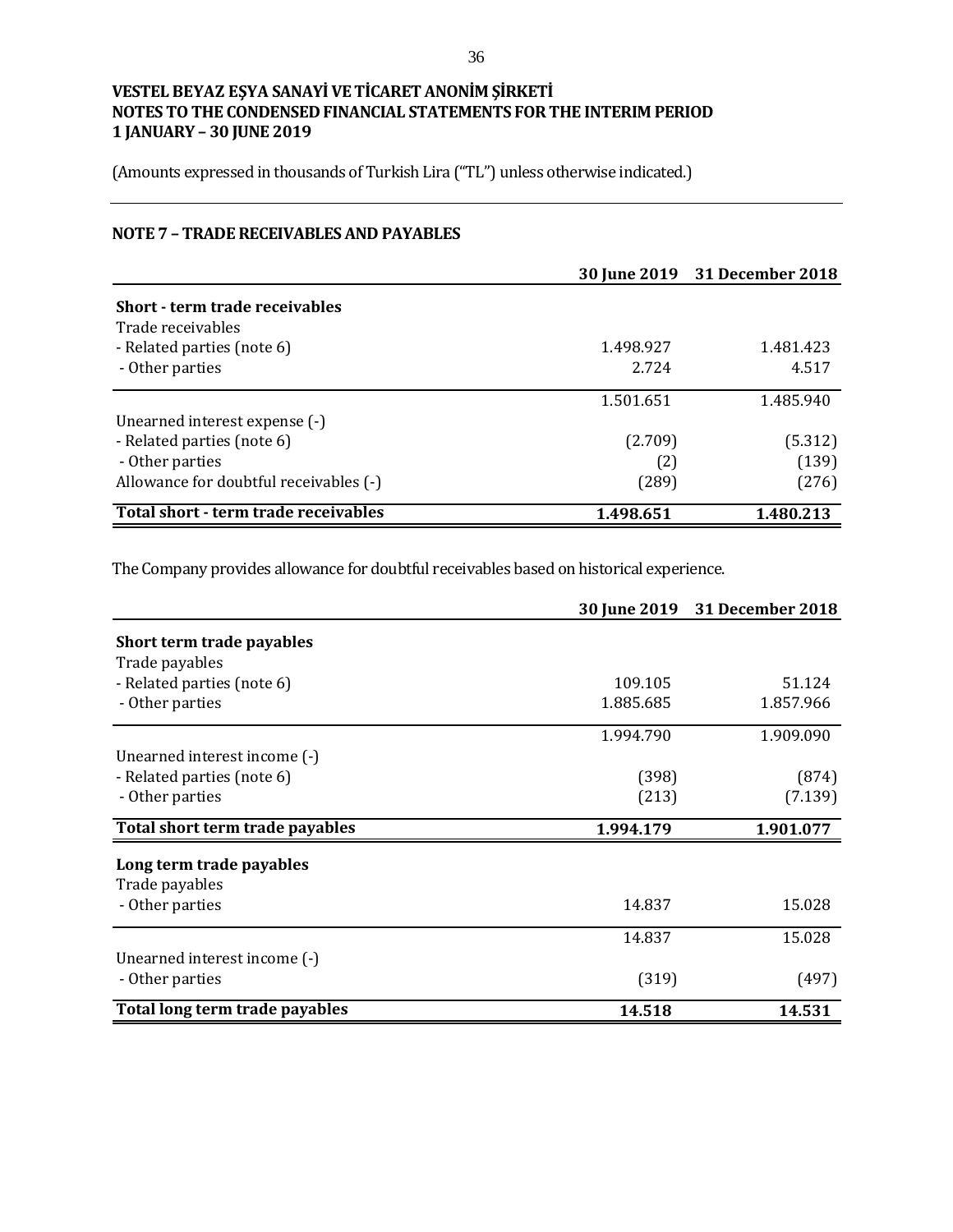**VESTEL BEYAZ EŞYA SANAYİ VE TİCARET ANONİM ŞİRKETİ**
**NOTES TO THE CONDENSED FINANCIAL STATEMENTS FOR THE INTERIM PERIOD**
**1 JANUARY – 30 JUNE 2019**

(Amounts expressed in thousands of Turkish Lira ("TL") unless otherwise indicated.)

## NOTE 7 – TRADE RECEIVABLES AND PAYABLES

| | 30 June 2019 | 31 December 2018 |
|---|---|---|
| **Short - term trade receivables** | | |
| Trade receivables | | |
| - Related parties (note 6) | 1.498.927 | 1.481.423 |
| - Other parties | 2.724 | 4.517 |
| | 1.501.651 | 1.485.940 |
| Unearned interest expense (-) | | |
| - Related parties (note 6) | (2.709) | (5.312) |
| - Other parties | (2) | (139) |
| Allowance for doubtful receivables (-) | (289) | (276) |
| **Total short - term trade receivables** | **1.498.651** | **1.480.213** |

The Company provides allowance for doubtful receivables based on historical experience.

| | 30 June 2019 | 31 December 2018 |
|---|---|---|
| **Short term trade payables** | | |
| Trade payables | | |
| - Related parties (note 6) | 109.105 | 51.124 |
| - Other parties | 1.885.685 | 1.857.966 |
| | 1.994.790 | 1.909.090 |
| Unearned interest income (-) | | |
| - Related parties (note 6) | (398) | (874) |
| - Other parties | (213) | (7.139) |
| **Total short term trade payables** | **1.994.179** | **1.901.077** |
| **Long term trade payables** | | |
| Trade payables | | |
| - Other parties | 14.837 | 15.028 |
| | 14.837 | 15.028 |
| Unearned interest income (-) | | |
| - Other parties | (319) | (497) |
| **Total long term trade payables** | **14.518** | **14.531** |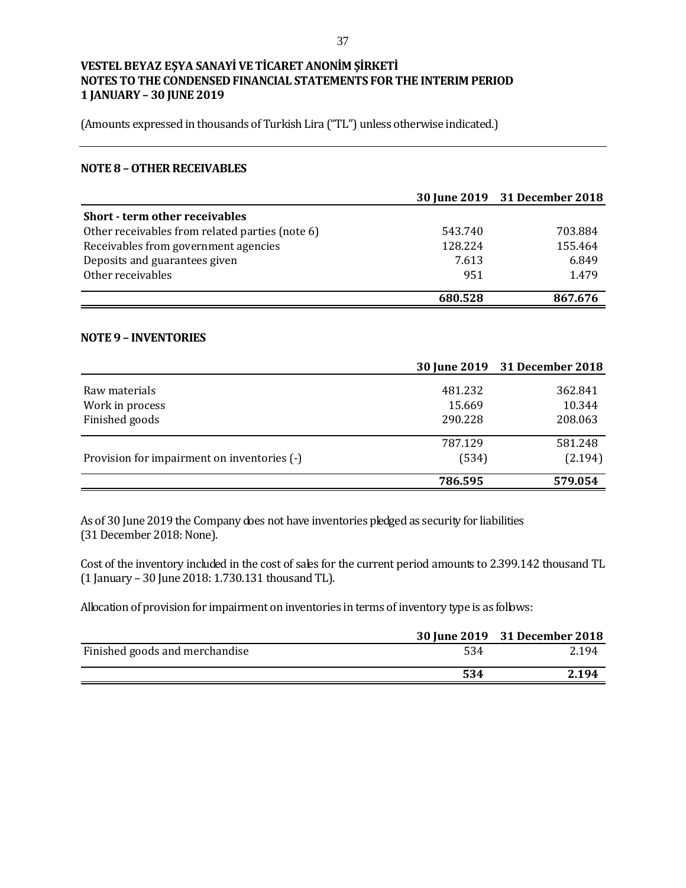**VESTEL BEYAZ EŞYA SANAYİ VE TİCARET ANONİM ŞİRKETİ**
**NOTES TO THE CONDENSED FINANCIAL STATEMENTS FOR THE INTERIM PERIOD**
**1 JANUARY – 30 JUNE 2019**

(Amounts expressed in thousands of Turkish Lira ("TL") unless otherwise indicated.)

## NOTE 8 – OTHER RECEIVABLES

| | 30 June 2019 | 31 December 2018 |
|---|---|---|
| **Short - term other receivables** | | |
| Other receivables from related parties (note 6) | 543.740 | 703.884 |
| Receivables from government agencies | 128.224 | 155.464 |
| Deposits and guarantees given | 7.613 | 6.849 |
| Other receivables | 951 | 1.479 |
| | **680.528** | **867.676** |

## NOTE 9 – INVENTORIES

| | 30 June 2019 | 31 December 2018 |
|---|---|---|
| Raw materials | 481.232 | 362.841 |
| Work in process | 15.669 | 10.344 |
| Finished goods | 290.228 | 208.063 |
| | 787.129 | 581.248 |
| Provision for impairment on inventories (-) | (534) | (2.194) |
| | **786.595** | **579.054** |

As of 30 June 2019 the Company does not have inventories pledged as security for liabilities (31 December 2018: None).

Cost of the inventory included in the cost of sales for the current period amounts to 2.399.142 thousand TL (1 January – 30 June 2018: 1.730.131 thousand TL).

Allocation of provision for impairment on inventories in terms of inventory type is as follows:

| | 30 June 2019 | 31 December 2018 |
|---|---|---|
| Finished goods and merchandise | 534 | 2.194 |
| | **534** | **2.194** |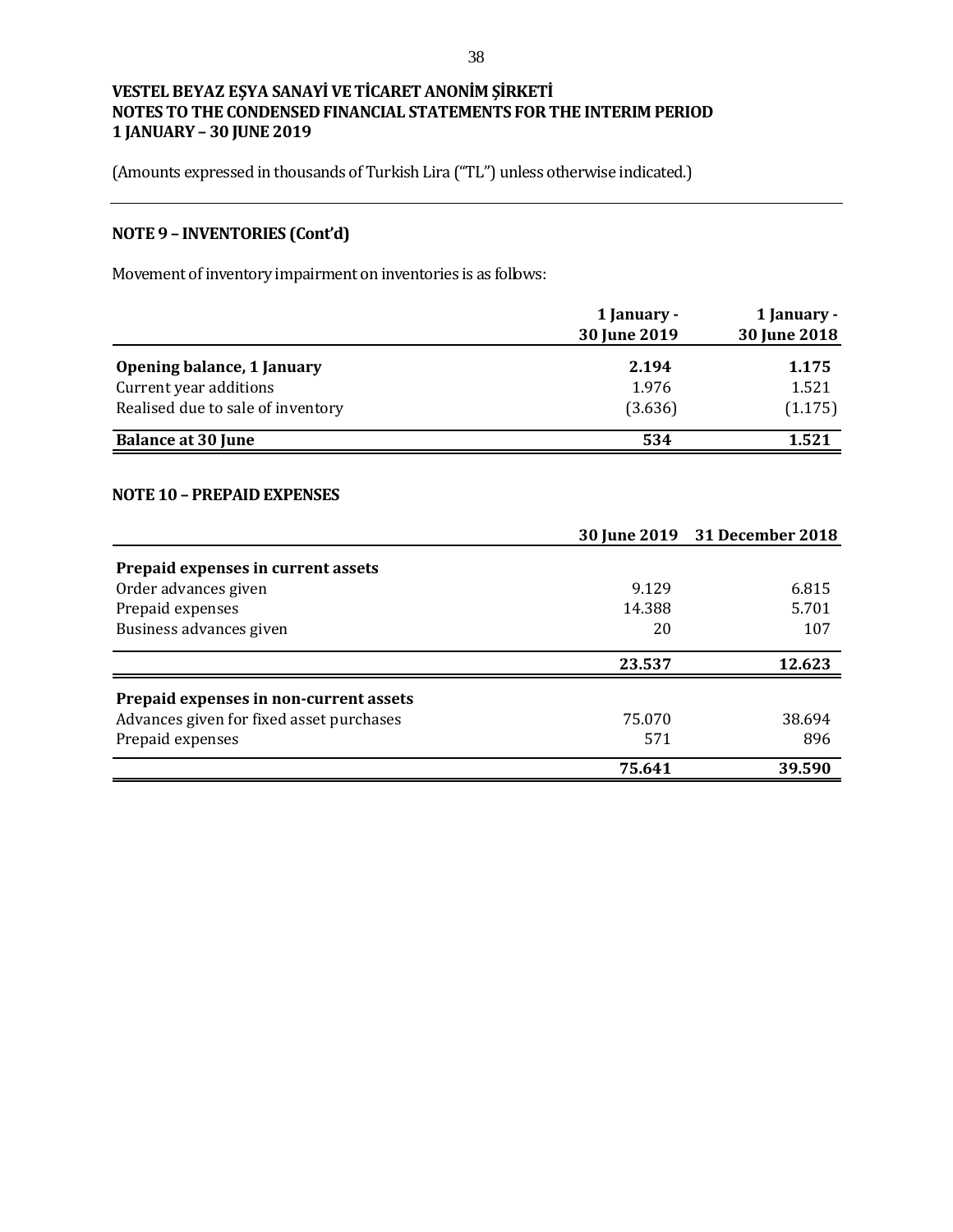## NOTE 9 – INVENTORIES (Cont'd)

Movement of inventory impairment on inventories is as follows:

| | 1 January - 30 June 2019 | 1 January - 30 June 2018 |
|---|---|---|
| **Opening balance, 1 January** | **2.194** | **1.175** |
| Current year additions | 1.976 | 1.521 |
| Realised due to sale of inventory | (3.636) | (1.175) |
| **Balance at 30 June** | **534** | **1.521** |

## NOTE 10 – PREPAID EXPENSES

| | 30 June 2019 | 31 December 2018 |
|---|---|---|
| **Prepaid expenses in current assets** | | |
| Order advances given | 9.129 | 6.815 |
| Prepaid expenses | 14.388 | 5.701 |
| Business advances given | 20 | 107 |
| | **23.537** | **12.623** |
| **Prepaid expenses in non-current assets** | | |
| Advances given for fixed asset purchases | 75.070 | 38.694 |
| Prepaid expenses | 571 | 896 |
| | **75.641** | **39.590** |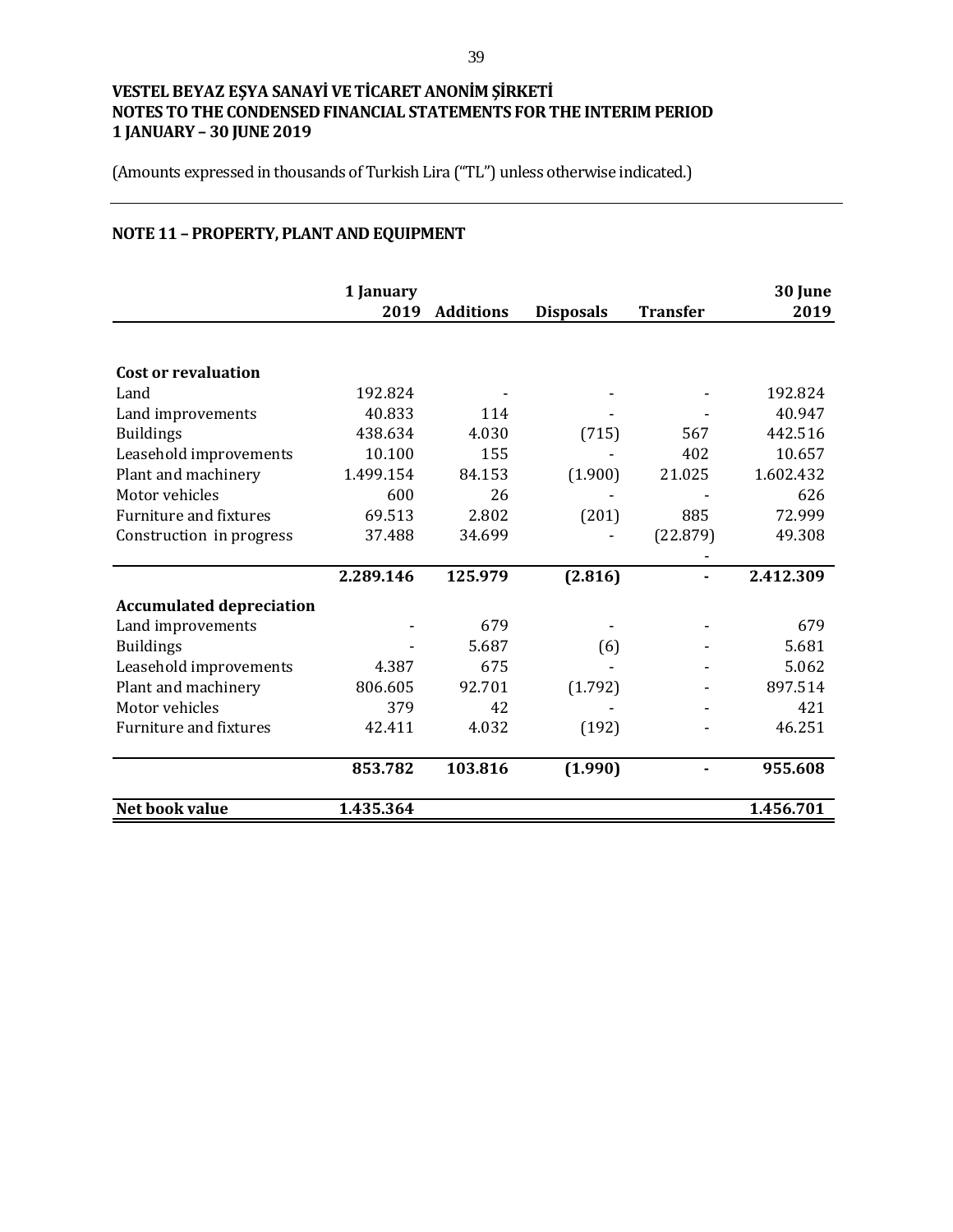**VESTEL BEYAZ EŞYA SANAYİ VE TİCARET ANONİM ŞİRKETİ**
**NOTES TO THE CONDENSED FINANCIAL STATEMENTS FOR THE INTERIM PERIOD**
**1 JANUARY – 30 JUNE 2019**

(Amounts expressed in thousands of Turkish Lira ("TL") unless otherwise indicated.)

## NOTE 11 – PROPERTY, PLANT AND EQUIPMENT

| | 1 January 2019 | Additions | Disposals | Transfer | 30 June 2019 |
|---|---|---|---|---|---|
| **Cost or revaluation** | | | | | |
| Land | 192.824 | - | - | - | 192.824 |
| Land improvements | 40.833 | 114 | - | - | 40.947 |
| Buildings | 438.634 | 4.030 | (715) | 567 | 442.516 |
| Leasehold improvements | 10.100 | 155 | - | 402 | 10.657 |
| Plant and machinery | 1.499.154 | 84.153 | (1.900) | 21.025 | 1.602.432 |
| Motor vehicles | 600 | 26 | - | - | 626 |
| Furniture and fixtures | 69.513 | 2.802 | (201) | 885 | 72.999 |
| Construction in progress | 37.488 | 34.699 | - | (22.879) | 49.308 |
| | | | | - | |
| | **2.289.146** | **125.979** | **(2.816)** | **-** | **2.412.309** |
| **Accumulated depreciation** | | | | | |
| Land improvements | - | 679 | - | - | 679 |
| Buildings | - | 5.687 | (6) | - | 5.681 |
| Leasehold improvements | 4.387 | 675 | - | - | 5.062 |
| Plant and machinery | 806.605 | 92.701 | (1.792) | - | 897.514 |
| Motor vehicles | 379 | 42 | - | - | 421 |
| Furniture and fixtures | 42.411 | 4.032 | (192) | - | 46.251 |
| | **853.782** | **103.816** | **(1.990)** | **-** | **955.608** |
| **Net book value** | **1.435.364** | | | | **1.456.701** |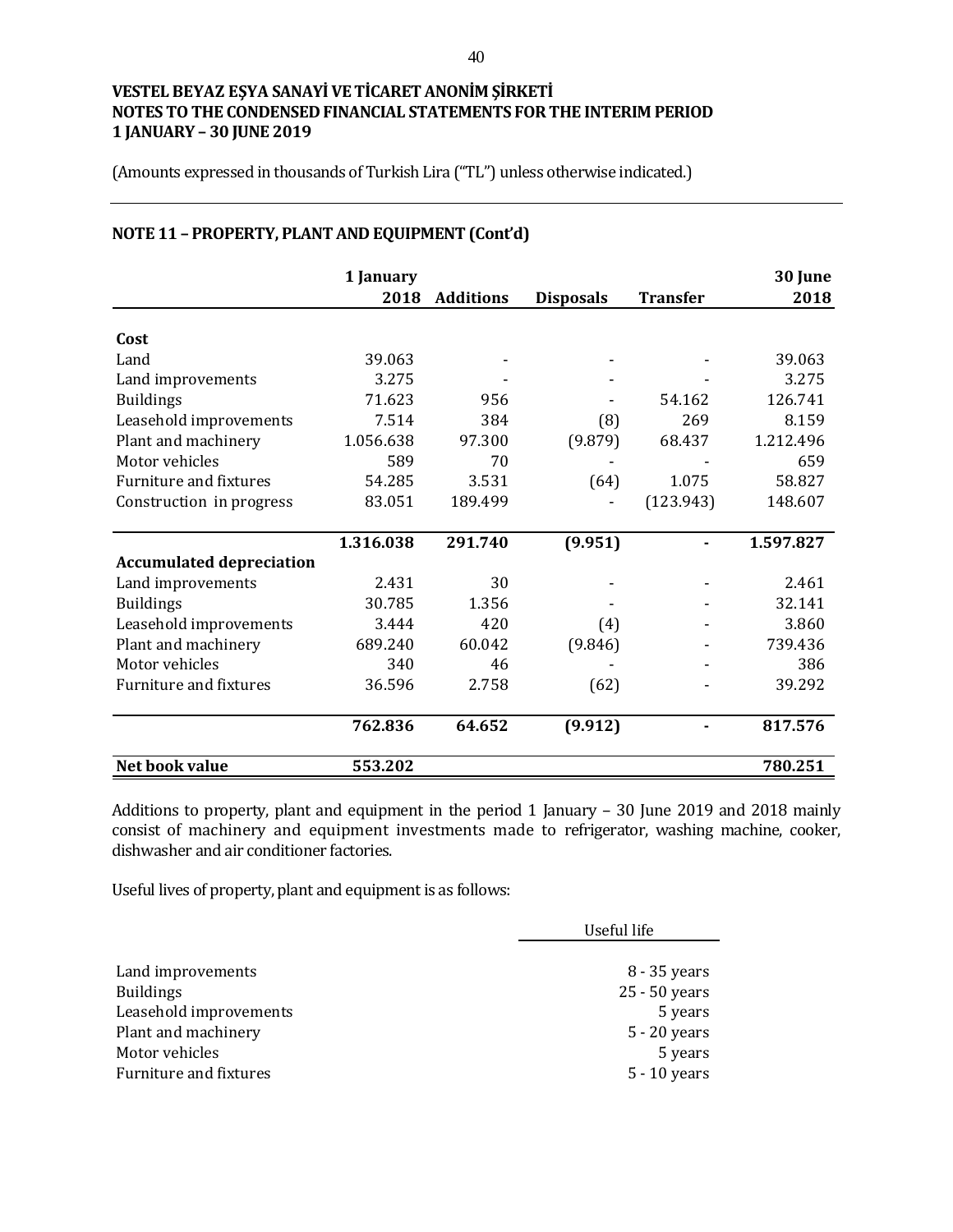# VESTEL BEYAZ EŞYA SANAYİ VE TİCARET ANONİM ŞİRKETİ
## NOTES TO THE CONDENSED FINANCIAL STATEMENTS FOR THE INTERIM PERIOD 1 JANUARY – 30 JUNE 2019

(Amounts expressed in thousands of Turkish Lira ("TL") unless otherwise indicated.)

### NOTE 11 – PROPERTY, PLANT AND EQUIPMENT (Cont'd)

| | 1 January 2018 | Additions | Disposals | Transfer | 30 June 2018 |
|---|---|---|---|---|---|
| **Cost** | | | | | |
| Land | 39.063 | - | - | - | 39.063 |
| Land improvements | 3.275 | - | - | - | 3.275 |
| Buildings | 71.623 | 956 | - | 54.162 | 126.741 |
| Leasehold improvements | 7.514 | 384 | (8) | 269 | 8.159 |
| Plant and machinery | 1.056.638 | 97.300 | (9.879) | 68.437 | 1.212.496 |
| Motor vehicles | 589 | 70 | - | - | 659 |
| Furniture and fixtures | 54.285 | 3.531 | (64) | 1.075 | 58.827 |
| Construction in progress | 83.051 | 189.499 | - | (123.943) | 148.607 |
| | **1.316.038** | **291.740** | **(9.951)** | **-** | **1.597.827** |
| **Accumulated depreciation** | | | | | |
| Land improvements | 2.431 | 30 | - | - | 2.461 |
| Buildings | 30.785 | 1.356 | - | - | 32.141 |
| Leasehold improvements | 3.444 | 420 | (4) | - | 3.860 |
| Plant and machinery | 689.240 | 60.042 | (9.846) | - | 739.436 |
| Motor vehicles | 340 | 46 | - | - | 386 |
| Furniture and fixtures | 36.596 | 2.758 | (62) | - | 39.292 |
| | **762.836** | **64.652** | **(9.912)** | **-** | **817.576** |
| **Net book value** | **553.202** | | | | **780.251** |

Additions to property, plant and equipment in the period 1 January – 30 June 2019 and 2018 mainly consist of machinery and equipment investments made to refrigerator, washing machine, cooker, dishwasher and air conditioner factories.

Useful lives of property, plant and equipment is as follows:

| | Useful life |
|---|---|
| Land improvements | 8 - 35 years |
| Buildings | 25 - 50 years |
| Leasehold improvements | 5 years |
| Plant and machinery | 5 - 20 years |
| Motor vehicles | 5 years |
| Furniture and fixtures | 5 - 10 years |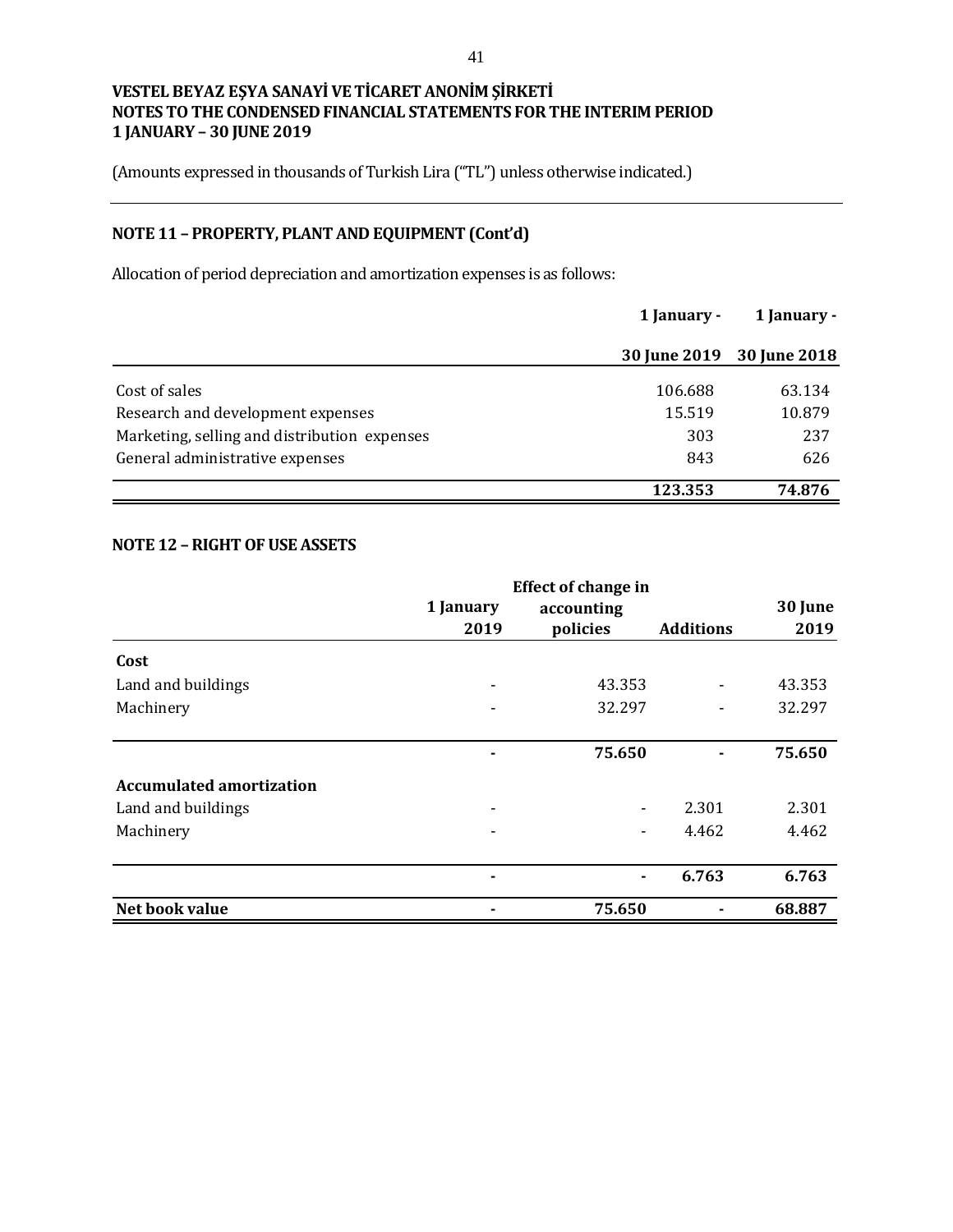# VESTEL BEYAZ EŞYA SANAYİ VE TİCARET ANONİM ŞİRKETİ
# NOTES TO THE CONDENSED FINANCIAL STATEMENTS FOR THE INTERIM PERIOD
# 1 JANUARY – 30 JUNE 2019

(Amounts expressed in thousands of Turkish Lira ("TL") unless otherwise indicated.)

## NOTE 11 – PROPERTY, PLANT AND EQUIPMENT (Cont'd)

Allocation of period depreciation and amortization expenses is as follows:

| | 1 January - 30 June 2019 | 1 January - 30 June 2018 |
|---|---|---|
| Cost of sales | 106.688 | 63.134 |
| Research and development expenses | 15.519 | 10.879 |
| Marketing, selling and distribution expenses | 303 | 237 |
| General administrative expenses | 843 | 626 |
| | **123.353** | **74.876** |

## NOTE 12 – RIGHT OF USE ASSETS

| | 1 January 2019 | Effect of change in accounting policies | Additions | 30 June 2019 |
|---|---|---|---|---|
| **Cost** | | | | |
| Land and buildings | - | 43.353 | - | 43.353 |
| Machinery | - | 32.297 | - | 32.297 |
| | **-** | **75.650** | **-** | **75.650** |
| **Accumulated amortization** | | | | |
| Land and buildings | - | - | 2.301 | 2.301 |
| Machinery | - | - | 4.462 | 4.462 |
| | **-** | **-** | **6.763** | **6.763** |
| **Net book value** | **-** | **75.650** | **-** | **68.887** |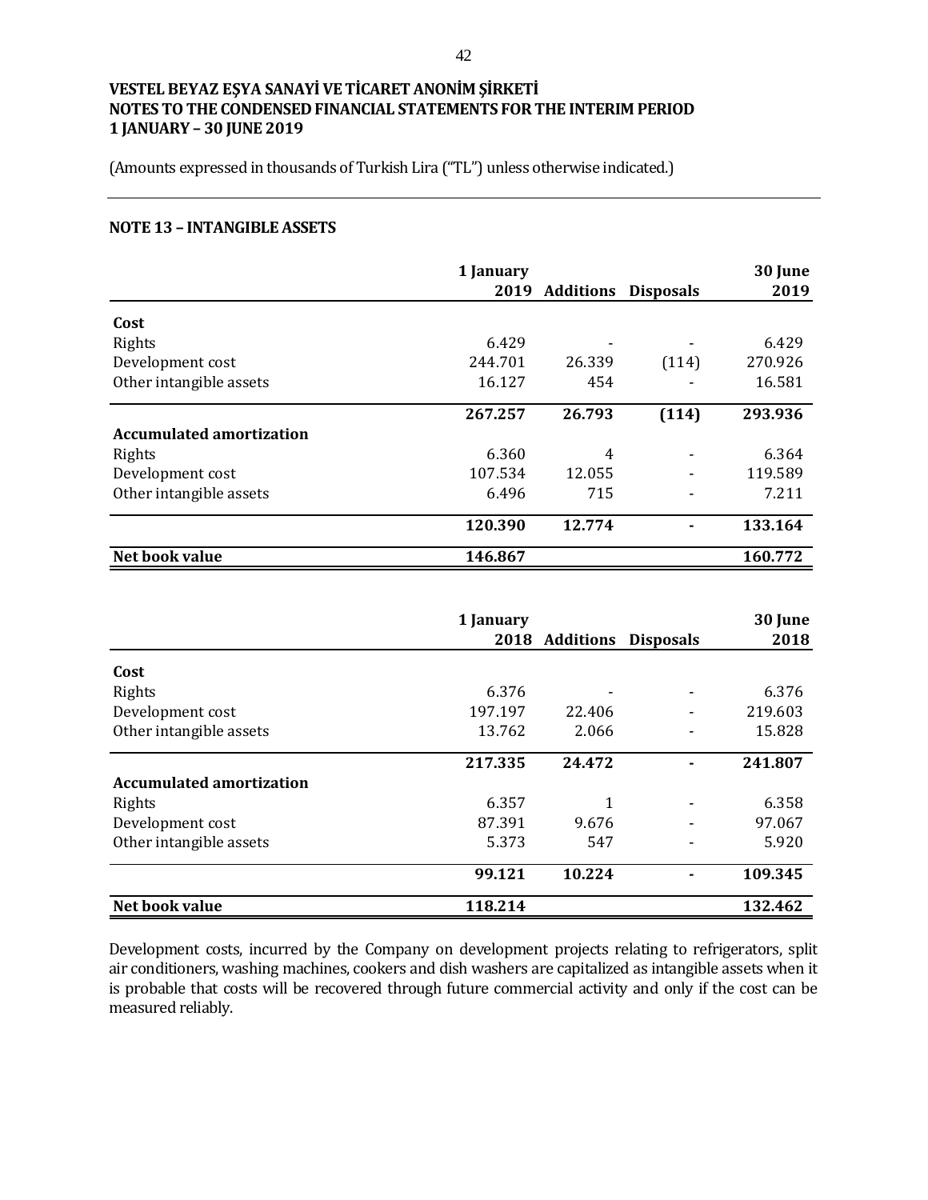**VESTEL BEYAZ EŞYA SANAYİ VE TİCARET ANONİM ŞİRKETİ**
**NOTES TO THE CONDENSED FINANCIAL STATEMENTS FOR THE INTERIM PERIOD**
**1 JANUARY – 30 JUNE 2019**

(Amounts expressed in thousands of Turkish Lira ("TL") unless otherwise indicated.)

## NOTE 13 – INTANGIBLE ASSETS

| | 1 January 2019 | Additions | Disposals | 30 June 2019 |
|---|---|---|---|---|
| **Cost** | | | | |
| Rights | 6.429 | - | - | 6.429 |
| Development cost | 244.701 | 26.339 | (114) | 270.926 |
| Other intangible assets | 16.127 | 454 | - | 16.581 |
| | **267.257** | **26.793** | **(114)** | **293.936** |
| **Accumulated amortization** | | | | |
| Rights | 6.360 | 4 | - | 6.364 |
| Development cost | 107.534 | 12.055 | - | 119.589 |
| Other intangible assets | 6.496 | 715 | - | 7.211 |
| | **120.390** | **12.774** | **-** | **133.164** |
| **Net book value** | **146.867** | | | **160.772** |

| | 1 January 2018 | Additions | Disposals | 30 June 2018 |
|---|---|---|---|---|
| **Cost** | | | | |
| Rights | 6.376 | - | - | 6.376 |
| Development cost | 197.197 | 22.406 | - | 219.603 |
| Other intangible assets | 13.762 | 2.066 | - | 15.828 |
| | **217.335** | **24.472** | **-** | **241.807** |
| **Accumulated amortization** | | | | |
| Rights | 6.357 | 1 | - | 6.358 |
| Development cost | 87.391 | 9.676 | - | 97.067 |
| Other intangible assets | 5.373 | 547 | - | 5.920 |
| | **99.121** | **10.224** | **-** | **109.345** |
| **Net book value** | **118.214** | | | **132.462** |

Development costs, incurred by the Company on development projects relating to refrigerators, split air conditioners, washing machines, cookers and dish washers are capitalized as intangible assets when it is probable that costs will be recovered through future commercial activity and only if the cost can be measured reliably.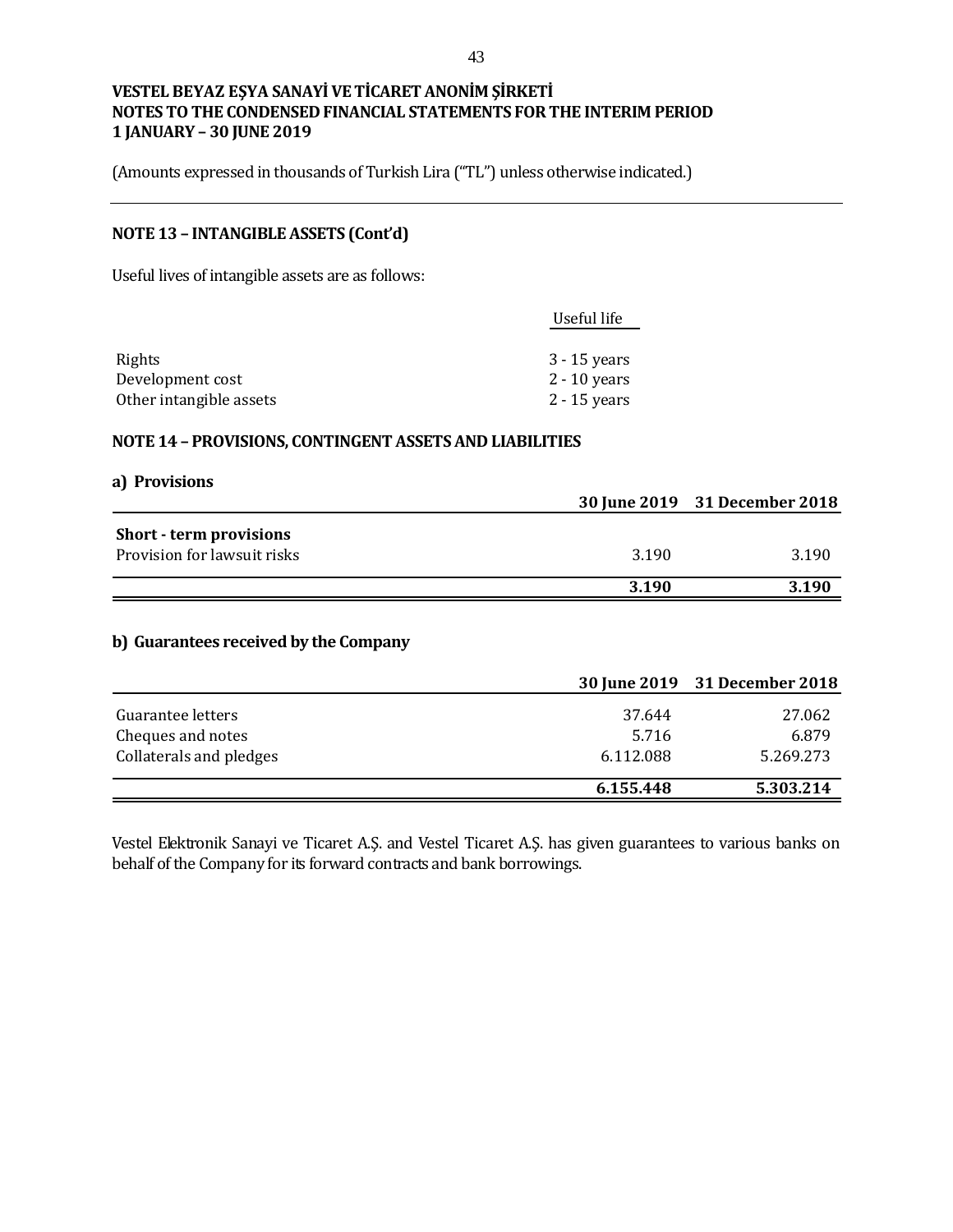## NOTE 13 – INTANGIBLE ASSETS (Cont'd)

Useful lives of intangible assets are as follows:

| | Useful life |
|---|---|
| Rights | 3 - 15 years |
| Development cost | 2 - 10 years |
| Other intangible assets | 2 - 15 years |

## NOTE 14 – PROVISIONS, CONTINGENT ASSETS AND LIABILITIES

### a) Provisions

| | 30 June 2019 | 31 December 2018 |
|---|---|---|
| **Short - term provisions** | | |
| Provision for lawsuit risks | 3.190 | 3.190 |
| | **3.190** | **3.190** |

### b) Guarantees received by the Company

| | 30 June 2019 | 31 December 2018 |
|---|---|---|
| Guarantee letters | 37.644 | 27.062 |
| Cheques and notes | 5.716 | 6.879 |
| Collaterals and pledges | 6.112.088 | 5.269.273 |
| | **6.155.448** | **5.303.214** |

Vestel Elektronik Sanayi ve Ticaret A.Ş. and Vestel Ticaret A.Ş. has given guarantees to various banks on behalf of the Company for its forward contracts and bank borrowings.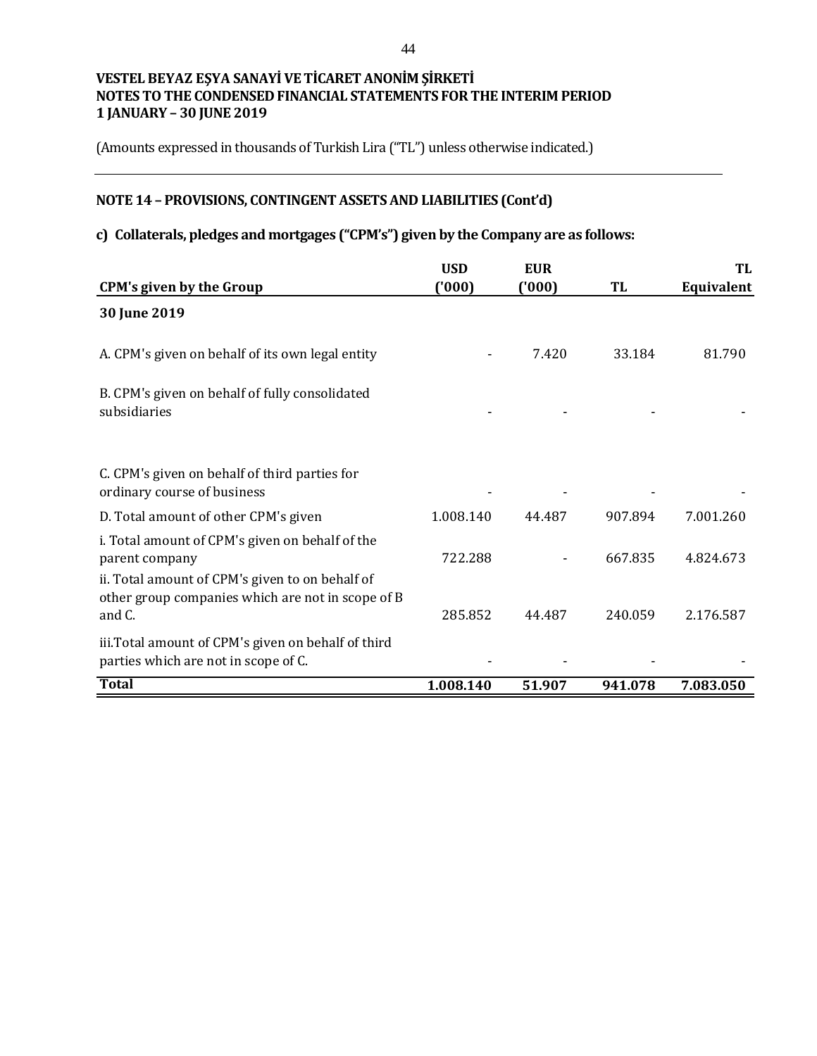**VESTEL BEYAZ EŞYA SANAYİ VE TİCARET ANONİM ŞİRKETİ**
**NOTES TO THE CONDENSED FINANCIAL STATEMENTS FOR THE INTERIM PERIOD**
**1 JANUARY – 30 JUNE 2019**

(Amounts expressed in thousands of Turkish Lira ("TL") unless otherwise indicated.)

## NOTE 14 – PROVISIONS, CONTINGENT ASSETS AND LIABILITIES (Cont'd)

### c) Collaterals, pledges and mortgages ("CPM's") given by the Company are as follows:

| CPM's given by the Group | USD ('000) | EUR ('000) | TL | TL Equivalent |
|---|---|---|---|---|
| **30 June 2019** | | | | |
| A. CPM's given on behalf of its own legal entity | - | 7.420 | 33.184 | 81.790 |
| B. CPM's given on behalf of fully consolidated subsidiaries | - | - | - | - |
| C. CPM's given on behalf of third parties for ordinary course of business | - | - | - | - |
| D. Total amount of other CPM's given | 1.008.140 | 44.487 | 907.894 | 7.001.260 |
| i. Total amount of CPM's given on behalf of the parent company | 722.288 | - | 667.835 | 4.824.673 |
| ii. Total amount of CPM's given to on behalf of other group companies which are not in scope of B and C. | 285.852 | 44.487 | 240.059 | 2.176.587 |
| iii.Total amount of CPM's given on behalf of third parties which are not in scope of C. | - | - | - | - |
| **Total** | **1.008.140** | **51.907** | **941.078** | **7.083.050** |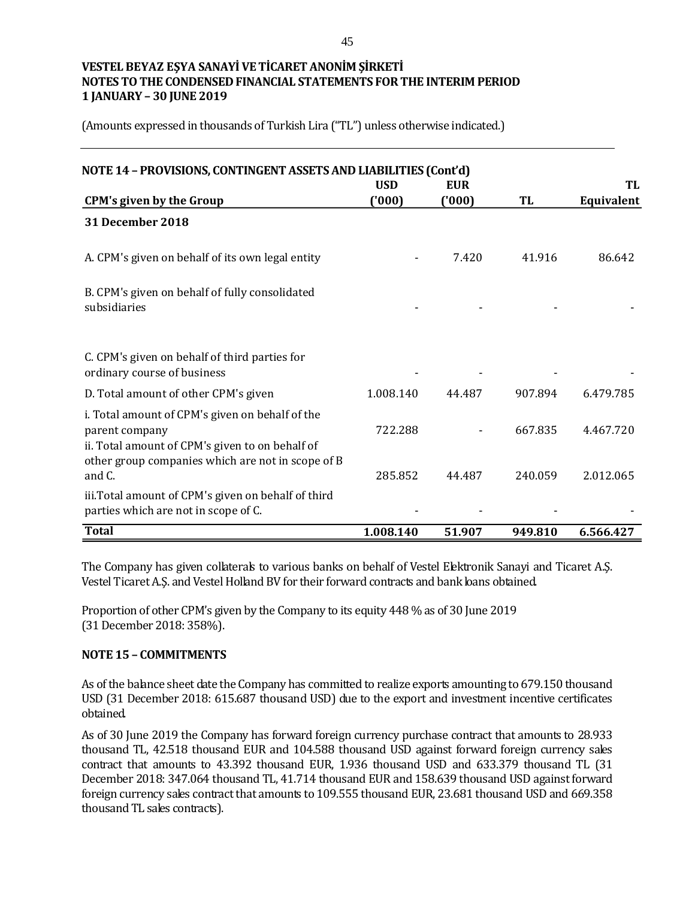### NOTE 14 – PROVISIONS, CONTINGENT ASSETS AND LIABILITIES (Cont'd)

| CPM's given by the Group | USD ('000) | EUR ('000) | TL | TL Equivalent |
|---|---|---|---|---|
| **31 December 2018** | | | | |
| A. CPM's given on behalf of its own legal entity | - | 7.420 | 41.916 | 86.642 |
| B. CPM's given on behalf of fully consolidated subsidiaries | - | - | - | - |
| C. CPM's given on behalf of third parties for ordinary course of business | - | - | - | - |
| D. Total amount of other CPM's given | 1.008.140 | 44.487 | 907.894 | 6.479.785 |
| i. Total amount of CPM's given on behalf of the parent company | 722.288 | - | 667.835 | 4.467.720 |
| ii. Total amount of CPM's given to on behalf of other group companies which are not in scope of B and C. | 285.852 | 44.487 | 240.059 | 2.012.065 |
| iii.Total amount of CPM's given on behalf of third parties which are not in scope of C. | - | - | - | - |
| **Total** | **1.008.140** | **51.907** | **949.810** | **6.566.427** |

The Company has given collaterals to various banks on behalf of Vestel Elektronik Sanayi and Ticaret A.Ş. Vestel Ticaret A.Ş. and Vestel Holland BV for their forward contracts and bank loans obtained.

Proportion of other CPM's given by the Company to its equity 448 % as of 30 June 2019 (31 December 2018: 358%).

### NOTE 15 – COMMITMENTS

As of the balance sheet date the Company has committed to realize exports amounting to 679.150 thousand USD (31 December 2018: 615.687 thousand USD) due to the export and investment incentive certificates obtained.

As of 30 June 2019 the Company has forward foreign currency purchase contract that amounts to 28.933 thousand TL, 42.518 thousand EUR and 104.588 thousand USD against forward foreign currency sales contract that amounts to 43.392 thousand EUR, 1.936 thousand USD and 633.379 thousand TL (31 December 2018: 347.064 thousand TL, 41.714 thousand EUR and 158.639 thousand USD against forward foreign currency sales contract that amounts to 109.555 thousand EUR, 23.681 thousand USD and 669.358 thousand TL sales contracts).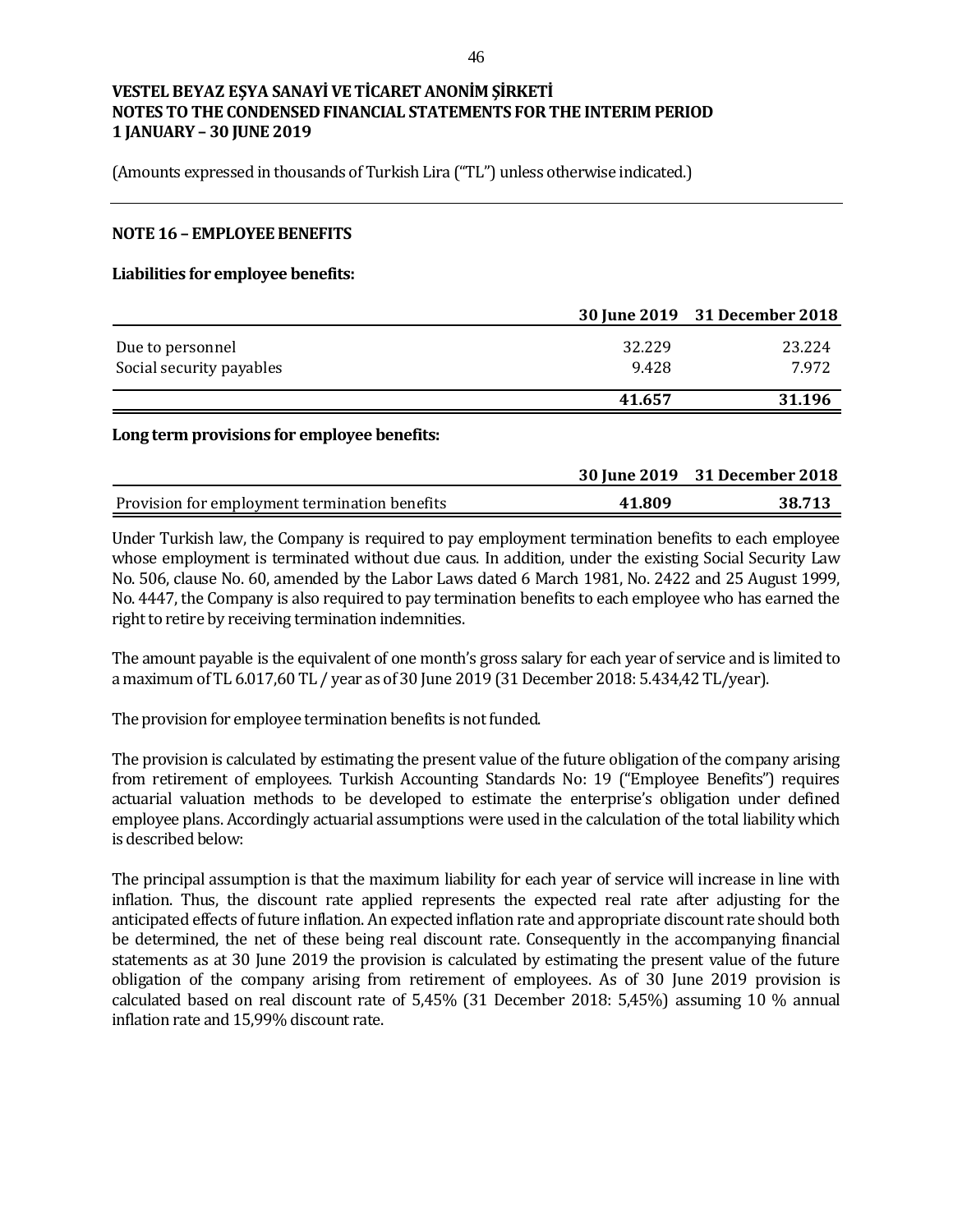VESTEL BEYAZ EŞYA SANAYİ VE TİCARET ANONİM ŞİRKETİ
NOTES TO THE CONDENSED FINANCIAL STATEMENTS FOR THE INTERIM PERIOD
1 JANUARY – 30 JUNE 2019

(Amounts expressed in thousands of Turkish Lira ("TL") unless otherwise indicated.)

## NOTE 16 – EMPLOYEE BENEFITS

### Liabilities for employee benefits:

| | 30 June 2019 | 31 December 2018 |
|---|---|---|
| Due to personnel | 32.229 | 23.224 |
| Social security payables | 9.428 | 7.972 |
| | **41.657** | **31.196** |

### Long term provisions for employee benefits:

| | 30 June 2019 | 31 December 2018 |
|---|---|---|
| Provision for employment termination benefits | **41.809** | **38.713** |

Under Turkish law, the Company is required to pay employment termination benefits to each employee whose employment is terminated without due caus. In addition, under the existing Social Security Law No. 506, clause No. 60, amended by the Labor Laws dated 6 March 1981, No. 2422 and 25 August 1999, No. 4447, the Company is also required to pay termination benefits to each employee who has earned the right to retire by receiving termination indemnities.

The amount payable is the equivalent of one month's gross salary for each year of service and is limited to a maximum of TL 6.017,60 TL / year as of 30 June 2019 (31 December 2018: 5.434,42 TL/year).

The provision for employee termination benefits is not funded.

The provision is calculated by estimating the present value of the future obligation of the company arising from retirement of employees. Turkish Accounting Standards No: 19 ("Employee Benefits") requires actuarial valuation methods to be developed to estimate the enterprise's obligation under defined employee plans. Accordingly actuarial assumptions were used in the calculation of the total liability which is described below:

The principal assumption is that the maximum liability for each year of service will increase in line with inflation. Thus, the discount rate applied represents the expected real rate after adjusting for the anticipated effects of future inflation. An expected inflation rate and appropriate discount rate should both be determined, the net of these being real discount rate. Consequently in the accompanying financial statements as at 30 June 2019 the provision is calculated by estimating the present value of the future obligation of the company arising from retirement of employees. As of 30 June 2019 provision is calculated based on real discount rate of 5,45% (31 December 2018: 5,45%) assuming 10 % annual inflation rate and 15,99% discount rate.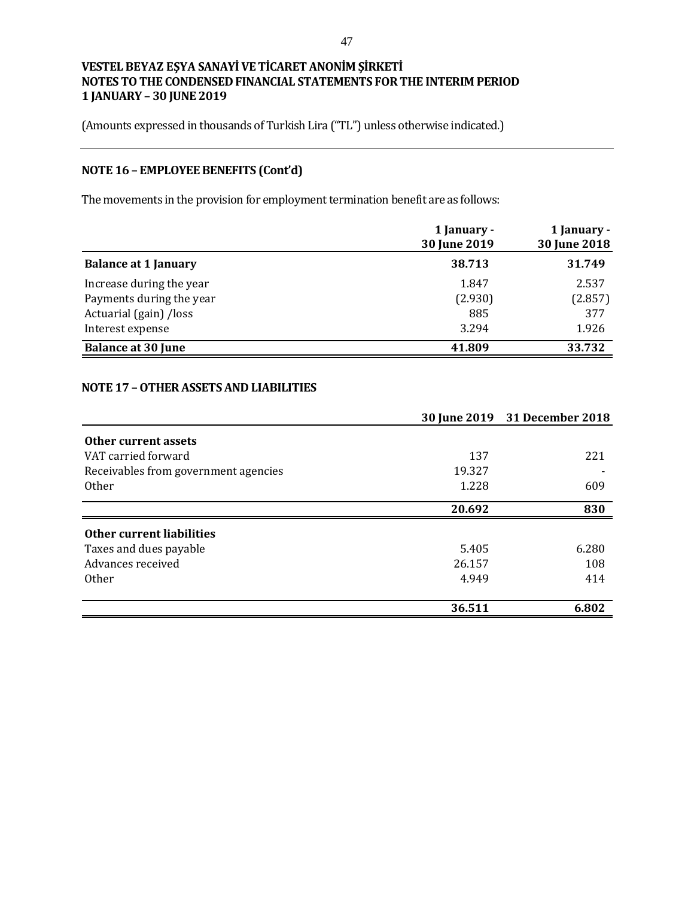# VESTEL BEYAZ EŞYA SANAYİ VE TİCARET ANONİM ŞİRKETİ
# NOTES TO THE CONDENSED FINANCIAL STATEMENTS FOR THE INTERIM PERIOD
# 1 JANUARY – 30 JUNE 2019

(Amounts expressed in thousands of Turkish Lira ("TL") unless otherwise indicated.)

## NOTE 16 – EMPLOYEE BENEFITS (Cont'd)

The movements in the provision for employment termination benefit are as follows:

| | 1 January - 30 June 2019 | 1 January - 30 June 2018 |
|---|---|---|
| **Balance at 1 January** | **38.713** | **31.749** |
| Increase during the year | 1.847 | 2.537 |
| Payments during the year | (2.930) | (2.857) |
| Actuarial (gain) /loss | 885 | 377 |
| Interest expense | 3.294 | 1.926 |
| **Balance at 30 June** | **41.809** | **33.732** |

## NOTE 17 – OTHER ASSETS AND LIABILITIES

| | 30 June 2019 | 31 December 2018 |
|---|---|---|
| **Other current assets** | | |
| VAT carried forward | 137 | 221 |
| Receivables from government agencies | 19.327 | - |
| Other | 1.228 | 609 |
| | **20.692** | **830** |
| **Other current liabilities** | | |
| Taxes and dues payable | 5.405 | 6.280 |
| Advances received | 26.157 | 108 |
| Other | 4.949 | 414 |
| | **36.511** | **6.802** |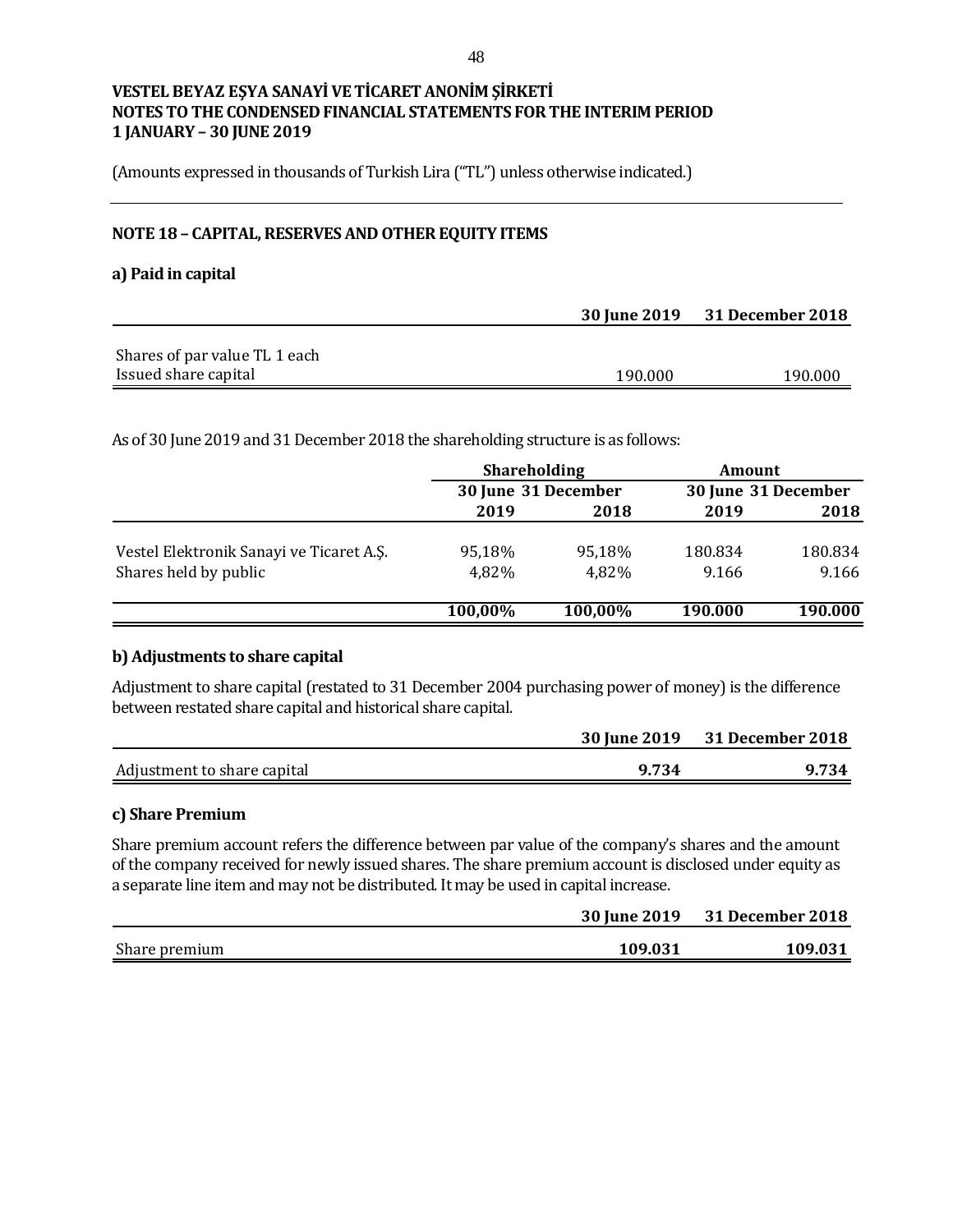**VESTEL BEYAZ EŞYA SANAYİ VE TİCARET ANONİM ŞİRKETİ**
**NOTES TO THE CONDENSED FINANCIAL STATEMENTS FOR THE INTERIM PERIOD**
**1 JANUARY – 30 JUNE 2019**

(Amounts expressed in thousands of Turkish Lira ("TL") unless otherwise indicated.)

## NOTE 18 – CAPITAL, RESERVES AND OTHER EQUITY ITEMS

### a) Paid in capital

| | 30 June 2019 | 31 December 2018 |
|---|---|---|
| Shares of par value TL 1 each | | |
| Issued share capital | 190.000 | 190.000 |

As of 30 June 2019 and 31 December 2018 the shareholding structure is as follows:

| | Shareholding | | Amount | |
|---|---|---|---|---|
| | 30 June 2019 | 31 December 2018 | 30 June 2019 | 31 December 2018 |
| Vestel Elektronik Sanayi ve Ticaret A.Ş. | 95,18% | 95,18% | 180.834 | 180.834 |
| Shares held by public | 4,82% | 4,82% | 9.166 | 9.166 |
| | **100,00%** | **100,00%** | **190.000** | **190.000** |

### b) Adjustments to share capital

Adjustment to share capital (restated to 31 December 2004 purchasing power of money) is the difference between restated share capital and historical share capital.

| | 30 June 2019 | 31 December 2018 |
|---|---|---|
| Adjustment to share capital | **9.734** | **9.734** |

### c) Share Premium

Share premium account refers the difference between par value of the company's shares and the amount of the company received for newly issued shares. The share premium account is disclosed under equity as a separate line item and may not be distributed. It may be used in capital increase.

| | 30 June 2019 | 31 December 2018 |
|---|---|---|
| Share premium | **109.031** | **109.031** |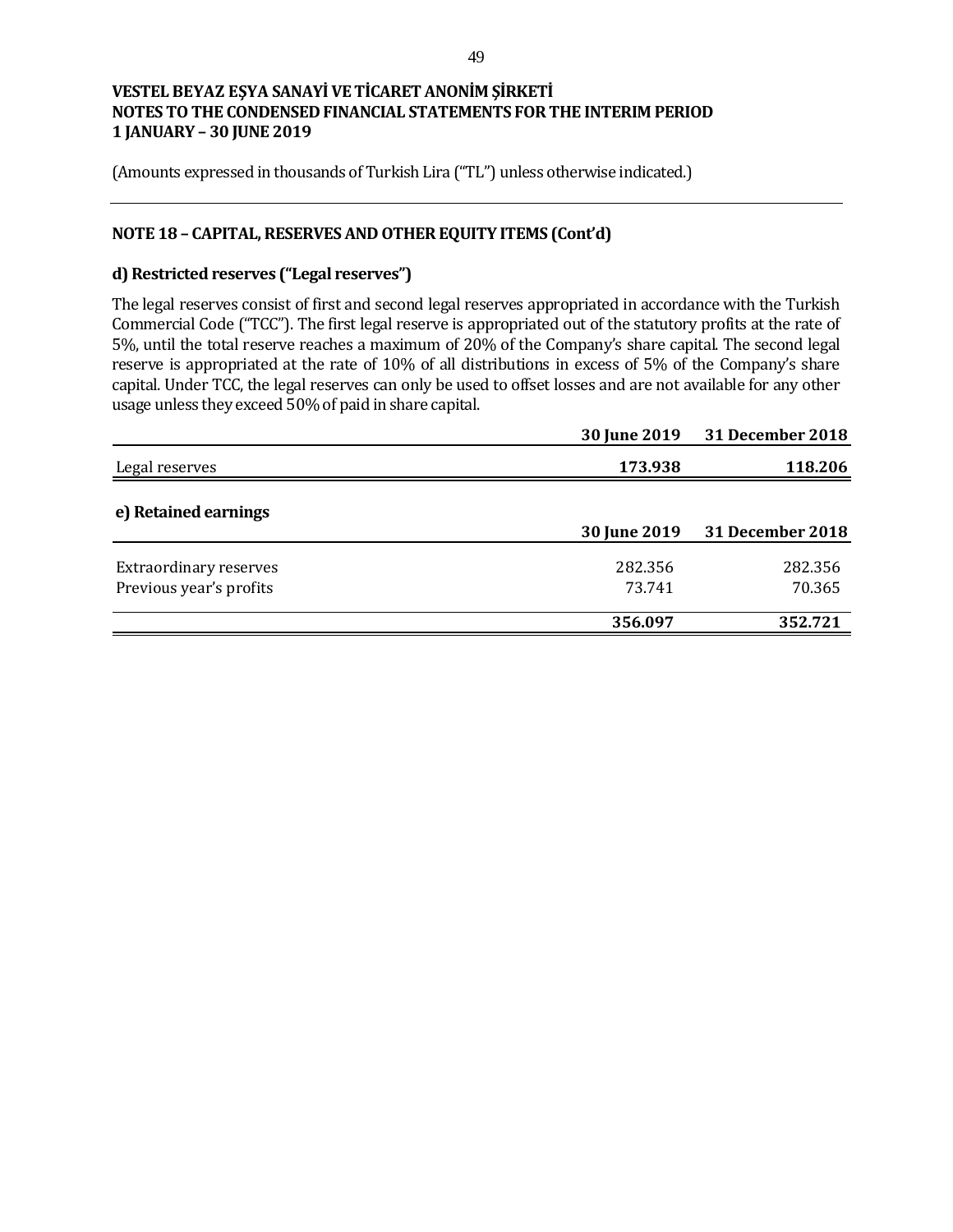# VESTEL BEYAZ EŞYA SANAYİ VE TİCARET ANONİM ŞİRKETİ
# NOTES TO THE CONDENSED FINANCIAL STATEMENTS FOR THE INTERIM PERIOD
# 1 JANUARY – 30 JUNE 2019

(Amounts expressed in thousands of Turkish Lira ("TL") unless otherwise indicated.)

## NOTE 18 – CAPITAL, RESERVES AND OTHER EQUITY ITEMS (Cont'd)

### d) Restricted reserves ("Legal reserves")

The legal reserves consist of first and second legal reserves appropriated in accordance with the Turkish Commercial Code ("TCC"). The first legal reserve is appropriated out of the statutory profits at the rate of 5%, until the total reserve reaches a maximum of 20% of the Company's share capital. The second legal reserve is appropriated at the rate of 10% of all distributions in excess of 5% of the Company's share capital. Under TCC, the legal reserves can only be used to offset losses and are not available for any other usage unless they exceed 50% of paid in share capital.

| | 30 June 2019 | 31 December 2018 |
|---|---|---|
| Legal reserves | **173.938** | **118.206** |

### e) Retained earnings

| | 30 June 2019 | 31 December 2018 |
|---|---|---|
| Extraordinary reserves | 282.356 | 282.356 |
| Previous year's profits | 73.741 | 70.365 |
| | **356.097** | **352.721** |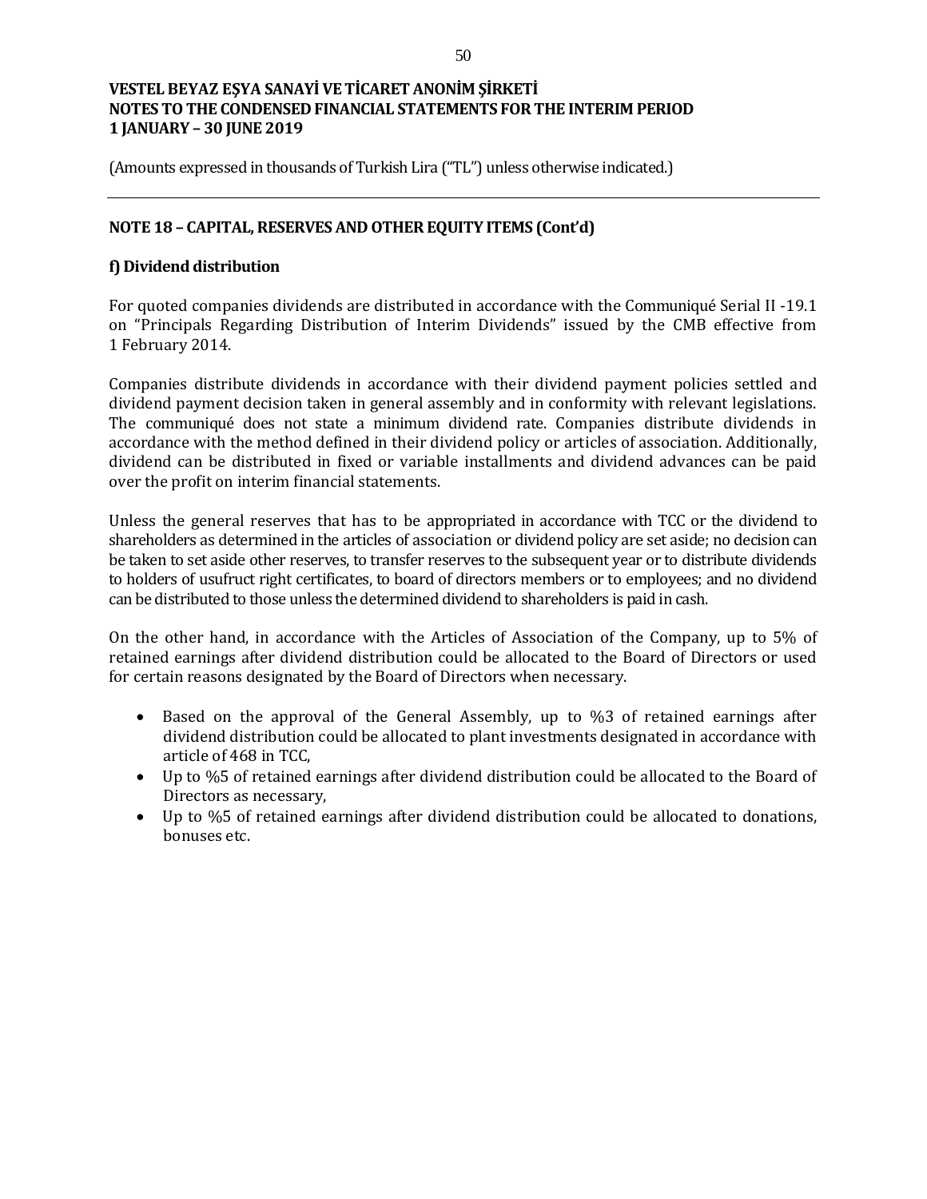(Amounts expressed in thousands of Turkish Lira ("TL") unless otherwise indicated.)

## NOTE 18 – CAPITAL, RESERVES AND OTHER EQUITY ITEMS (Cont'd)

### f) Dividend distribution

For quoted companies dividends are distributed in accordance with the Communiqué Serial II -19.1 on "Principals Regarding Distribution of Interim Dividends" issued by the CMB effective from 1 February 2014.

Companies distribute dividends in accordance with their dividend payment policies settled and dividend payment decision taken in general assembly and in conformity with relevant legislations. The communiqué does not state a minimum dividend rate. Companies distribute dividends in accordance with the method defined in their dividend policy or articles of association. Additionally, dividend can be distributed in fixed or variable installments and dividend advances can be paid over the profit on interim financial statements.

Unless the general reserves that has to be appropriated in accordance with TCC or the dividend to shareholders as determined in the articles of association or dividend policy are set aside; no decision can be taken to set aside other reserves, to transfer reserves to the subsequent year or to distribute dividends to holders of usufruct right certificates, to board of directors members or to employees; and no dividend can be distributed to those unless the determined dividend to shareholders is paid in cash.

On the other hand, in accordance with the Articles of Association of the Company, up to 5% of retained earnings after dividend distribution could be allocated to the Board of Directors or used for certain reasons designated by the Board of Directors when necessary.

- Based on the approval of the General Assembly, up to %3 of retained earnings after dividend distribution could be allocated to plant investments designated in accordance with article of 468 in TCC,
- Up to %5 of retained earnings after dividend distribution could be allocated to the Board of Directors as necessary,
- Up to %5 of retained earnings after dividend distribution could be allocated to donations, bonuses etc.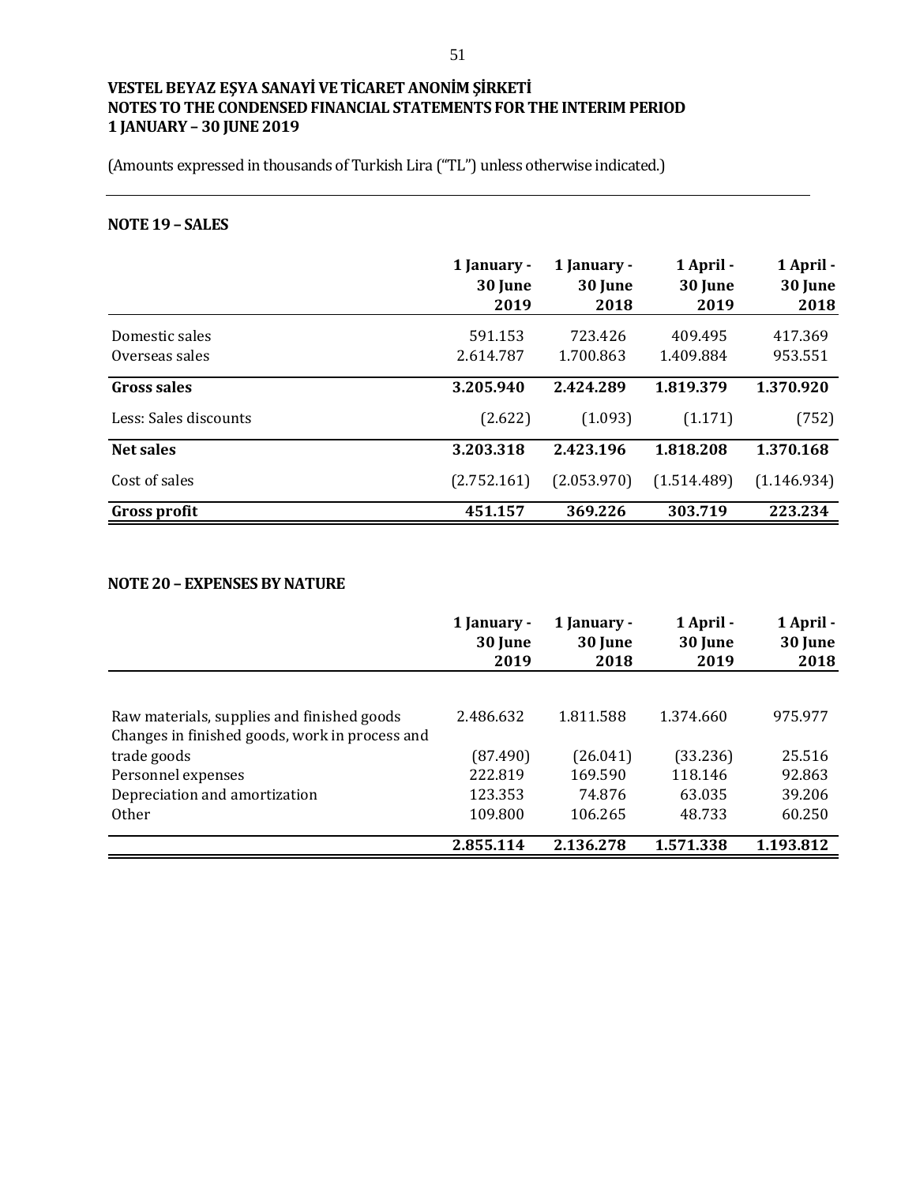**VESTEL BEYAZ EŞYA SANAYİ VE TİCARET ANONİM ŞİRKETİ**
**NOTES TO THE CONDENSED FINANCIAL STATEMENTS FOR THE INTERIM PERIOD**
**1 JANUARY – 30 JUNE 2019**

(Amounts expressed in thousands of Turkish Lira ("TL") unless otherwise indicated.)

## NOTE 19 – SALES

| | 1 January - 30 June 2019 | 1 January - 30 June 2018 | 1 April - 30 June 2019 | 1 April - 30 June 2018 |
|---|---|---|---|---|
| Domestic sales | 591.153 | 723.426 | 409.495 | 417.369 |
| Overseas sales | 2.614.787 | 1.700.863 | 1.409.884 | 953.551 |
| **Gross sales** | **3.205.940** | **2.424.289** | **1.819.379** | **1.370.920** |
| Less: Sales discounts | (2.622) | (1.093) | (1.171) | (752) |
| **Net sales** | **3.203.318** | **2.423.196** | **1.818.208** | **1.370.168** |
| Cost of sales | (2.752.161) | (2.053.970) | (1.514.489) | (1.146.934) |
| **Gross profit** | **451.157** | **369.226** | **303.719** | **223.234** |

## NOTE 20 – EXPENSES BY NATURE

| | 1 January - 30 June 2019 | 1 January - 30 June 2018 | 1 April - 30 June 2019 | 1 April - 30 June 2018 |
|---|---|---|---|---|
| Raw materials, supplies and finished goods | 2.486.632 | 1.811.588 | 1.374.660 | 975.977 |
| Changes in finished goods, work in process and trade goods | (87.490) | (26.041) | (33.236) | 25.516 |
| Personnel expenses | 222.819 | 169.590 | 118.146 | 92.863 |
| Depreciation and amortization | 123.353 | 74.876 | 63.035 | 39.206 |
| Other | 109.800 | 106.265 | 48.733 | 60.250 |
| | **2.855.114** | **2.136.278** | **1.571.338** | **1.193.812** |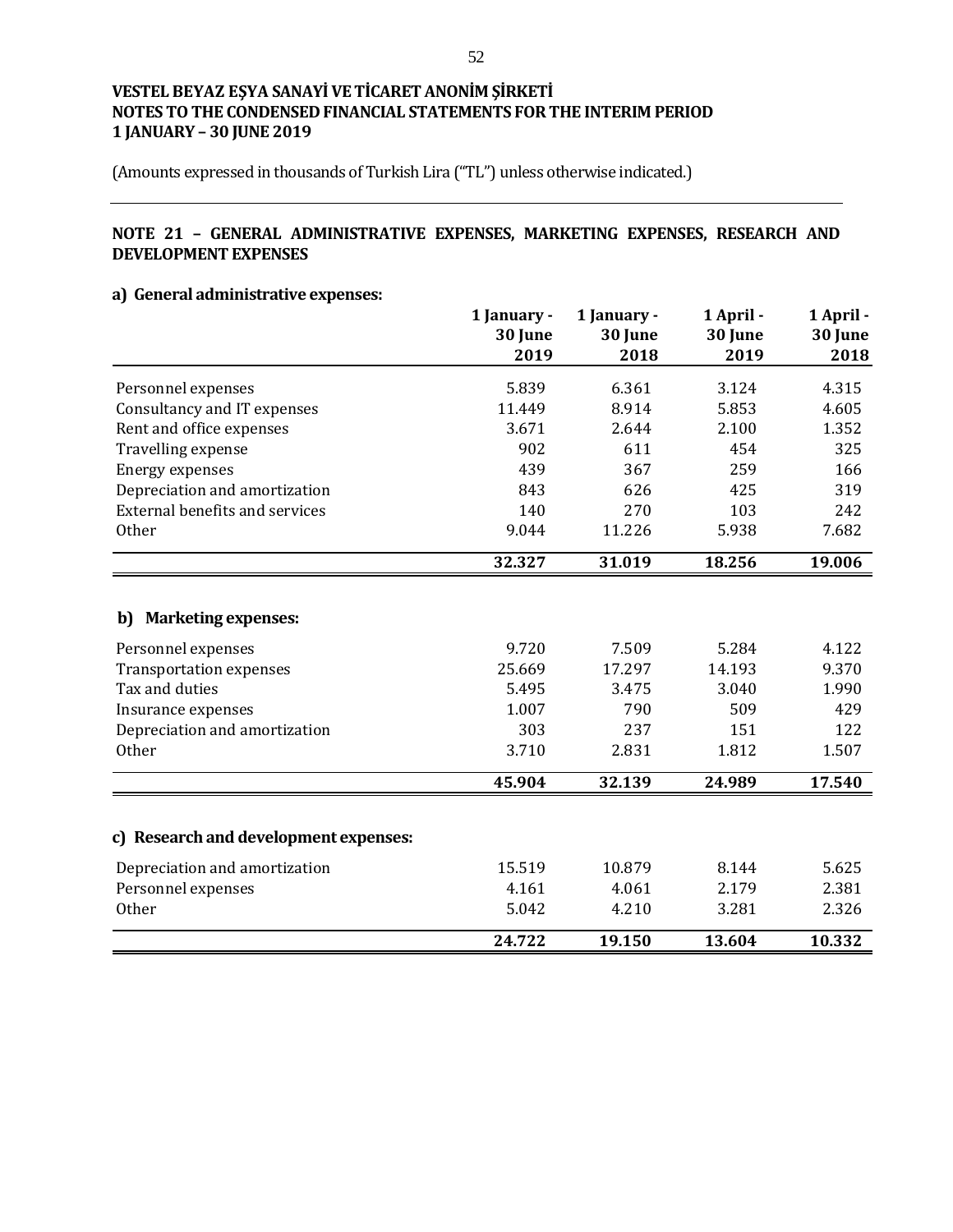**VESTEL BEYAZ EŞYA SANAYİ VE TİCARET ANONİM ŞİRKETİ**
**NOTES TO THE CONDENSED FINANCIAL STATEMENTS FOR THE INTERIM PERIOD**
**1 JANUARY – 30 JUNE 2019**

(Amounts expressed in thousands of Turkish Lira ("TL") unless otherwise indicated.)

## NOTE 21 – GENERAL ADMINISTRATIVE EXPENSES, MARKETING EXPENSES, RESEARCH AND DEVELOPMENT EXPENSES

### a) General administrative expenses:

| | 1 January - 30 June 2019 | 1 January - 30 June 2018 | 1 April - 30 June 2019 | 1 April - 30 June 2018 |
|---|---|---|---|---|
| Personnel expenses | 5.839 | 6.361 | 3.124 | 4.315 |
| Consultancy and IT expenses | 11.449 | 8.914 | 5.853 | 4.605 |
| Rent and office expenses | 3.671 | 2.644 | 2.100 | 1.352 |
| Travelling expense | 902 | 611 | 454 | 325 |
| Energy expenses | 439 | 367 | 259 | 166 |
| Depreciation and amortization | 843 | 626 | 425 | 319 |
| External benefits and services | 140 | 270 | 103 | 242 |
| Other | 9.044 | 11.226 | 5.938 | 7.682 |
| | **32.327** | **31.019** | **18.256** | **19.006** |

### b) Marketing expenses:

| | 1 January - 30 June 2019 | 1 January - 30 June 2018 | 1 April - 30 June 2019 | 1 April - 30 June 2018 |
|---|---|---|---|---|
| Personnel expenses | 9.720 | 7.509 | 5.284 | 4.122 |
| Transportation expenses | 25.669 | 17.297 | 14.193 | 9.370 |
| Tax and duties | 5.495 | 3.475 | 3.040 | 1.990 |
| Insurance expenses | 1.007 | 790 | 509 | 429 |
| Depreciation and amortization | 303 | 237 | 151 | 122 |
| Other | 3.710 | 2.831 | 1.812 | 1.507 |
| | **45.904** | **32.139** | **24.989** | **17.540** |

### c) Research and development expenses:

| | 1 January - 30 June 2019 | 1 January - 30 June 2018 | 1 April - 30 June 2019 | 1 April - 30 June 2018 |
|---|---|---|---|---|
| Depreciation and amortization | 15.519 | 10.879 | 8.144 | 5.625 |
| Personnel expenses | 4.161 | 4.061 | 2.179 | 2.381 |
| Other | 5.042 | 4.210 | 3.281 | 2.326 |
| | **24.722** | **19.150** | **13.604** | **10.332** |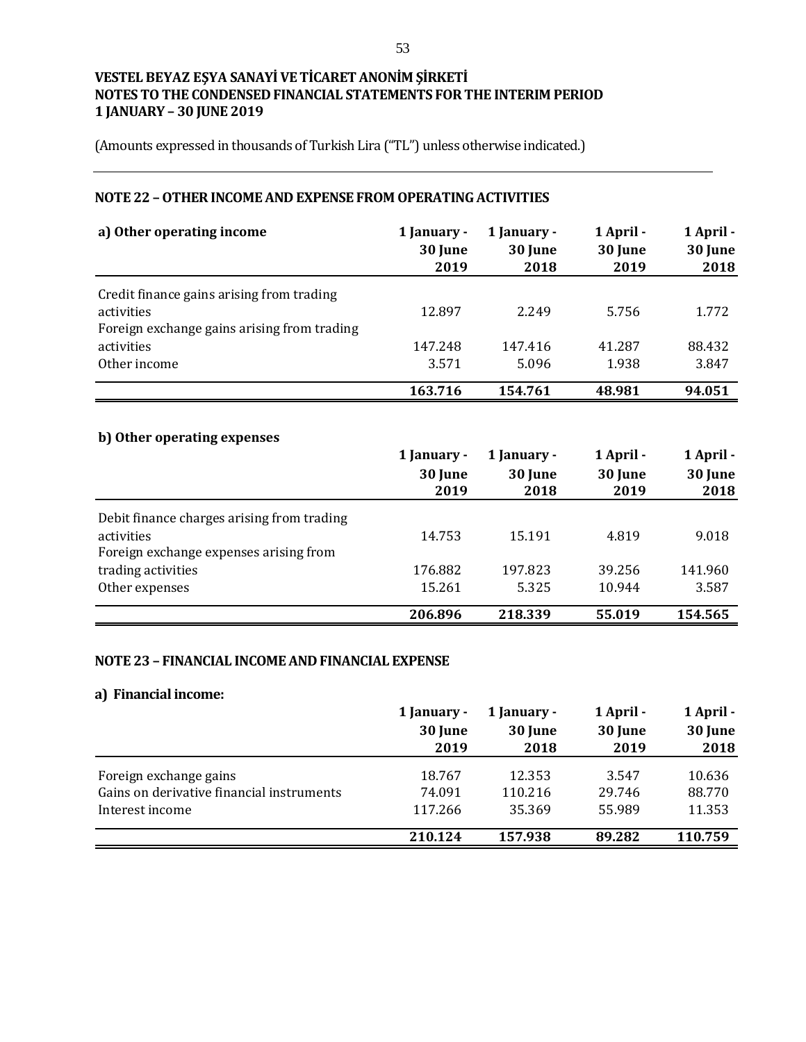**VESTEL BEYAZ EŞYA SANAYİ VE TİCARET ANONİM ŞİRKETİ**
**NOTES TO THE CONDENSED FINANCIAL STATEMENTS FOR THE INTERIM PERIOD**
**1 JANUARY – 30 JUNE 2019**

(Amounts expressed in thousands of Turkish Lira ("TL") unless otherwise indicated.)

## NOTE 22 – OTHER INCOME AND EXPENSE FROM OPERATING ACTIVITIES

| a) Other operating income | 1 January - 30 June 2019 | 1 January - 30 June 2018 | 1 April - 30 June 2019 | 1 April - 30 June 2018 |
|---|---|---|---|---|
| Credit finance gains arising from trading activities | 12.897 | 2.249 | 5.756 | 1.772 |
| Foreign exchange gains arising from trading activities | 147.248 | 147.416 | 41.287 | 88.432 |
| Other income | 3.571 | 5.096 | 1.938 | 3.847 |
| | **163.716** | **154.761** | **48.981** | **94.051** |

**b) Other operating expenses**

| | 1 January - 30 June 2019 | 1 January - 30 June 2018 | 1 April - 30 June 2019 | 1 April - 30 June 2018 |
|---|---|---|---|---|
| Debit finance charges arising from trading activities | 14.753 | 15.191 | 4.819 | 9.018 |
| Foreign exchange expenses arising from trading activities | 176.882 | 197.823 | 39.256 | 141.960 |
| Other expenses | 15.261 | 5.325 | 10.944 | 3.587 |
| | **206.896** | **218.339** | **55.019** | **154.565** |

## NOTE 23 – FINANCIAL INCOME AND FINANCIAL EXPENSE

**a) Financial income:**

| | 1 January - 30 June 2019 | 1 January - 30 June 2018 | 1 April - 30 June 2019 | 1 April - 30 June 2018 |
|---|---|---|---|---|
| Foreign exchange gains | 18.767 | 12.353 | 3.547 | 10.636 |
| Gains on derivative financial instruments | 74.091 | 110.216 | 29.746 | 88.770 |
| Interest income | 117.266 | 35.369 | 55.989 | 11.353 |
| | **210.124** | **157.938** | **89.282** | **110.759** |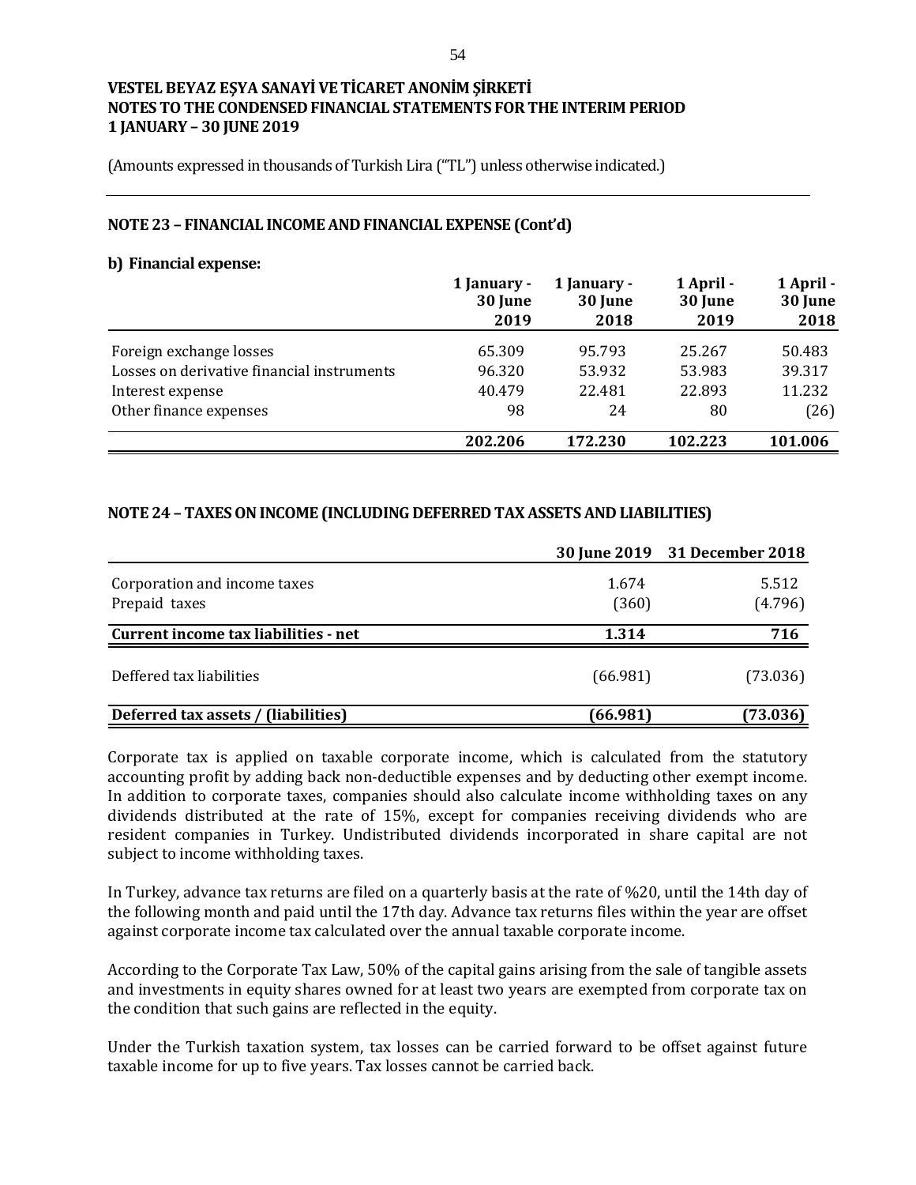**VESTEL BEYAZ EŞYA SANAYİ VE TİCARET ANONİM ŞİRKETİ**
**NOTES TO THE CONDENSED FINANCIAL STATEMENTS FOR THE INTERIM PERIOD**
**1 JANUARY – 30 JUNE 2019**

(Amounts expressed in thousands of Turkish Lira ("TL") unless otherwise indicated.)

## NOTE 23 – FINANCIAL INCOME AND FINANCIAL EXPENSE (Cont'd)

### b) Financial expense:

| | 1 January - 30 June 2019 | 1 January - 30 June 2018 | 1 April - 30 June 2019 | 1 April - 30 June 2018 |
|---|---|---|---|---|
| Foreign exchange losses | 65.309 | 95.793 | 25.267 | 50.483 |
| Losses on derivative financial instruments | 96.320 | 53.932 | 53.983 | 39.317 |
| Interest expense | 40.479 | 22.481 | 22.893 | 11.232 |
| Other finance expenses | 98 | 24 | 80 | (26) |
| | **202.206** | **172.230** | **102.223** | **101.006** |

## NOTE 24 – TAXES ON INCOME (INCLUDING DEFERRED TAX ASSETS AND LIABILITIES)

| | 30 June 2019 | 31 December 2018 |
|---|---|---|
| Corporation and income taxes | 1.674 | 5.512 |
| Prepaid taxes | (360) | (4.796) |
| **Current income tax liabilities - net** | **1.314** | **716** |
| Deffered tax liabilities | (66.981) | (73.036) |
| **Deferred tax assets / (liabilities)** | **(66.981)** | **(73.036)** |

Corporate tax is applied on taxable corporate income, which is calculated from the statutory accounting profit by adding back non-deductible expenses and by deducting other exempt income. In addition to corporate taxes, companies should also calculate income withholding taxes on any dividends distributed at the rate of 15%, except for companies receiving dividends who are resident companies in Turkey. Undistributed dividends incorporated in share capital are not subject to income withholding taxes.

In Turkey, advance tax returns are filed on a quarterly basis at the rate of %20, until the 14th day of the following month and paid until the 17th day. Advance tax returns files within the year are offset against corporate income tax calculated over the annual taxable corporate income.

According to the Corporate Tax Law, 50% of the capital gains arising from the sale of tangible assets and investments in equity shares owned for at least two years are exempted from corporate tax on the condition that such gains are reflected in the equity.

Under the Turkish taxation system, tax losses can be carried forward to be offset against future taxable income for up to five years. Tax losses cannot be carried back.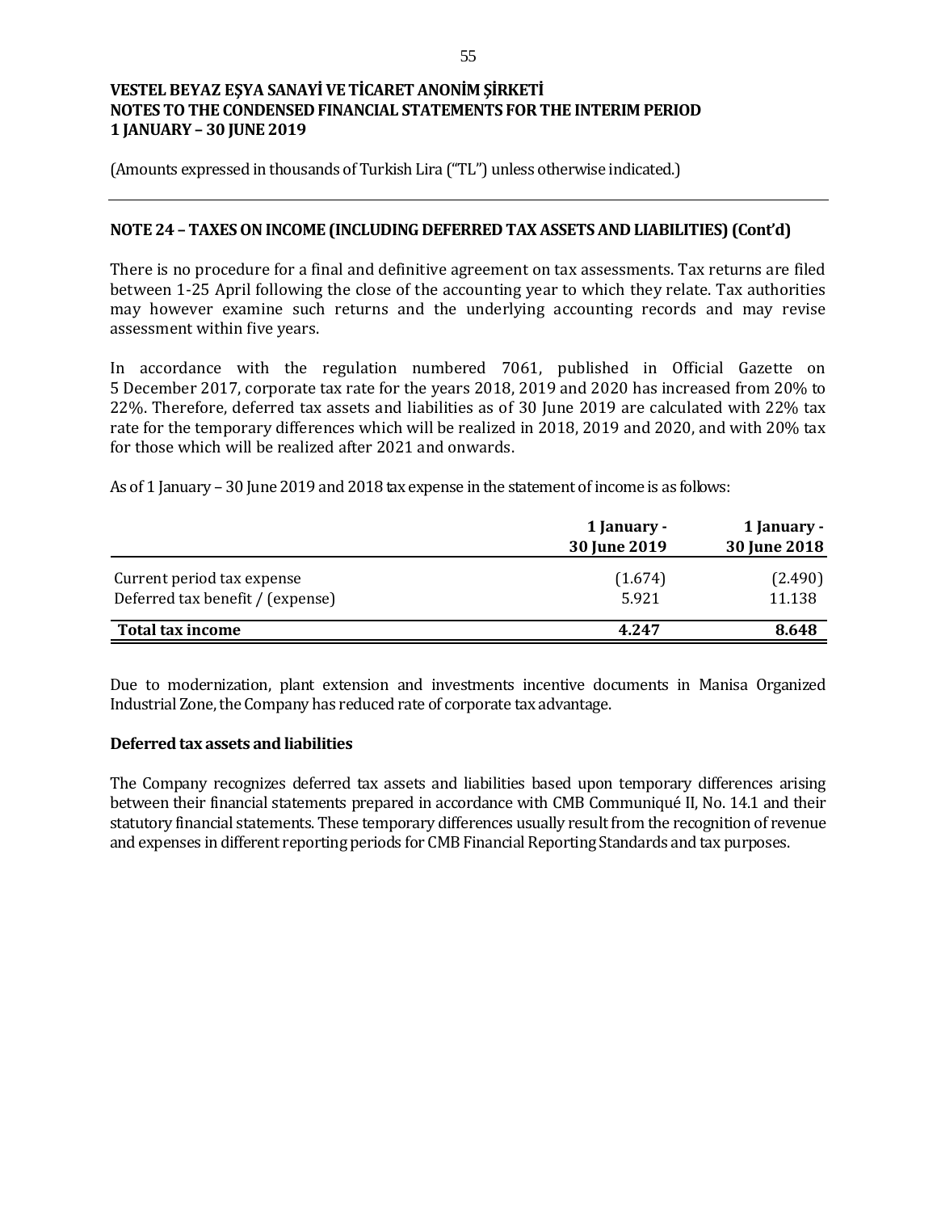**VESTEL BEYAZ EŞYA SANAYİ VE TİCARET ANONİM ŞİRKETİ**
**NOTES TO THE CONDENSED FINANCIAL STATEMENTS FOR THE INTERIM PERIOD**
**1 JANUARY – 30 JUNE 2019**

(Amounts expressed in thousands of Turkish Lira ("TL") unless otherwise indicated.)

## NOTE 24 – TAXES ON INCOME (INCLUDING DEFERRED TAX ASSETS AND LIABILITIES) (Cont'd)

There is no procedure for a final and definitive agreement on tax assessments. Tax returns are filed between 1-25 April following the close of the accounting year to which they relate. Tax authorities may however examine such returns and the underlying accounting records and may revise assessment within five years.

In accordance with the regulation numbered 7061, published in Official Gazette on 5 December 2017, corporate tax rate for the years 2018, 2019 and 2020 has increased from 20% to 22%. Therefore, deferred tax assets and liabilities as of 30 June 2019 are calculated with 22% tax rate for the temporary differences which will be realized in 2018, 2019 and 2020, and with 20% tax for those which will be realized after 2021 and onwards.

As of 1 January – 30 June 2019 and 2018 tax expense in the statement of income is as follows:

| | 1 January - 30 June 2019 | 1 January - 30 June 2018 |
|---|---|---|
| Current period tax expense | (1.674) | (2.490) |
| Deferred tax benefit / (expense) | 5.921 | 11.138 |
| **Total tax income** | **4.247** | **8.648** |

Due to modernization, plant extension and investments incentive documents in Manisa Organized Industrial Zone, the Company has reduced rate of corporate tax advantage.

### Deferred tax assets and liabilities

The Company recognizes deferred tax assets and liabilities based upon temporary differences arising between their financial statements prepared in accordance with CMB Communiqué II, No. 14.1 and their statutory financial statements. These temporary differences usually result from the recognition of revenue and expenses in different reporting periods for CMB Financial Reporting Standards and tax purposes.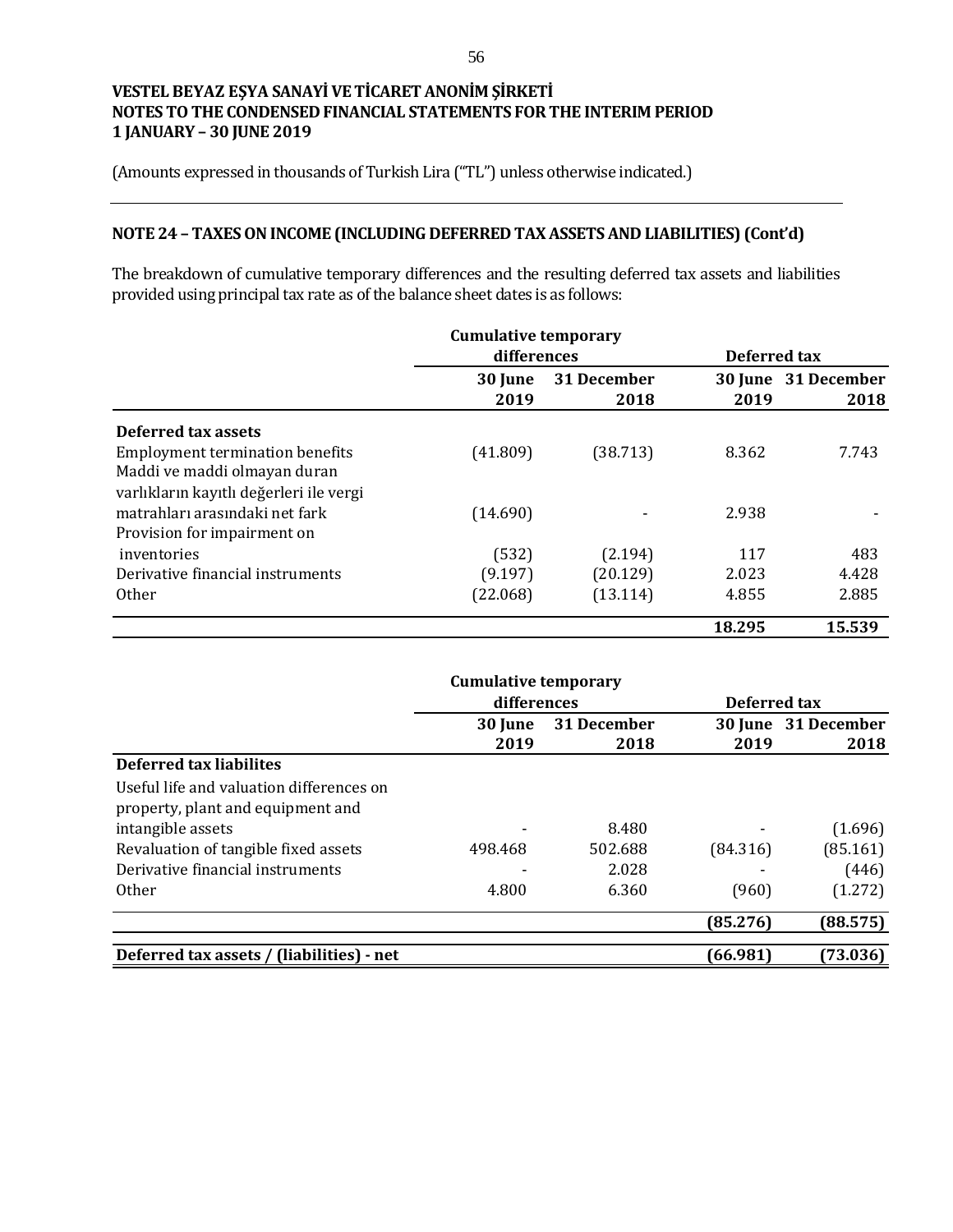**VESTEL BEYAZ EŞYA SANAYİ VE TİCARET ANONİM ŞİRKETİ**
**NOTES TO THE CONDENSED FINANCIAL STATEMENTS FOR THE INTERIM PERIOD**
**1 JANUARY – 30 JUNE 2019**

(Amounts expressed in thousands of Turkish Lira ("TL") unless otherwise indicated.)

## NOTE 24 – TAXES ON INCOME (INCLUDING DEFERRED TAX ASSETS AND LIABILITIES) (Cont'd)

The breakdown of cumulative temporary differences and the resulting deferred tax assets and liabilities provided using principal tax rate as of the balance sheet dates is as follows:

| | Cumulative temporary differences | | Deferred tax | |
|---|---|---|---|---|
| | 30 June 2019 | 31 December 2018 | 30 June 2019 | 31 December 2018 |
| **Deferred tax assets** | | | | |
| Employment termination benefits | (41.809) | (38.713) | 8.362 | 7.743 |
| Maddi ve maddi olmayan duran varlıkların kayıtlı değerleri ile vergi matrahları arasındaki net fark | (14.690) | - | 2.938 | - |
| Provision for impairment on inventories | (532) | (2.194) | 117 | 483 |
| Derivative financial instruments | (9.197) | (20.129) | 2.023 | 4.428 |
| Other | (22.068) | (13.114) | 4.855 | 2.885 |
| | | | **18.295** | **15.539** |

| | Cumulative temporary differences | | Deferred tax | |
|---|---|---|---|---|
| | 30 June 2019 | 31 December 2018 | 30 June 2019 | 31 December 2018 |
| **Deferred tax liabilites** | | | | |
| Useful life and valuation differences on property, plant and equipment and intangible assets | - | 8.480 | - | (1.696) |
| Revaluation of tangible fixed assets | 498.468 | 502.688 | (84.316) | (85.161) |
| Derivative financial instruments | - | 2.028 | - | (446) |
| Other | 4.800 | 6.360 | (960) | (1.272) |
| | | | **(85.276)** | **(88.575)** |
| **Deferred tax assets / (liabilities) - net** | | | **(66.981)** | **(73.036)** |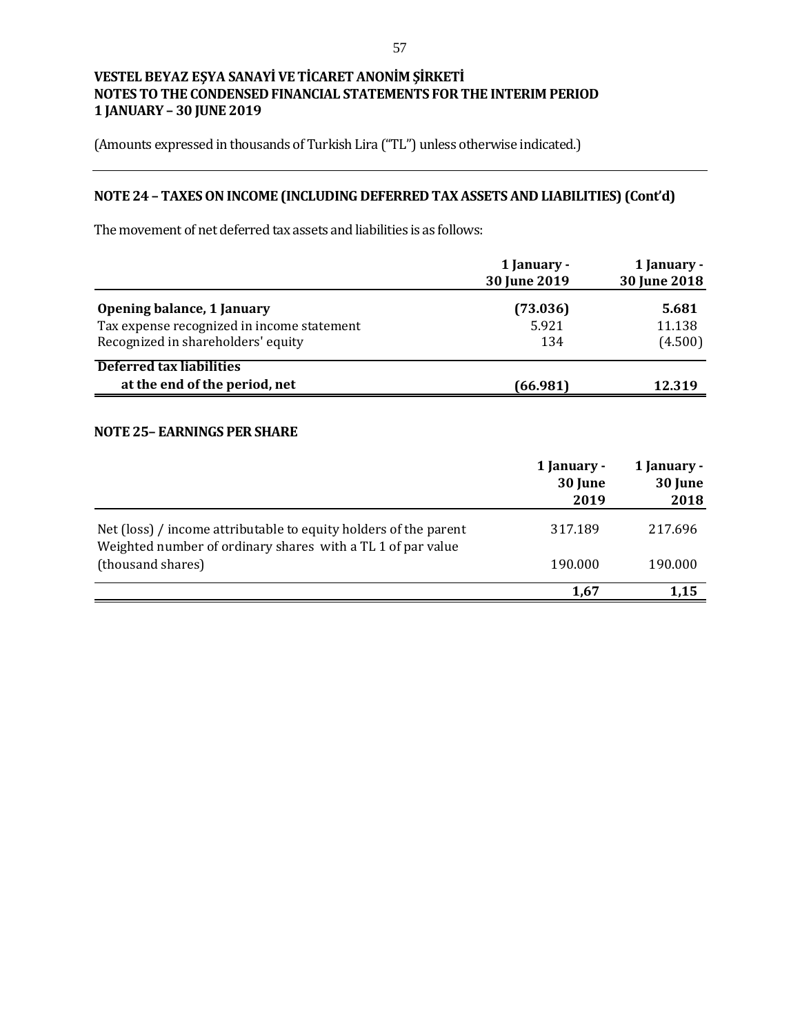# VESTEL BEYAZ EŞYA SANAYİ VE TİCARET ANONİM ŞİRKETİ
# NOTES TO THE CONDENSED FINANCIAL STATEMENTS FOR THE INTERIM PERIOD
# 1 JANUARY – 30 JUNE 2019

(Amounts expressed in thousands of Turkish Lira ("TL") unless otherwise indicated.)

## NOTE 24 – TAXES ON INCOME (INCLUDING DEFERRED TAX ASSETS AND LIABILITIES) (Cont'd)

The movement of net deferred tax assets and liabilities is as follows:

| | 1 January - 30 June 2019 | 1 January - 30 June 2018 |
|---|---|---|
| **Opening balance, 1 January** | **(73.036)** | **5.681** |
| Tax expense recognized in income statement | 5.921 | 11.138 |
| Recognized in shareholders' equity | 134 | (4.500) |
| **Deferred tax liabilities at the end of the period, net** | **(66.981)** | **12.319** |

## NOTE 25– EARNINGS PER SHARE

| | 1 January - 30 June 2019 | 1 January - 30 June 2018 |
|---|---|---|
| Net (loss) / income attributable to equity holders of the parent | 317.189 | 217.696 |
| Weighted number of ordinary shares with a TL 1 of par value (thousand shares) | 190.000 | 190.000 |
| | **1,67** | **1,15** |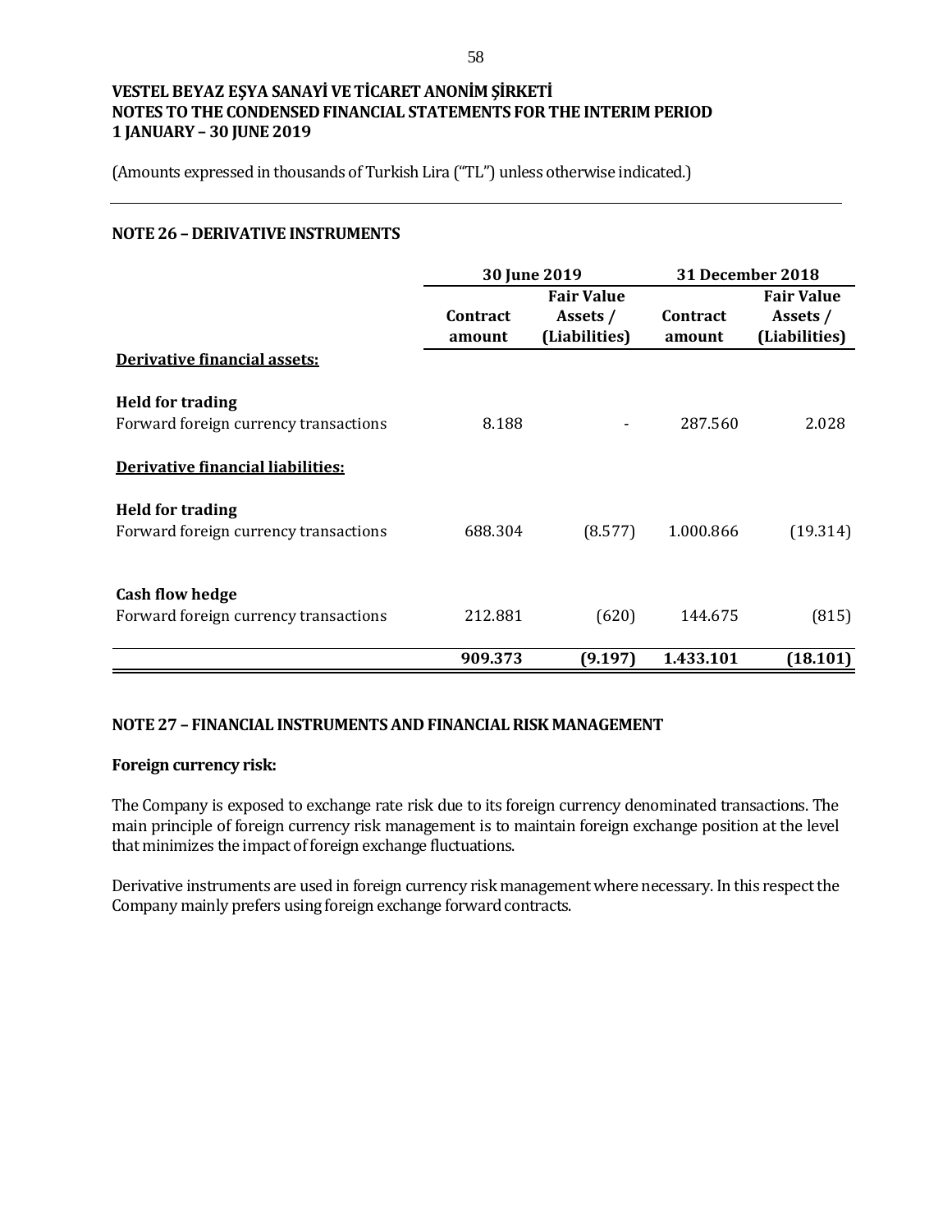VESTEL BEYAZ EŞYA SANAYİ VE TİCARET ANONİM ŞİRKETİ
NOTES TO THE CONDENSED FINANCIAL STATEMENTS FOR THE INTERIM PERIOD
1 JANUARY – 30 JUNE 2019

(Amounts expressed in thousands of Turkish Lira ("TL") unless otherwise indicated.)

## NOTE 26 – DERIVATIVE INSTRUMENTS

| | 30 June 2019 | | 31 December 2018 | |
|---|---|---|---|---|
| | Contract amount | Fair Value Assets / (Liabilities) | Contract amount | Fair Value Assets / (Liabilities) |
| **Derivative financial assets:** | | | | |
| **Held for trading** | | | | |
| Forward foreign currency transactions | 8.188 | - | 287.560 | 2.028 |
| **Derivative financial liabilities:** | | | | |
| **Held for trading** | | | | |
| Forward foreign currency transactions | 688.304 | (8.577) | 1.000.866 | (19.314) |
| **Cash flow hedge** | | | | |
| Forward foreign currency transactions | 212.881 | (620) | 144.675 | (815) |
| | **909.373** | **(9.197)** | **1.433.101** | **(18.101)** |

## NOTE 27 – FINANCIAL INSTRUMENTS AND FINANCIAL RISK MANAGEMENT

**Foreign currency risk:**

The Company is exposed to exchange rate risk due to its foreign currency denominated transactions. The main principle of foreign currency risk management is to maintain foreign exchange position at the level that minimizes the impact of foreign exchange fluctuations.

Derivative instruments are used in foreign currency risk management where necessary. In this respect the Company mainly prefers using foreign exchange forward contracts.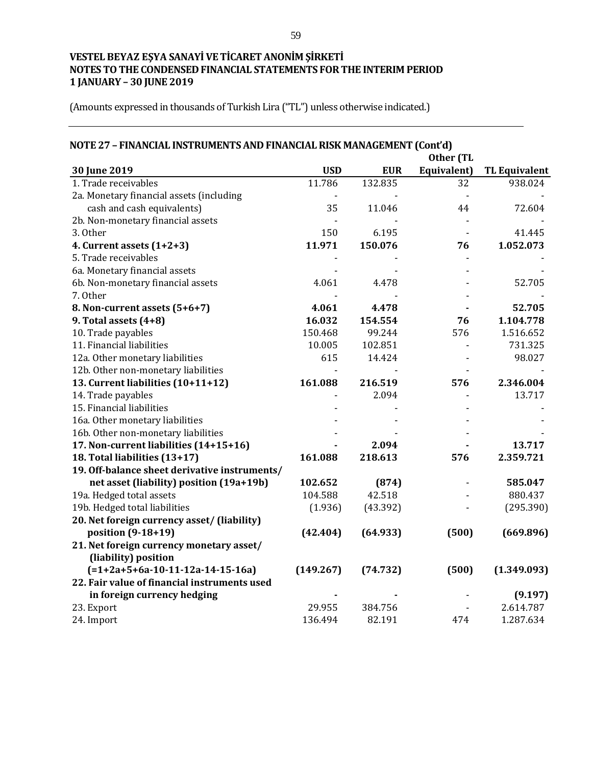**VESTEL BEYAZ EŞYA SANAYİ VE TİCARET ANONİM ŞİRKETİ**
**NOTES TO THE CONDENSED FINANCIAL STATEMENTS FOR THE INTERIM PERIOD**
**1 JANUARY – 30 JUNE 2019**

(Amounts expressed in thousands of Turkish Lira ("TL") unless otherwise indicated.)

## NOTE 27 – FINANCIAL INSTRUMENTS AND FINANCIAL RISK MANAGEMENT (Cont'd)

| 30 June 2019 | USD | EUR | Other (TL Equivalent) | TL Equivalent |
|---|---|---|---|---|
| 1. Trade receivables | 11.786 | 132.835 | 32 | 938.024 |
| 2a. Monetary financial assets (including cash and cash equivalents) | 35 | 11.046 | 44 | 72.604 |
| 2b. Non-monetary financial assets | - | - | - | - |
| 3. Other | 150 | 6.195 | - | 41.445 |
| **4. Current assets (1+2+3)** | **11.971** | **150.076** | **76** | **1.052.073** |
| 5. Trade receivables | - | - | - | - |
| 6a. Monetary financial assets | - | - | - | - |
| 6b. Non-monetary financial assets | 4.061 | 4.478 | - | 52.705 |
| 7. Other | - | - | - | - |
| **8. Non-current assets (5+6+7)** | **4.061** | **4.478** | **-** | **52.705** |
| **9. Total assets (4+8)** | **16.032** | **154.554** | **76** | **1.104.778** |
| 10. Trade payables | 150.468 | 99.244 | 576 | 1.516.652 |
| 11. Financial liabilities | 10.005 | 102.851 | - | 731.325 |
| 12a. Other monetary liabilities | 615 | 14.424 | - | 98.027 |
| 12b. Other non-monetary liabilities | - | - | - | - |
| **13. Current liabilities (10+11+12)** | **161.088** | **216.519** | **576** | **2.346.004** |
| 14. Trade payables | - | 2.094 | - | 13.717 |
| 15. Financial liabilities | - | - | - | - |
| 16a. Other monetary liabilities | - | - | - | - |
| 16b. Other non-monetary liabilities | - | - | - | - |
| **17. Non-current liabilities (14+15+16)** | **-** | **2.094** | **-** | **13.717** |
| **18. Total liabilities (13+17)** | **161.088** | **218.613** | **576** | **2.359.721** |
| **19. Off-balance sheet derivative instruments/ net asset (liability) position (19a+19b)** | **102.652** | **(874)** | - | **585.047** |
| 19a. Hedged total assets | 104.588 | 42.518 | - | 880.437 |
| 19b. Hedged total liabilities | (1.936) | (43.392) | - | (295.390) |
| **20. Net foreign currency asset/ (liability) position (9-18+19)** | **(42.404)** | **(64.933)** | **(500)** | **(669.896)** |
| **21. Net foreign currency monetary asset/ (liability) position (=1+2a+5+6a-10-11-12a-14-15-16a)** | **(149.267)** | **(74.732)** | **(500)** | **(1.349.093)** |
| **22. Fair value of financial instruments used in foreign currency hedging** | **-** | **-** | - | **(9.197)** |
| 23. Export | 29.955 | 384.756 | - | 2.614.787 |
| 24. Import | 136.494 | 82.191 | 474 | 1.287.634 |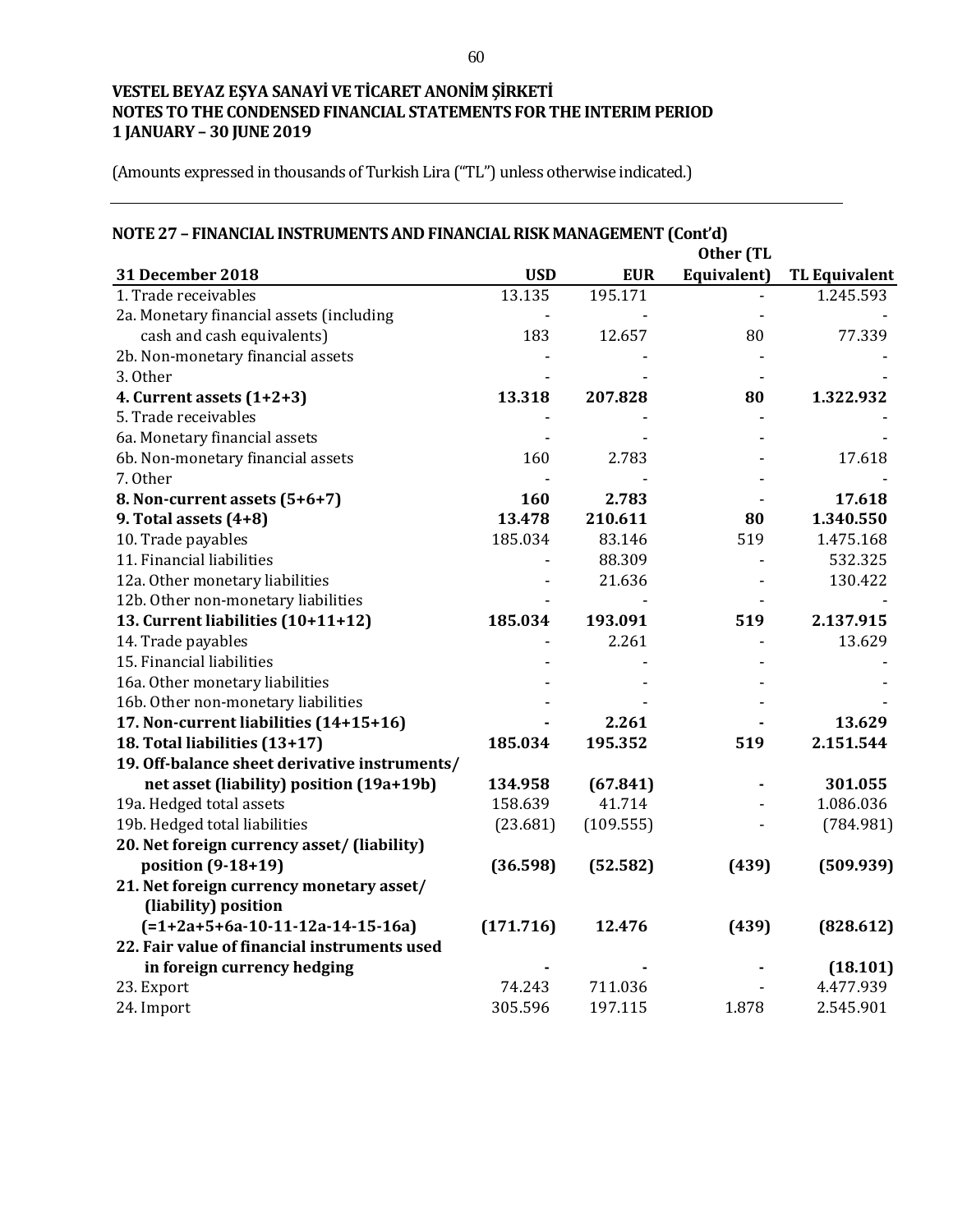**VESTEL BEYAZ EŞYA SANAYİ VE TİCARET ANONİM ŞİRKETİ**
**NOTES TO THE CONDENSED FINANCIAL STATEMENTS FOR THE INTERIM PERIOD**
**1 JANUARY – 30 JUNE 2019**

(Amounts expressed in thousands of Turkish Lira ("TL") unless otherwise indicated.)

## NOTE 27 – FINANCIAL INSTRUMENTS AND FINANCIAL RISK MANAGEMENT (Cont'd)

| 31 December 2018 | USD | EUR | Other (TL Equivalent) | TL Equivalent |
|---|---|---|---|---|
| 1. Trade receivables | 13.135 | 195.171 | - | 1.245.593 |
| 2a. Monetary financial assets (including cash and cash equivalents) | 183 | 12.657 | 80 | 77.339 |
| 2b. Non-monetary financial assets | - | - | - | - |
| 3. Other | - | - | - | - |
| **4. Current assets (1+2+3)** | **13.318** | **207.828** | **80** | **1.322.932** |
| 5. Trade receivables | - | - | - | - |
| 6a. Monetary financial assets | - | - | - | - |
| 6b. Non-monetary financial assets | 160 | 2.783 | - | 17.618 |
| 7. Other | - | - | - | - |
| **8. Non-current assets (5+6+7)** | **160** | **2.783** | - | **17.618** |
| **9. Total assets (4+8)** | **13.478** | **210.611** | **80** | **1.340.550** |
| 10. Trade payables | 185.034 | 83.146 | 519 | 1.475.168 |
| 11. Financial liabilities | - | 88.309 | - | 532.325 |
| 12a. Other monetary liabilities | - | 21.636 | - | 130.422 |
| 12b. Other non-monetary liabilities | - | - | - | - |
| **13. Current liabilities (10+11+12)** | **185.034** | **193.091** | **519** | **2.137.915** |
| 14. Trade payables | - | 2.261 | - | 13.629 |
| 15. Financial liabilities | - | - | - | - |
| 16a. Other monetary liabilities | - | - | - | - |
| 16b. Other non-monetary liabilities | - | - | - | - |
| **17. Non-current liabilities (14+15+16)** | **-** | **2.261** | **-** | **13.629** |
| **18. Total liabilities (13+17)** | **185.034** | **195.352** | **519** | **2.151.544** |
| **19. Off-balance sheet derivative instruments/ net asset (liability) position (19a+19b)** | **134.958** | **(67.841)** | **-** | **301.055** |
| 19a. Hedged total assets | 158.639 | 41.714 | - | 1.086.036 |
| 19b. Hedged total liabilities | (23.681) | (109.555) | - | (784.981) |
| **20. Net foreign currency asset/ (liability) position (9-18+19)** | **(36.598)** | **(52.582)** | **(439)** | **(509.939)** |
| **21. Net foreign currency monetary asset/ (liability) position (=1+2a+5+6a-10-11-12a-14-15-16a)** | **(171.716)** | **12.476** | **(439)** | **(828.612)** |
| **22. Fair value of financial instruments used in foreign currency hedging** | **-** | **-** | **-** | **(18.101)** |
| 23. Export | 74.243 | 711.036 | - | 4.477.939 |
| 24. Import | 305.596 | 197.115 | 1.878 | 2.545.901 |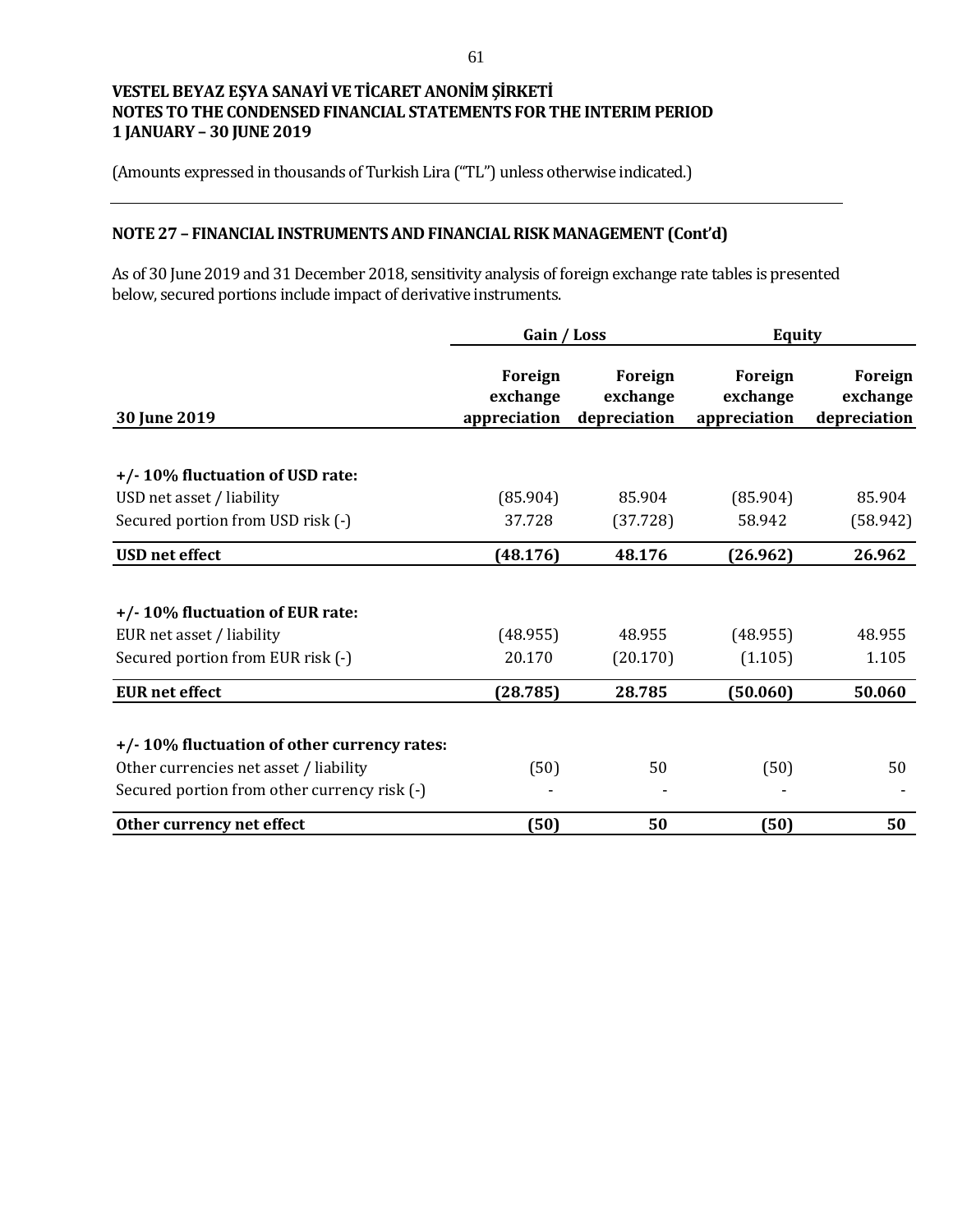**VESTEL BEYAZ EŞYA SANAYİ VE TİCARET ANONİM ŞİRKETİ**
**NOTES TO THE CONDENSED FINANCIAL STATEMENTS FOR THE INTERIM PERIOD**
**1 JANUARY – 30 JUNE 2019**

(Amounts expressed in thousands of Turkish Lira ("TL") unless otherwise indicated.)

## NOTE 27 – FINANCIAL INSTRUMENTS AND FINANCIAL RISK MANAGEMENT (Cont'd)

As of 30 June 2019 and 31 December 2018, sensitivity analysis of foreign exchange rate tables is presented below, secured portions include impact of derivative instruments.

| | Gain / Loss | | Equity | |
|---|---|---|---|---|
| **30 June 2019** | **Foreign exchange appreciation** | **Foreign exchange depreciation** | **Foreign exchange appreciation** | **Foreign exchange depreciation** |
| **+/- 10% fluctuation of USD rate:** | | | | |
| USD net asset / liability | (85.904) | 85.904 | (85.904) | 85.904 |
| Secured portion from USD risk (-) | 37.728 | (37.728) | 58.942 | (58.942) |
| **USD net effect** | **(48.176)** | **48.176** | **(26.962)** | **26.962** |
| **+/- 10% fluctuation of EUR rate:** | | | | |
| EUR net asset / liability | (48.955) | 48.955 | (48.955) | 48.955 |
| Secured portion from EUR risk (-) | 20.170 | (20.170) | (1.105) | 1.105 |
| **EUR net effect** | **(28.785)** | **28.785** | **(50.060)** | **50.060** |
| **+/- 10% fluctuation of other currency rates:** | | | | |
| Other currencies net asset / liability | (50) | 50 | (50) | 50 |
| Secured portion from other currency risk (-) | - | - | - | - |
| **Other currency net effect** | **(50)** | **50** | **(50)** | **50** |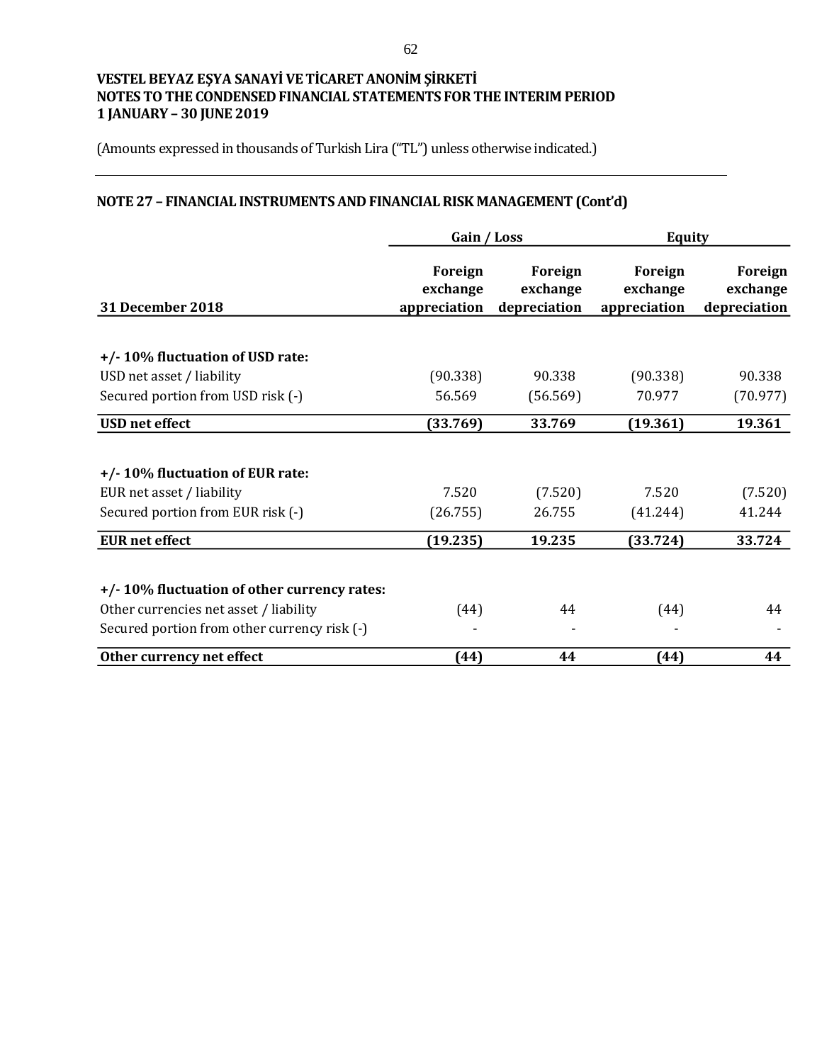VESTEL BEYAZ EŞYA SANAYİ VE TİCARET ANONİM ŞİRKETİ
NOTES TO THE CONDENSED FINANCIAL STATEMENTS FOR THE INTERIM PERIOD
1 JANUARY – 30 JUNE 2019

(Amounts expressed in thousands of Turkish Lira ("TL") unless otherwise indicated.)

## NOTE 27 – FINANCIAL INSTRUMENTS AND FINANCIAL RISK MANAGEMENT (Cont'd)

| | Gain / Loss | | Equity | |
|---|---|---|---|---|
| **31 December 2018** | **Foreign exchange appreciation** | **Foreign exchange depreciation** | **Foreign exchange appreciation** | **Foreign exchange depreciation** |
| **+/- 10% fluctuation of USD rate:** | | | | |
| USD net asset / liability | (90.338) | 90.338 | (90.338) | 90.338 |
| Secured portion from USD risk (-) | 56.569 | (56.569) | 70.977 | (70.977) |
| **USD net effect** | **(33.769)** | **33.769** | **(19.361)** | **19.361** |
| **+/- 10% fluctuation of EUR rate:** | | | | |
| EUR net asset / liability | 7.520 | (7.520) | 7.520 | (7.520) |
| Secured portion from EUR risk (-) | (26.755) | 26.755 | (41.244) | 41.244 |
| **EUR net effect** | **(19.235)** | **19.235** | **(33.724)** | **33.724** |
| **+/- 10% fluctuation of other currency rates:** | | | | |
| Other currencies net asset / liability | (44) | 44 | (44) | 44 |
| Secured portion from other currency risk (-) | - | - | - | - |
| **Other currency net effect** | **(44)** | **44** | **(44)** | **44** |